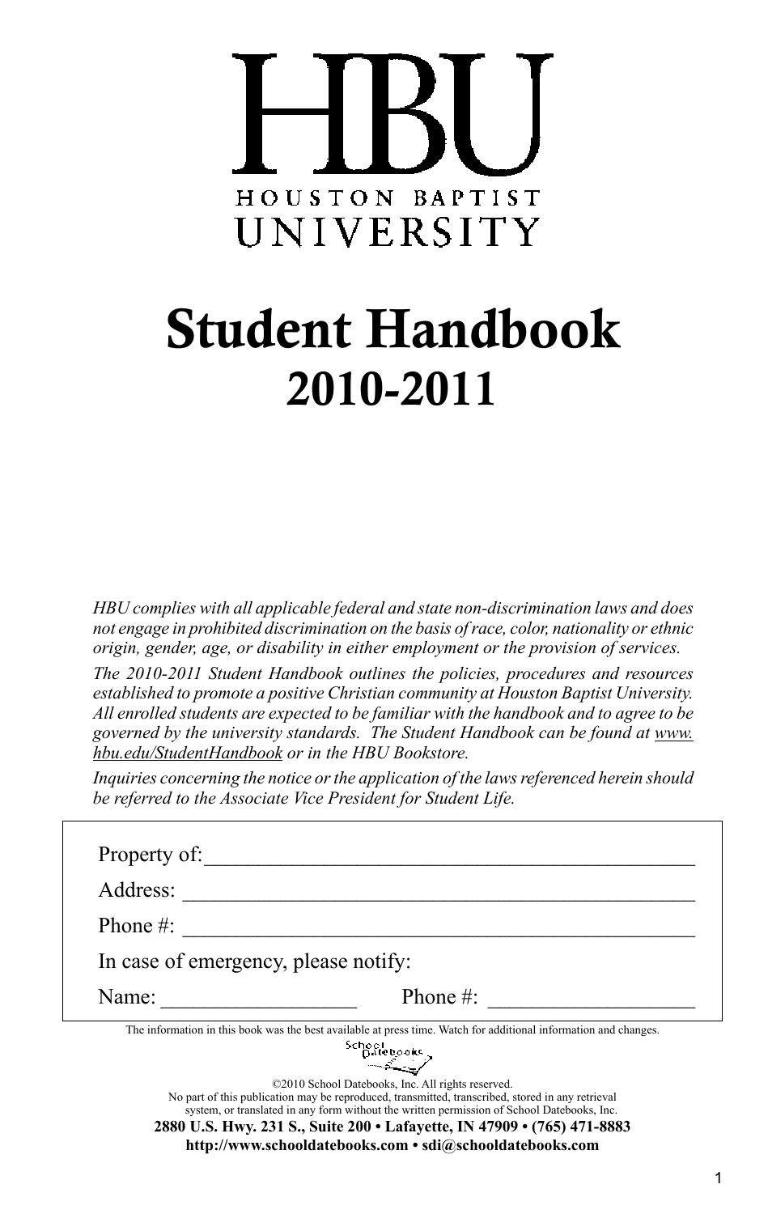# HBU

HOUSTON BAPTIST UNIVERSITY

# Student Handbook

## 2010-2011

*HBU complies with all applicable federal and state non-discrimination laws and does not engage in prohibited discrimination on the basis of race, color, nationality or ethnic origin, gender, age, or disability in either employment or the provision of services.*

*The 2010-2011 Student Handbook outlines the policies, procedures and resources established to promote a positive Christian community at Houston Baptist University. All enrolled students are expected to be familiar with the handbook and to agree to be governed by the university standards. The Student Handbook can be found at www.hbu.edu/StudentHandbook or in the HBU Bookstore.*

*Inquiries concerning the notice or the application of the laws referenced herein should be referred to the Associate Vice President for Student Life.*

Property of:_______________________________________________

Address: _________________________________________________

Phone #: _________________________________________________

In case of emergency, please notify:

Name: __________________ Phone #: ___________________

The information in this book was the best available at press time. Watch for additional information and changes.

School Datebooks

©2010 School Datebooks, Inc. All rights reserved.
No part of this publication may be reproduced, transmitted, transcribed, stored in any retrieval system, or translated in any form without the written permission of School Datebooks, Inc.

**2880 U.S. Hwy. 231 S., Suite 200 • Lafayette, IN 47909 • (765) 471-8883**

**http://www.schooldatebooks.com • sdi@schooldatebooks.com**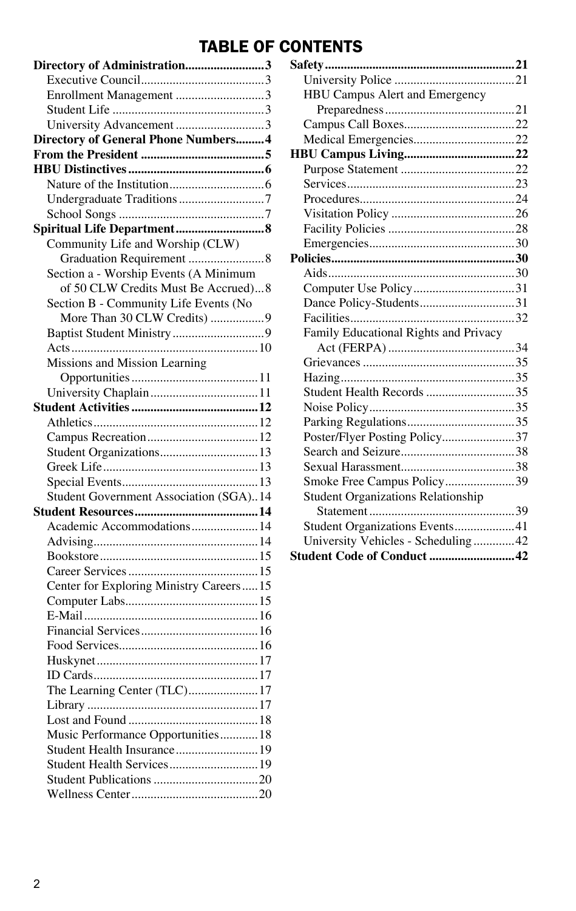# TABLE OF CONTENTS

**Directory of Administration** ... 3
- Executive Council ... 3
- Enrollment Management ... 3
- Student Life ... 3
- University Advancement ... 3

**Directory of General Phone Numbers** ... 4

**From the President** ... 5

**HBU Distinctives** ... 6
- Nature of the Institution ... 6
- Undergraduate Traditions ... 7
- School Songs ... 7

**Spiritual Life Department** ... 8
- Community Life and Worship (CLW) Graduation Requirement ... 8
- Section a - Worship Events (A Minimum of 50 CLW Credits Must Be Accrued) ... 8
- Section B - Community Life Events (No More Than 30 CLW Credits) ... 9
- Baptist Student Ministry ... 9
- Acts ... 10
- Missions and Mission Learning Opportunities ... 11
- University Chaplain ... 11

**Student Activities** ... 12
- Athletics ... 12
- Campus Recreation ... 12
- Student Organizations ... 13
- Greek Life ... 13
- Special Events ... 13
- Student Government Association (SGA) ... 14

**Student Resources** ... 14
- Academic Accommodations ... 14
- Advising ... 14
- Bookstore ... 15
- Career Services ... 15
- Center for Exploring Ministry Careers ... 15
- Computer Labs ... 15
- E-Mail ... 16
- Financial Services ... 16
- Food Services ... 16
- Huskynet ... 17
- ID Cards ... 17
- The Learning Center (TLC) ... 17
- Library ... 17
- Lost and Found ... 18
- Music Performance Opportunities ... 18
- Student Health Insurance ... 19
- Student Health Services ... 19
- Student Publications ... 20
- Wellness Center ... 20

**Safety** ... 21
- University Police ... 21
- HBU Campus Alert and Emergency Preparedness ... 21
- Campus Call Boxes ... 22
- Medical Emergencies ... 22

**HBU Campus Living** ... 22
- Purpose Statement ... 22
- Services ... 23
- Procedures ... 24
- Visitation Policy ... 26
- Facility Policies ... 28
- Emergencies ... 30

**Policies** ... 30
- Aids ... 30
- Computer Use Policy ... 31
- Dance Policy-Students ... 31
- Facilities ... 32
- Family Educational Rights and Privacy Act (FERPA) ... 34
- Grievances ... 35
- Hazing ... 35
- Student Health Records ... 35
- Noise Policy ... 35
- Parking Regulations ... 35
- Poster/Flyer Posting Policy ... 37
- Search and Seizure ... 38
- Sexual Harassment ... 38
- Smoke Free Campus Policy ... 39
- Student Organizations Relationship Statement ... 39
- Student Organizations Events ... 41
- University Vehicles - Scheduling ... 42

**Student Code of Conduct** ... 42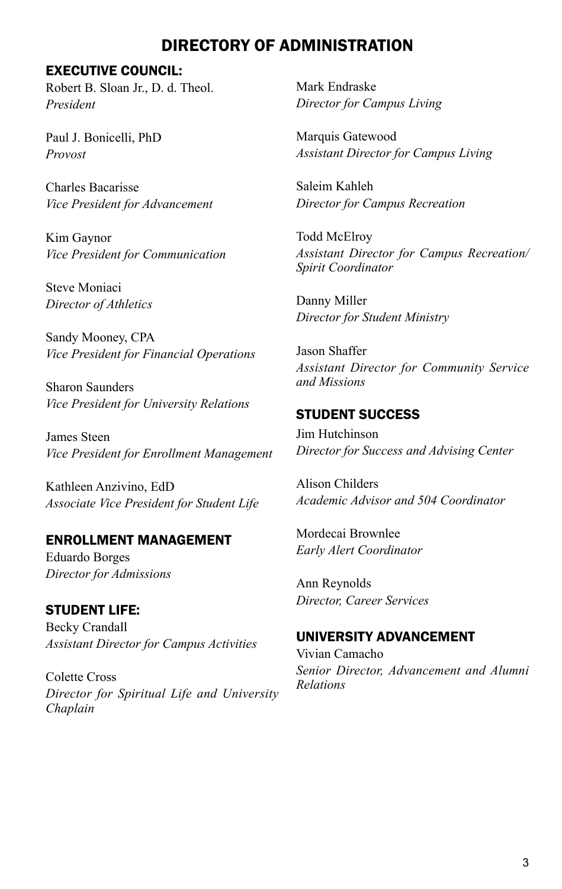# DIRECTORY OF ADMINISTRATION

## EXECUTIVE COUNCIL:

Robert B. Sloan Jr., D. d. Theol.
*President*

Paul J. Bonicelli, PhD
*Provost*

Charles Bacarisse
*Vice President for Advancement*

Kim Gaynor
*Vice President for Communication*

Steve Moniaci
*Director of Athletics*

Sandy Mooney, CPA
*Vice President for Financial Operations*

Sharon Saunders
*Vice President for University Relations*

James Steen
*Vice President for Enrollment Management*

Kathleen Anzivino, EdD
*Associate Vice President for Student Life*

## ENROLLMENT MANAGEMENT

Eduardo Borges
*Director for Admissions*

## STUDENT LIFE:

Becky Crandall
*Assistant Director for Campus Activities*

Colette Cross
*Director for Spiritual Life and University Chaplain*

Mark Endraske
*Director for Campus Living*

Marquis Gatewood
*Assistant Director for Campus Living*

Saleim Kahleh
*Director for Campus Recreation*

Todd McElroy
*Assistant Director for Campus Recreation/ Spirit Coordinator*

Danny Miller
*Director for Student Ministry*

Jason Shaffer
*Assistant Director for Community Service and Missions*

## STUDENT SUCCESS

Jim Hutchinson
*Director for Success and Advising Center*

Alison Childers
*Academic Advisor and 504 Coordinator*

Mordecai Brownlee
*Early Alert Coordinator*

Ann Reynolds
*Director, Career Services*

## UNIVERSITY ADVANCEMENT

Vivian Camacho
*Senior Director, Advancement and Alumni Relations*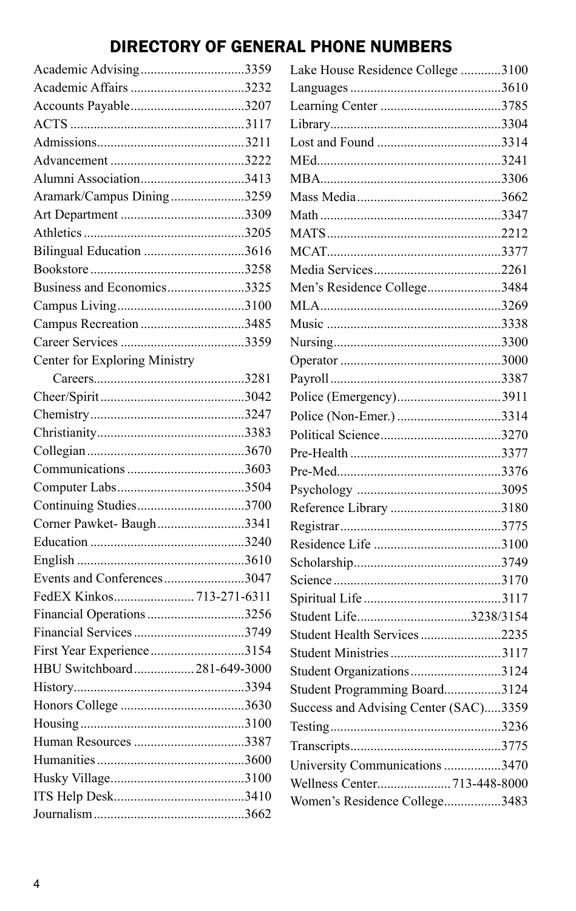# DIRECTORY OF GENERAL PHONE NUMBERS

| | |
|---|---|
| Academic Advising | 3359 |
| Academic Affairs | 3232 |
| Accounts Payable | 3207 |
| ACTS | 3117 |
| Admissions | 3211 |
| Advancement | 3222 |
| Alumni Association | 3413 |
| Aramark/Campus Dining | 3259 |
| Art Department | 3309 |
| Athletics | 3205 |
| Bilingual Education | 3616 |
| Bookstore | 3258 |
| Business and Economics | 3325 |
| Campus Living | 3100 |
| Campus Recreation | 3485 |
| Career Services | 3359 |
| Center for Exploring Ministry Careers | 3281 |
| Cheer/Spirit | 3042 |
| Chemistry | 3247 |
| Christianity | 3383 |
| Collegian | 3670 |
| Communications | 3603 |
| Computer Labs | 3504 |
| Continuing Studies | 3700 |
| Corner Pawket- Baugh | 3341 |
| Education | 3240 |
| English | 3610 |
| Events and Conferences | 3047 |
| FedEX Kinkos | 713-271-6311 |
| Financial Operations | 3256 |
| Financial Services | 3749 |
| First Year Experience | 3154 |
| HBU Switchboard | 281-649-3000 |
| History | 3394 |
| Honors College | 3630 |
| Housing | 3100 |
| Human Resources | 3387 |
| Humanities | 3600 |
| Husky Village | 3100 |
| ITS Help Desk | 3410 |
| Journalism | 3662 |
| Lake House Residence College | 3100 |
| Languages | 3610 |
| Learning Center | 3785 |
| Library | 3304 |
| Lost and Found | 3314 |
| MEd | 3241 |
| MBA | 3306 |
| Mass Media | 3662 |
| Math | 3347 |
| MATS | 2212 |
| MCAT | 3377 |
| Media Services | 2261 |
| Men's Residence College | 3484 |
| MLA | 3269 |
| Music | 3338 |
| Nursing | 3300 |
| Operator | 3000 |
| Payroll | 3387 |
| Police (Emergency) | 3911 |
| Police (Non-Emer.) | 3314 |
| Political Science | 3270 |
| Pre-Health | 3377 |
| Pre-Med | 3376 |
| Psychology | 3095 |
| Reference Library | 3180 |
| Registrar | 3775 |
| Residence Life | 3100 |
| Scholarship | 3749 |
| Science | 3170 |
| Spiritual Life | 3117 |
| Student Life | 3238/3154 |
| Student Health Services | 2235 |
| Student Ministries | 3117 |
| Student Organizations | 3124 |
| Student Programming Board | 3124 |
| Success and Advising Center (SAC) | 3359 |
| Testing | 3236 |
| Transcripts | 3775 |
| University Communications | 3470 |
| Wellness Center | 713-448-8000 |
| Women's Residence College | 3483 |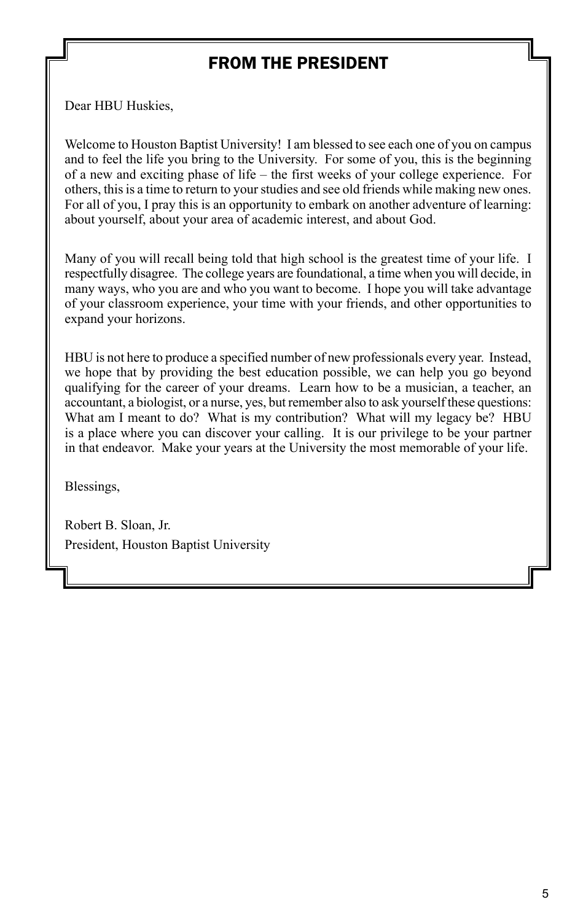## FROM THE PRESIDENT

Dear HBU Huskies,

Welcome to Houston Baptist University! I am blessed to see each one of you on campus and to feel the life you bring to the University. For some of you, this is the beginning of a new and exciting phase of life – the first weeks of your college experience. For others, this is a time to return to your studies and see old friends while making new ones. For all of you, I pray this is an opportunity to embark on another adventure of learning: about yourself, about your area of academic interest, and about God.

Many of you will recall being told that high school is the greatest time of your life. I respectfully disagree. The college years are foundational, a time when you will decide, in many ways, who you are and who you want to become. I hope you will take advantage of your classroom experience, your time with your friends, and other opportunities to expand your horizons.

HBU is not here to produce a specified number of new professionals every year. Instead, we hope that by providing the best education possible, we can help you go beyond qualifying for the career of your dreams. Learn how to be a musician, a teacher, an accountant, a biologist, or a nurse, yes, but remember also to ask yourself these questions: What am I meant to do? What is my contribution? What will my legacy be? HBU is a place where you can discover your calling. It is our privilege to be your partner in that endeavor. Make your years at the University the most memorable of your life.

Blessings,

Robert B. Sloan, Jr.
President, Houston Baptist University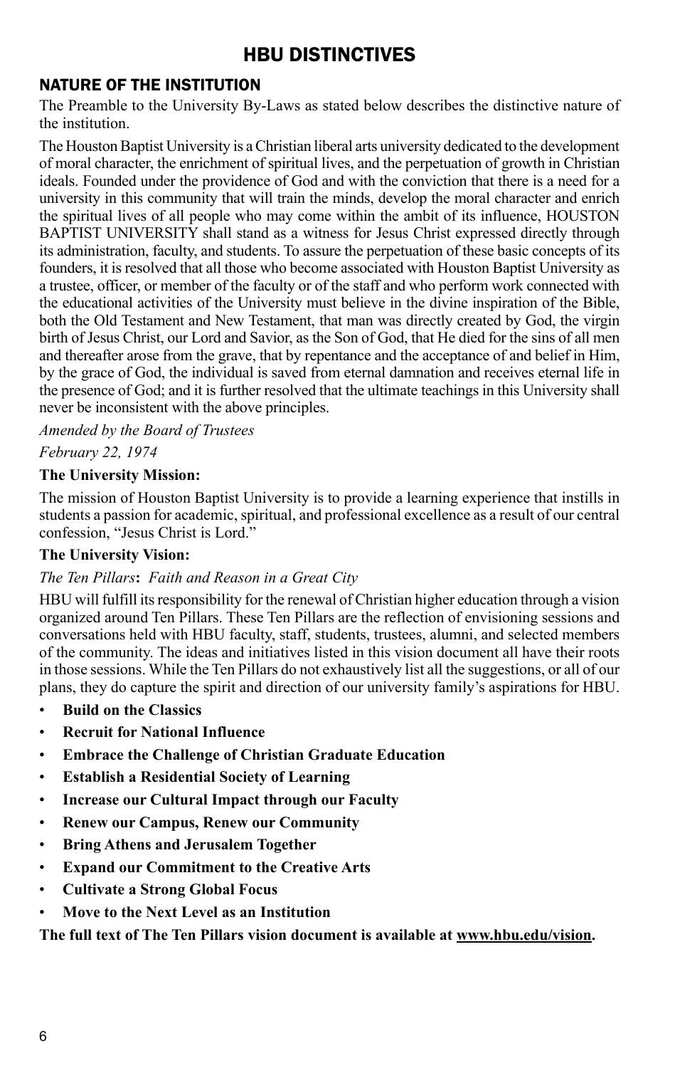# HBU DISTINCTIVES

## NATURE OF THE INSTITUTION

The Preamble to the University By-Laws as stated below describes the distinctive nature of the institution.

The Houston Baptist University is a Christian liberal arts university dedicated to the development of moral character, the enrichment of spiritual lives, and the perpetuation of growth in Christian ideals. Founded under the providence of God and with the conviction that there is a need for a university in this community that will train the minds, develop the moral character and enrich the spiritual lives of all people who may come within the ambit of its influence, HOUSTON BAPTIST UNIVERSITY shall stand as a witness for Jesus Christ expressed directly through its administration, faculty, and students. To assure the perpetuation of these basic concepts of its founders, it is resolved that all those who become associated with Houston Baptist University as a trustee, officer, or member of the faculty or of the staff and who perform work connected with the educational activities of the University must believe in the divine inspiration of the Bible, both the Old Testament and New Testament, that man was directly created by God, the virgin birth of Jesus Christ, our Lord and Savior, as the Son of God, that He died for the sins of all men and thereafter arose from the grave, that by repentance and the acceptance of and belief in Him, by the grace of God, the individual is saved from eternal damnation and receives eternal life in the presence of God; and it is further resolved that the ultimate teachings in this University shall never be inconsistent with the above principles.

*Amended by the Board of Trustees*

*February 22, 1974*

**The University Mission:**

The mission of Houston Baptist University is to provide a learning experience that instills in students a passion for academic, spiritual, and professional excellence as a result of our central confession, "Jesus Christ is Lord."

**The University Vision:**

*The Ten Pillars***:** *Faith and Reason in a Great City*

HBU will fulfill its responsibility for the renewal of Christian higher education through a vision organized around Ten Pillars. These Ten Pillars are the reflection of envisioning sessions and conversations held with HBU faculty, staff, students, trustees, alumni, and selected members of the community. The ideas and initiatives listed in this vision document all have their roots in those sessions. While the Ten Pillars do not exhaustively list all the suggestions, or all of our plans, they do capture the spirit and direction of our university family's aspirations for HBU.

- **Build on the Classics**
- **Recruit for National Influence**
- **Embrace the Challenge of Christian Graduate Education**
- **Establish a Residential Society of Learning**
- **Increase our Cultural Impact through our Faculty**
- **Renew our Campus, Renew our Community**
- **Bring Athens and Jerusalem Together**
- **Expand our Commitment to the Creative Arts**
- **Cultivate a Strong Global Focus**
- **Move to the Next Level as an Institution**

**The full text of The Ten Pillars vision document is available at www.hbu.edu/vision.**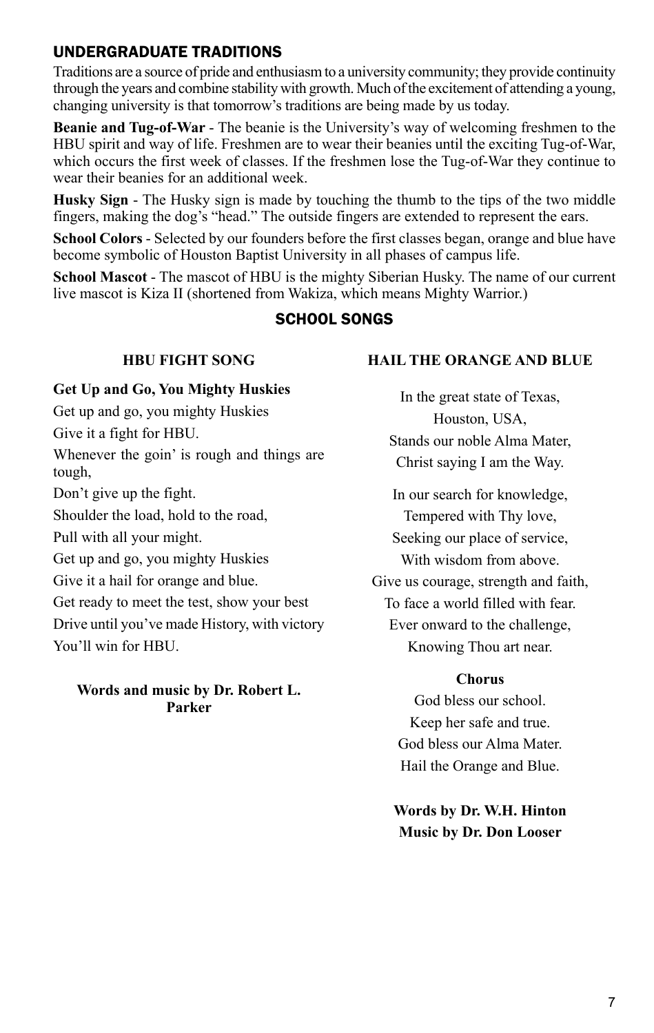## UNDERGRADUATE TRADITIONS

Traditions are a source of pride and enthusiasm to a university community; they provide continuity through the years and combine stability with growth. Much of the excitement of attending a young, changing university is that tomorrow's traditions are being made by us today.

**Beanie and Tug-of-War** - The beanie is the University's way of welcoming freshmen to the HBU spirit and way of life. Freshmen are to wear their beanies until the exciting Tug-of-War, which occurs the first week of classes. If the freshmen lose the Tug-of-War they continue to wear their beanies for an additional week.

**Husky Sign** - The Husky sign is made by touching the thumb to the tips of the two middle fingers, making the dog's "head." The outside fingers are extended to represent the ears.

**School Colors** - Selected by our founders before the first classes began, orange and blue have become symbolic of Houston Baptist University in all phases of campus life.

**School Mascot** - The mascot of HBU is the mighty Siberian Husky. The name of our current live mascot is Kiza II (shortened from Wakiza, which means Mighty Warrior.)

## SCHOOL SONGS

### HBU FIGHT SONG

**Get Up and Go, You Mighty Huskies**

Get up and go, you mighty Huskies
Give it a fight for HBU.
Whenever the goin' is rough and things are tough,
Don't give up the fight.
Shoulder the load, hold to the road,
Pull with all your might.
Get up and go, you mighty Huskies
Give it a hail for orange and blue.
Get ready to meet the test, show your best
Drive until you've made History, with victory
You'll win for HBU.

**Words and music by Dr. Robert L. Parker**

### HAIL THE ORANGE AND BLUE

In the great state of Texas,
Houston, USA,
Stands our noble Alma Mater,
Christ saying I am the Way.

In our search for knowledge,
Tempered with Thy love,
Seeking our place of service,
With wisdom from above.
Give us courage, strength and faith,
To face a world filled with fear.
Ever onward to the challenge,
Knowing Thou art near.

**Chorus**

God bless our school.
Keep her safe and true.
God bless our Alma Mater.
Hail the Orange and Blue.

**Words by Dr. W.H. Hinton**
**Music by Dr. Don Looser**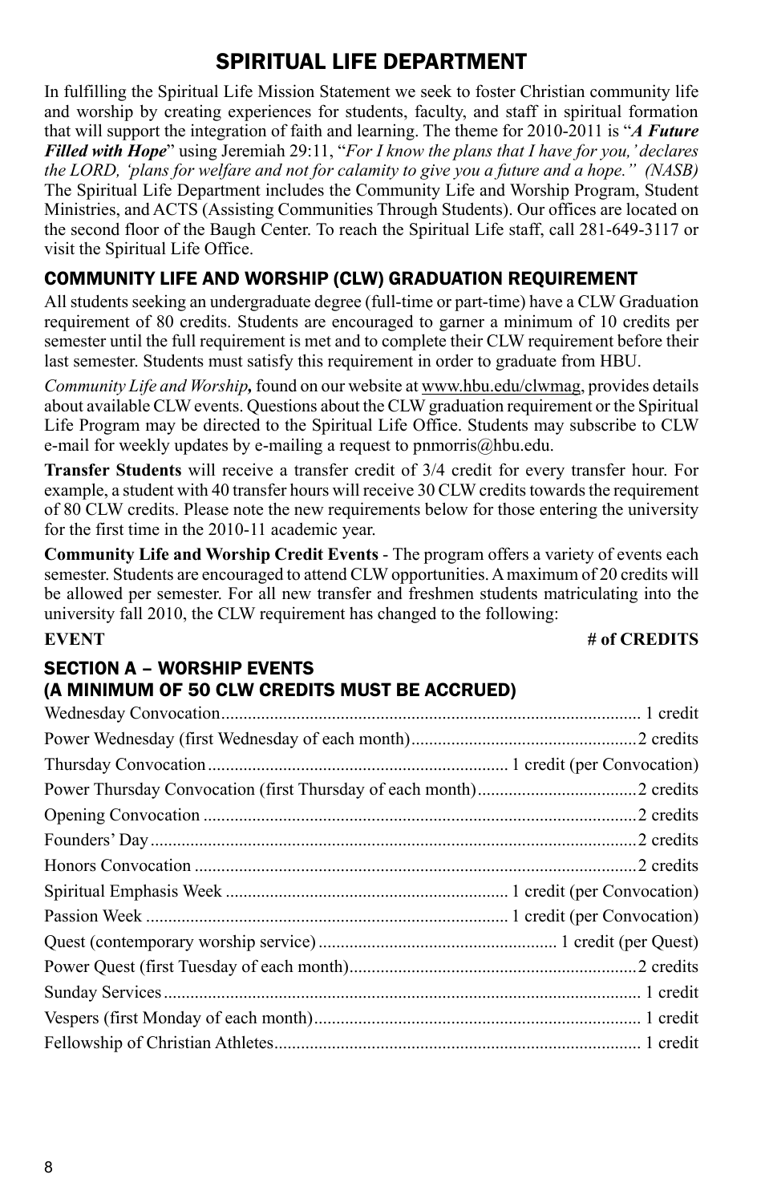# SPIRITUAL LIFE DEPARTMENT

In fulfilling the Spiritual Life Mission Statement we seek to foster Christian community life and worship by creating experiences for students, faculty, and staff in spiritual formation that will support the integration of faith and learning. The theme for 2010-2011 is "***A Future Filled with Hope***" using Jeremiah 29:11, "*For I know the plans that I have for you,' declares the LORD, 'plans for welfare and not for calamity to give you a future and a hope." (NASB)* The Spiritual Life Department includes the Community Life and Worship Program, Student Ministries, and ACTS (Assisting Communities Through Students). Our offices are located on the second floor of the Baugh Center. To reach the Spiritual Life staff, call 281-649-3117 or visit the Spiritual Life Office.

## COMMUNITY LIFE AND WORSHIP (CLW) GRADUATION REQUIREMENT

All students seeking an undergraduate degree (full-time or part-time) have a CLW Graduation requirement of 80 credits. Students are encouraged to garner a minimum of 10 credits per semester until the full requirement is met and to complete their CLW requirement before their last semester. Students must satisfy this requirement in order to graduate from HBU.

*Community Life and Worship***,** found on our website at www.hbu.edu/clwmag, provides details about available CLW events. Questions about the CLW graduation requirement or the Spiritual Life Program may be directed to the Spiritual Life Office. Students may subscribe to CLW e-mail for weekly updates by e-mailing a request to pnmorris@hbu.edu.

**Transfer Students** will receive a transfer credit of 3/4 credit for every transfer hour. For example, a student with 40 transfer hours will receive 30 CLW credits towards the requirement of 80 CLW credits. Please note the new requirements below for those entering the university for the first time in the 2010-11 academic year.

**Community Life and Worship Credit Events** - The program offers a variety of events each semester. Students are encouraged to attend CLW opportunities. A maximum of 20 credits will be allowed per semester. For all new transfer and freshmen students matriculating into the university fall 2010, the CLW requirement has changed to the following:

| EVENT | # of CREDITS |
|---|---|
| **SECTION A – WORSHIP EVENTS (A MINIMUM OF 50 CLW CREDITS MUST BE ACCRUED)** | |
| Wednesday Convocation | 1 credit |
| Power Wednesday (first Wednesday of each month) | 2 credits |
| Thursday Convocation | 1 credit (per Convocation) |
| Power Thursday Convocation (first Thursday of each month) | 2 credits |
| Opening Convocation | 2 credits |
| Founders' Day | 2 credits |
| Honors Convocation | 2 credits |
| Spiritual Emphasis Week | 1 credit (per Convocation) |
| Passion Week | 1 credit (per Convocation) |
| Quest (contemporary worship service) | 1 credit (per Quest) |
| Power Quest (first Tuesday of each month) | 2 credits |
| Sunday Services | 1 credit |
| Vespers (first Monday of each month) | 1 credit |
| Fellowship of Christian Athletes | 1 credit |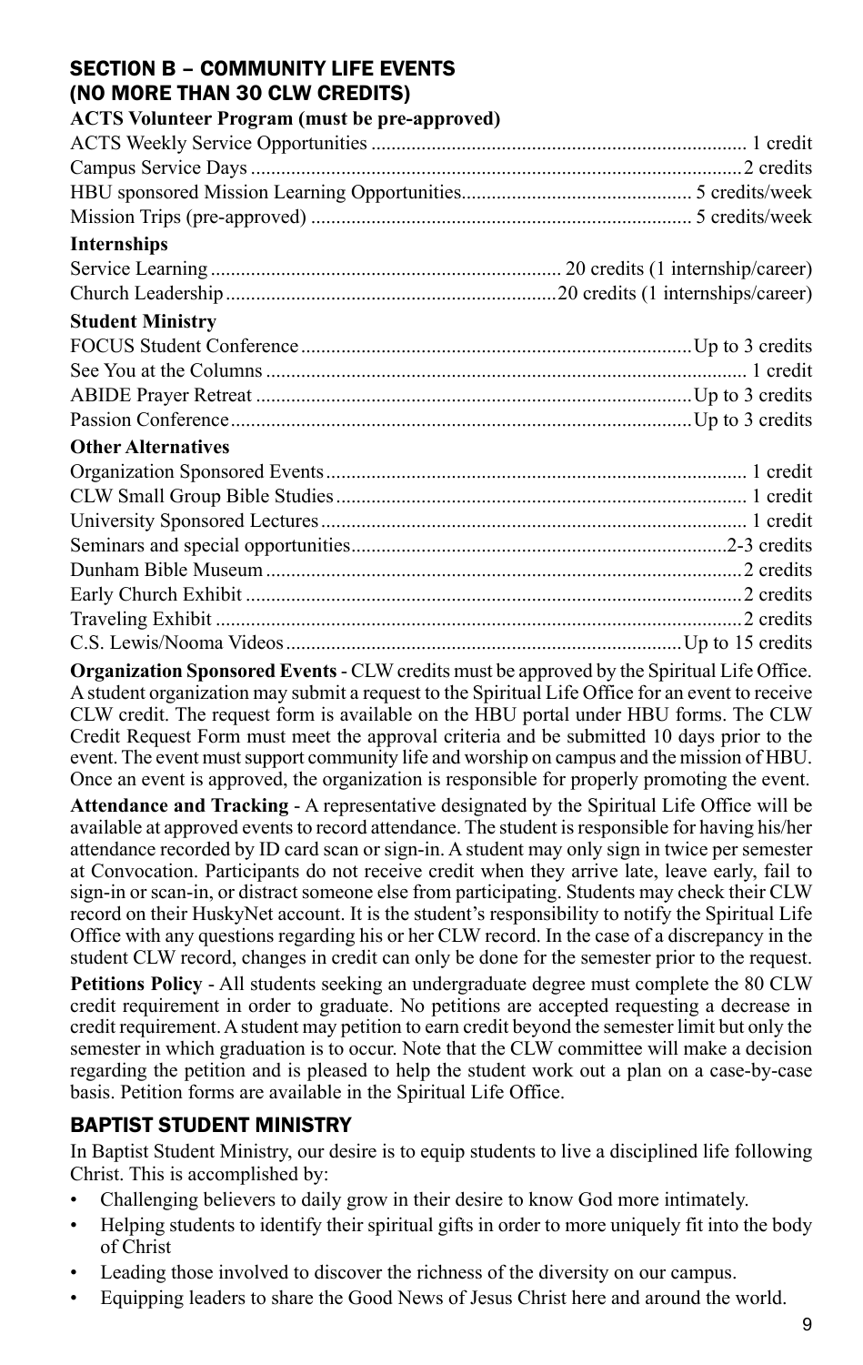## SECTION B – COMMUNITY LIFE EVENTS (NO MORE THAN 30 CLW CREDITS)

**ACTS Volunteer Program (must be pre-approved)**

| | |
|---|---|
| ACTS Weekly Service Opportunities | 1 credit |
| Campus Service Days | 2 credits |
| HBU sponsored Mission Learning Opportunities | 5 credits/week |
| Mission Trips (pre-approved) | 5 credits/week |
| **Internships** | |
| Service Learning | 20 credits (1 internship/career) |
| Church Leadership | 20 credits (1 internships/career) |
| **Student Ministry** | |
| FOCUS Student Conference | Up to 3 credits |
| See You at the Columns | 1 credit |
| ABIDE Prayer Retreat | Up to 3 credits |
| Passion Conference | Up to 3 credits |
| **Other Alternatives** | |
| Organization Sponsored Events | 1 credit |
| CLW Small Group Bible Studies | 1 credit |
| University Sponsored Lectures | 1 credit |
| Seminars and special opportunities | 2-3 credits |
| Dunham Bible Museum | 2 credits |
| Early Church Exhibit | 2 credits |
| Traveling Exhibit | 2 credits |
| C.S. Lewis/Nooma Videos | Up to 15 credits |

**Organization Sponsored Events** - CLW credits must be approved by the Spiritual Life Office. A student organization may submit a request to the Spiritual Life Office for an event to receive CLW credit. The request form is available on the HBU portal under HBU forms. The CLW Credit Request Form must meet the approval criteria and be submitted 10 days prior to the event. The event must support community life and worship on campus and the mission of HBU. Once an event is approved, the organization is responsible for properly promoting the event.

**Attendance and Tracking** - A representative designated by the Spiritual Life Office will be available at approved events to record attendance. The student is responsible for having his/her attendance recorded by ID card scan or sign-in. A student may only sign in twice per semester at Convocation. Participants do not receive credit when they arrive late, leave early, fail to sign-in or scan-in, or distract someone else from participating. Students may check their CLW record on their HuskyNet account. It is the student's responsibility to notify the Spiritual Life Office with any questions regarding his or her CLW record. In the case of a discrepancy in the student CLW record, changes in credit can only be done for the semester prior to the request.

**Petitions Policy** - All students seeking an undergraduate degree must complete the 80 CLW credit requirement in order to graduate. No petitions are accepted requesting a decrease in credit requirement. A student may petition to earn credit beyond the semester limit but only the semester in which graduation is to occur. Note that the CLW committee will make a decision regarding the petition and is pleased to help the student work out a plan on a case-by-case basis. Petition forms are available in the Spiritual Life Office.

## BAPTIST STUDENT MINISTRY

In Baptist Student Ministry, our desire is to equip students to live a disciplined life following Christ. This is accomplished by:

- Challenging believers to daily grow in their desire to know God more intimately.
- Helping students to identify their spiritual gifts in order to more uniquely fit into the body of Christ
- Leading those involved to discover the richness of the diversity on our campus.
- Equipping leaders to share the Good News of Jesus Christ here and around the world.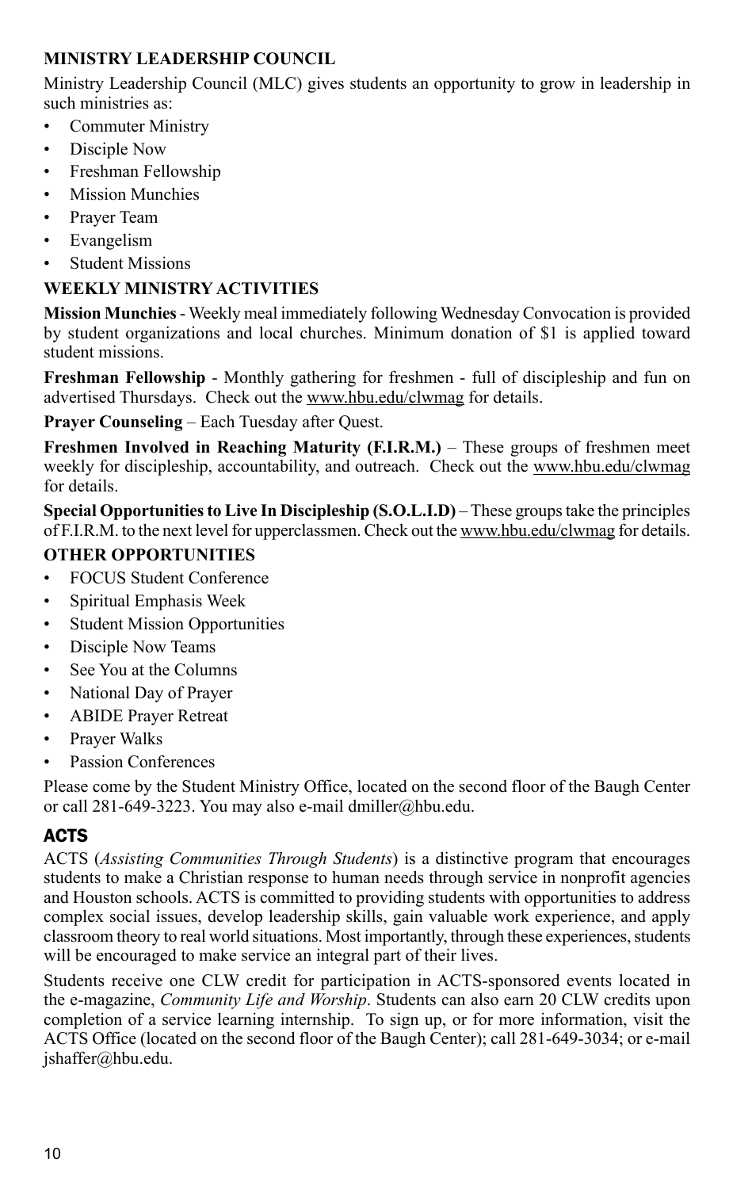### MINISTRY LEADERSHIP COUNCIL

Ministry Leadership Council (MLC) gives students an opportunity to grow in leadership in such ministries as:

- Commuter Ministry
- Disciple Now
- Freshman Fellowship
- Mission Munchies
- Prayer Team
- Evangelism
- Student Missions

### WEEKLY MINISTRY ACTIVITIES

**Mission Munchies** - Weekly meal immediately following Wednesday Convocation is provided by student organizations and local churches. Minimum donation of $1 is applied toward student missions.

**Freshman Fellowship** - Monthly gathering for freshmen - full of discipleship and fun on advertised Thursdays. Check out the www.hbu.edu/clwmag for details.

**Prayer Counseling** – Each Tuesday after Quest.

**Freshmen Involved in Reaching Maturity (F.I.R.M.)** – These groups of freshmen meet weekly for discipleship, accountability, and outreach. Check out the www.hbu.edu/clwmag for details.

**Special Opportunities to Live In Discipleship (S.O.L.I.D)** – These groups take the principles of F.I.R.M. to the next level for upperclassmen. Check out the www.hbu.edu/clwmag for details.

### OTHER OPPORTUNITIES

- FOCUS Student Conference
- Spiritual Emphasis Week
- Student Mission Opportunities
- Disciple Now Teams
- See You at the Columns
- National Day of Prayer
- ABIDE Prayer Retreat
- Prayer Walks
- Passion Conferences

Please come by the Student Ministry Office, located on the second floor of the Baugh Center or call 281-649-3223. You may also e-mail dmiller@hbu.edu.

## ACTS

ACTS (*Assisting Communities Through Students*) is a distinctive program that encourages students to make a Christian response to human needs through service in nonprofit agencies and Houston schools. ACTS is committed to providing students with opportunities to address complex social issues, develop leadership skills, gain valuable work experience, and apply classroom theory to real world situations. Most importantly, through these experiences, students will be encouraged to make service an integral part of their lives.

Students receive one CLW credit for participation in ACTS-sponsored events located in the e-magazine, *Community Life and Worship*. Students can also earn 20 CLW credits upon completion of a service learning internship. To sign up, or for more information, visit the ACTS Office (located on the second floor of the Baugh Center); call 281-649-3034; or e-mail jshaffer@hbu.edu.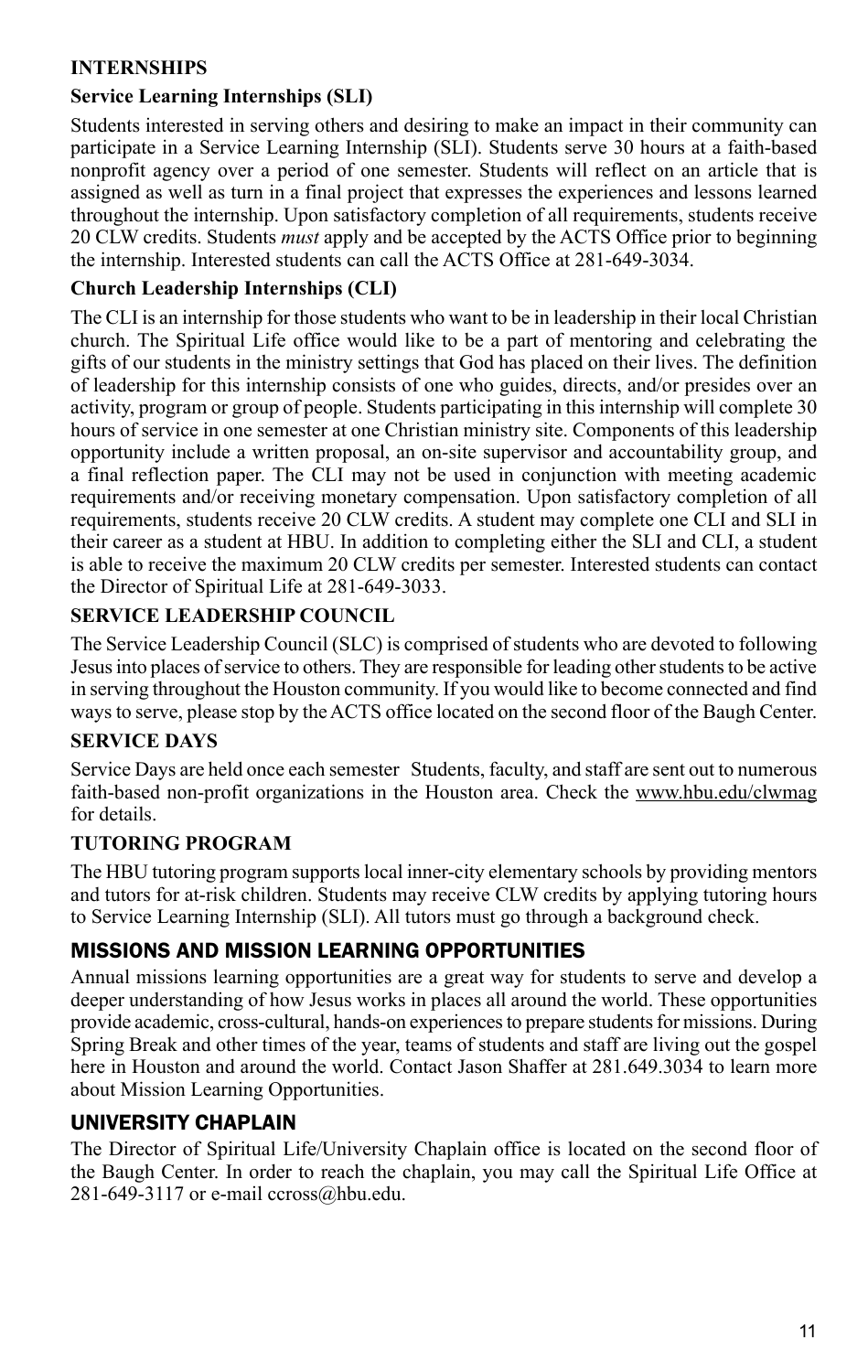## INTERNSHIPS

### Service Learning Internships (SLI)

Students interested in serving others and desiring to make an impact in their community can participate in a Service Learning Internship (SLI). Students serve 30 hours at a faith-based nonprofit agency over a period of one semester. Students will reflect on an article that is assigned as well as turn in a final project that expresses the experiences and lessons learned throughout the internship. Upon satisfactory completion of all requirements, students receive 20 CLW credits. Students *must* apply and be accepted by the ACTS Office prior to beginning the internship. Interested students can call the ACTS Office at 281-649-3034.

### Church Leadership Internships (CLI)

The CLI is an internship for those students who want to be in leadership in their local Christian church. The Spiritual Life office would like to be a part of mentoring and celebrating the gifts of our students in the ministry settings that God has placed on their lives. The definition of leadership for this internship consists of one who guides, directs, and/or presides over an activity, program or group of people. Students participating in this internship will complete 30 hours of service in one semester at one Christian ministry site. Components of this leadership opportunity include a written proposal, an on-site supervisor and accountability group, and a final reflection paper. The CLI may not be used in conjunction with meeting academic requirements and/or receiving monetary compensation. Upon satisfactory completion of all requirements, students receive 20 CLW credits. A student may complete one CLI and SLI in their career as a student at HBU. In addition to completing either the SLI and CLI, a student is able to receive the maximum 20 CLW credits per semester. Interested students can contact the Director of Spiritual Life at 281-649-3033.

## SERVICE LEADERSHIP COUNCIL

The Service Leadership Council (SLC) is comprised of students who are devoted to following Jesus into places of service to others. They are responsible for leading other students to be active in serving throughout the Houston community. If you would like to become connected and find ways to serve, please stop by the ACTS office located on the second floor of the Baugh Center.

## SERVICE DAYS

Service Days are held once each semester Students, faculty, and staff are sent out to numerous faith-based non-profit organizations in the Houston area. Check the www.hbu.edu/clwmag for details.

## TUTORING PROGRAM

The HBU tutoring program supports local inner-city elementary schools by providing mentors and tutors for at-risk children. Students may receive CLW credits by applying tutoring hours to Service Learning Internship (SLI). All tutors must go through a background check.

# MISSIONS AND MISSION LEARNING OPPORTUNITIES

Annual missions learning opportunities are a great way for students to serve and develop a deeper understanding of how Jesus works in places all around the world. These opportunities provide academic, cross-cultural, hands-on experiences to prepare students for missions. During Spring Break and other times of the year, teams of students and staff are living out the gospel here in Houston and around the world. Contact Jason Shaffer at 281.649.3034 to learn more about Mission Learning Opportunities.

# UNIVERSITY CHAPLAIN

The Director of Spiritual Life/University Chaplain office is located on the second floor of the Baugh Center. In order to reach the chaplain, you may call the Spiritual Life Office at 281-649-3117 or e-mail ccross@hbu.edu.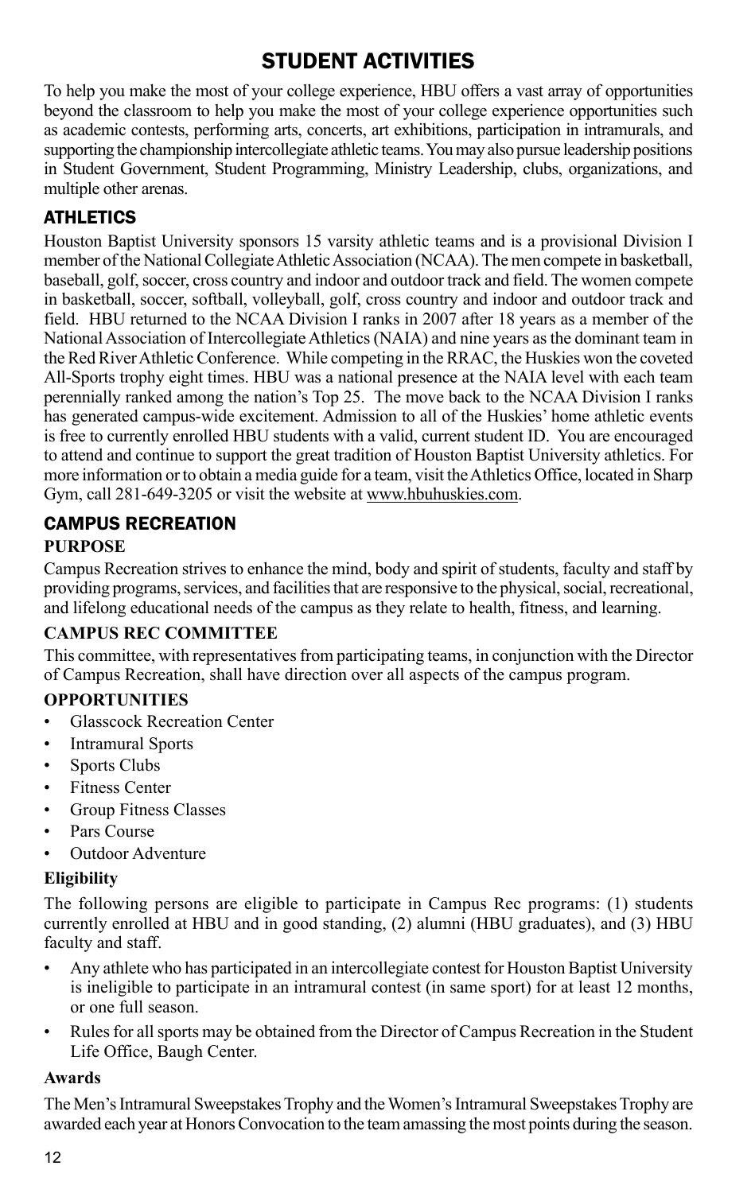# STUDENT ACTIVITIES

To help you make the most of your college experience, HBU offers a vast array of opportunities beyond the classroom to help you make the most of your college experience opportunities such as academic contests, performing arts, concerts, art exhibitions, participation in intramurals, and supporting the championship intercollegiate athletic teams. You may also pursue leadership positions in Student Government, Student Programming, Ministry Leadership, clubs, organizations, and multiple other arenas.

## ATHLETICS

Houston Baptist University sponsors 15 varsity athletic teams and is a provisional Division I member of the National Collegiate Athletic Association (NCAA). The men compete in basketball, baseball, golf, soccer, cross country and indoor and outdoor track and field. The women compete in basketball, soccer, softball, volleyball, golf, cross country and indoor and outdoor track and field. HBU returned to the NCAA Division I ranks in 2007 after 18 years as a member of the National Association of Intercollegiate Athletics (NAIA) and nine years as the dominant team in the Red River Athletic Conference. While competing in the RRAC, the Huskies won the coveted All-Sports trophy eight times. HBU was a national presence at the NAIA level with each team perennially ranked among the nation's Top 25. The move back to the NCAA Division I ranks has generated campus-wide excitement. Admission to all of the Huskies' home athletic events is free to currently enrolled HBU students with a valid, current student ID. You are encouraged to attend and continue to support the great tradition of Houston Baptist University athletics. For more information or to obtain a media guide for a team, visit the Athletics Office, located in Sharp Gym, call 281-649-3205 or visit the website at www.hbuhuskies.com.

## CAMPUS RECREATION

### PURPOSE

Campus Recreation strives to enhance the mind, body and spirit of students, faculty and staff by providing programs, services, and facilities that are responsive to the physical, social, recreational, and lifelong educational needs of the campus as they relate to health, fitness, and learning.

### CAMPUS REC COMMITTEE

This committee, with representatives from participating teams, in conjunction with the Director of Campus Recreation, shall have direction over all aspects of the campus program.

### OPPORTUNITIES

- Glasscock Recreation Center
- Intramural Sports
- Sports Clubs
- Fitness Center
- Group Fitness Classes
- Pars Course
- Outdoor Adventure

### Eligibility

The following persons are eligible to participate in Campus Rec programs: (1) students currently enrolled at HBU and in good standing, (2) alumni (HBU graduates), and (3) HBU faculty and staff.

- Any athlete who has participated in an intercollegiate contest for Houston Baptist University is ineligible to participate in an intramural contest (in same sport) for at least 12 months, or one full season.
- Rules for all sports may be obtained from the Director of Campus Recreation in the Student Life Office, Baugh Center.

### Awards

The Men's Intramural Sweepstakes Trophy and the Women's Intramural Sweepstakes Trophy are awarded each year at Honors Convocation to the team amassing the most points during the season.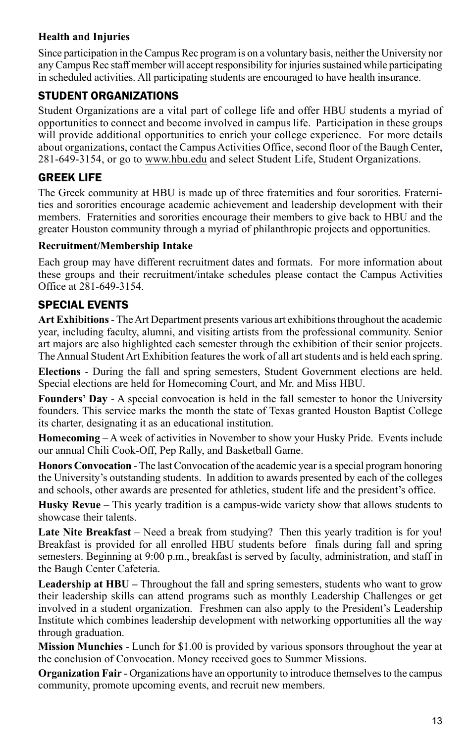### Health and Injuries

Since participation in the Campus Rec program is on a voluntary basis, neither the University nor any Campus Rec staff member will accept responsibility for injuries sustained while participating in scheduled activities. All participating students are encouraged to have health insurance.

## STUDENT ORGANIZATIONS

Student Organizations are a vital part of college life and offer HBU students a myriad of opportunities to connect and become involved in campus life. Participation in these groups will provide additional opportunities to enrich your college experience. For more details about organizations, contact the Campus Activities Office, second floor of the Baugh Center, 281-649-3154, or go to www.hbu.edu and select Student Life, Student Organizations.

## GREEK LIFE

The Greek community at HBU is made up of three fraternities and four sororities. Fraternities and sororities encourage academic achievement and leadership development with their members. Fraternities and sororities encourage their members to give back to HBU and the greater Houston community through a myriad of philanthropic projects and opportunities.

### Recruitment/Membership Intake

Each group may have different recruitment dates and formats. For more information about these groups and their recruitment/intake schedules please contact the Campus Activities Office at 281-649-3154.

## SPECIAL EVENTS

**Art Exhibitions** - The Art Department presents various art exhibitions throughout the academic year, including faculty, alumni, and visiting artists from the professional community. Senior art majors are also highlighted each semester through the exhibition of their senior projects. The Annual Student Art Exhibition features the work of all art students and is held each spring.

**Elections** - During the fall and spring semesters, Student Government elections are held. Special elections are held for Homecoming Court, and Mr. and Miss HBU.

**Founders' Day** - A special convocation is held in the fall semester to honor the University founders. This service marks the month the state of Texas granted Houston Baptist College its charter, designating it as an educational institution.

**Homecoming** – A week of activities in November to show your Husky Pride. Events include our annual Chili Cook-Off, Pep Rally, and Basketball Game.

**Honors Convocation** - The last Convocation of the academic year is a special program honoring the University's outstanding students. In addition to awards presented by each of the colleges and schools, other awards are presented for athletics, student life and the president's office.

**Husky Revue** – This yearly tradition is a campus-wide variety show that allows students to showcase their talents.

**Late Nite Breakfast** – Need a break from studying? Then this yearly tradition is for you! Breakfast is provided for all enrolled HBU students before finals during fall and spring semesters. Beginning at 9:00 p.m., breakfast is served by faculty, administration, and staff in the Baugh Center Cafeteria.

**Leadership at HBU –** Throughout the fall and spring semesters, students who want to grow their leadership skills can attend programs such as monthly Leadership Challenges or get involved in a student organization. Freshmen can also apply to the President's Leadership Institute which combines leadership development with networking opportunities all the way through graduation.

**Mission Munchies** - Lunch for $1.00 is provided by various sponsors throughout the year at the conclusion of Convocation. Money received goes to Summer Missions.

**Organization Fair** - Organizations have an opportunity to introduce themselves to the campus community, promote upcoming events, and recruit new members.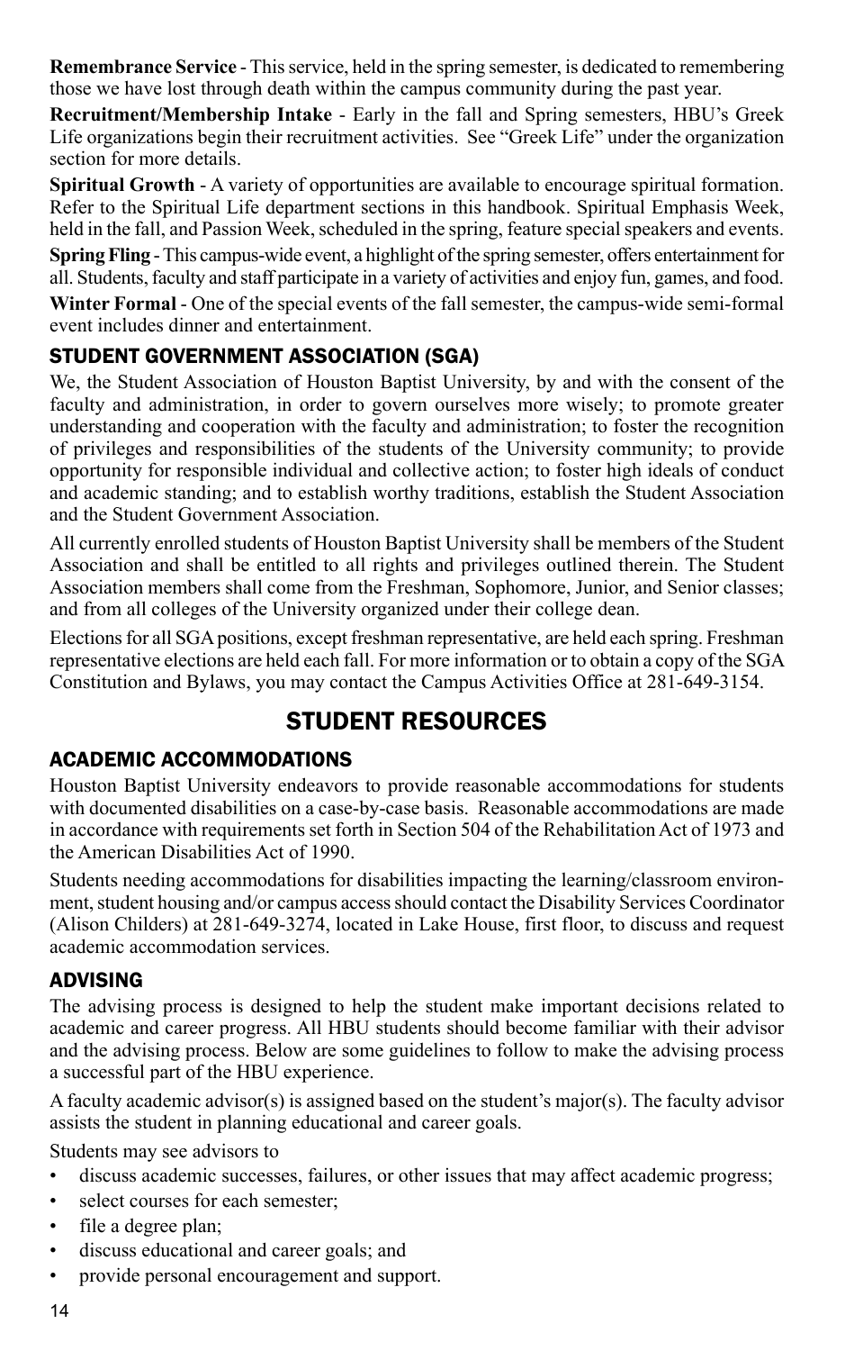**Remembrance Service** - This service, held in the spring semester, is dedicated to remembering those we have lost through death within the campus community during the past year.

**Recruitment/Membership Intake** - Early in the fall and Spring semesters, HBU's Greek Life organizations begin their recruitment activities. See "Greek Life" under the organization section for more details.

**Spiritual Growth** - A variety of opportunities are available to encourage spiritual formation. Refer to the Spiritual Life department sections in this handbook. Spiritual Emphasis Week, held in the fall, and Passion Week, scheduled in the spring, feature special speakers and events.

**Spring Fling** - This campus-wide event, a highlight of the spring semester, offers entertainment for all. Students, faculty and staff participate in a variety of activities and enjoy fun, games, and food.

**Winter Formal** - One of the special events of the fall semester, the campus-wide semi-formal event includes dinner and entertainment.

### STUDENT GOVERNMENT ASSOCIATION (SGA)

We, the Student Association of Houston Baptist University, by and with the consent of the faculty and administration, in order to govern ourselves more wisely; to promote greater understanding and cooperation with the faculty and administration; to foster the recognition of privileges and responsibilities of the students of the University community; to provide opportunity for responsible individual and collective action; to foster high ideals of conduct and academic standing; and to establish worthy traditions, establish the Student Association and the Student Government Association.

All currently enrolled students of Houston Baptist University shall be members of the Student Association and shall be entitled to all rights and privileges outlined therein. The Student Association members shall come from the Freshman, Sophomore, Junior, and Senior classes; and from all colleges of the University organized under their college dean.

Elections for all SGA positions, except freshman representative, are held each spring. Freshman representative elections are held each fall. For more information or to obtain a copy of the SGA Constitution and Bylaws, you may contact the Campus Activities Office at 281-649-3154.

## STUDENT RESOURCES

### ACADEMIC ACCOMMODATIONS

Houston Baptist University endeavors to provide reasonable accommodations for students with documented disabilities on a case-by-case basis. Reasonable accommodations are made in accordance with requirements set forth in Section 504 of the Rehabilitation Act of 1973 and the American Disabilities Act of 1990.

Students needing accommodations for disabilities impacting the learning/classroom environment, student housing and/or campus access should contact the Disability Services Coordinator (Alison Childers) at 281-649-3274, located in Lake House, first floor, to discuss and request academic accommodation services.

### ADVISING

The advising process is designed to help the student make important decisions related to academic and career progress. All HBU students should become familiar with their advisor and the advising process. Below are some guidelines to follow to make the advising process a successful part of the HBU experience.

A faculty academic advisor(s) is assigned based on the student's major(s). The faculty advisor assists the student in planning educational and career goals.

Students may see advisors to

- discuss academic successes, failures, or other issues that may affect academic progress;
- select courses for each semester;
- file a degree plan;
- discuss educational and career goals; and
- provide personal encouragement and support.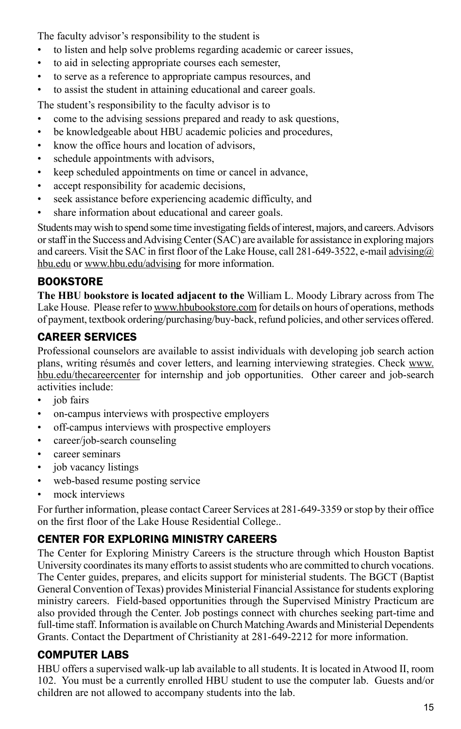The faculty advisor's responsibility to the student is

- to listen and help solve problems regarding academic or career issues,
- to aid in selecting appropriate courses each semester,
- to serve as a reference to appropriate campus resources, and
- to assist the student in attaining educational and career goals.

The student's responsibility to the faculty advisor is to

- come to the advising sessions prepared and ready to ask questions,
- be knowledgeable about HBU academic policies and procedures,
- know the office hours and location of advisors,
- schedule appointments with advisors,
- keep scheduled appointments on time or cancel in advance,
- accept responsibility for academic decisions,
- seek assistance before experiencing academic difficulty, and
- share information about educational and career goals.

Students may wish to spend some time investigating fields of interest, majors, and careers. Advisors or staff in the Success and Advising Center (SAC) are available for assistance in exploring majors and careers. Visit the SAC in first floor of the Lake House, call 281-649-3522, e-mail advising@hbu.edu or www.hbu.edu/advising for more information.

## BOOKSTORE

**The HBU bookstore is located adjacent to the** William L. Moody Library across from The Lake House. Please refer to www.hbubookstore.com for details on hours of operations, methods of payment, textbook ordering/purchasing/buy-back, refund policies, and other services offered.

## CAREER SERVICES

Professional counselors are available to assist individuals with developing job search action plans, writing résumés and cover letters, and learning interviewing strategies. Check www.hbu.edu/thecareercenter for internship and job opportunities. Other career and job-search activities include:

- job fairs
- on-campus interviews with prospective employers
- off-campus interviews with prospective employers
- career/job-search counseling
- career seminars
- job vacancy listings
- web-based resume posting service
- mock interviews

For further information, please contact Career Services at 281-649-3359 or stop by their office on the first floor of the Lake House Residential College..

## CENTER FOR EXPLORING MINISTRY CAREERS

The Center for Exploring Ministry Careers is the structure through which Houston Baptist University coordinates its many efforts to assist students who are committed to church vocations. The Center guides, prepares, and elicits support for ministerial students. The BGCT (Baptist General Convention of Texas) provides Ministerial Financial Assistance for students exploring ministry careers. Field-based opportunities through the Supervised Ministry Practicum are also provided through the Center. Job postings connect with churches seeking part-time and full-time staff. Information is available on Church Matching Awards and Ministerial Dependents Grants. Contact the Department of Christianity at 281-649-2212 for more information.

## COMPUTER LABS

HBU offers a supervised walk-up lab available to all students. It is located in Atwood II, room 102. You must be a currently enrolled HBU student to use the computer lab. Guests and/or children are not allowed to accompany students into the lab.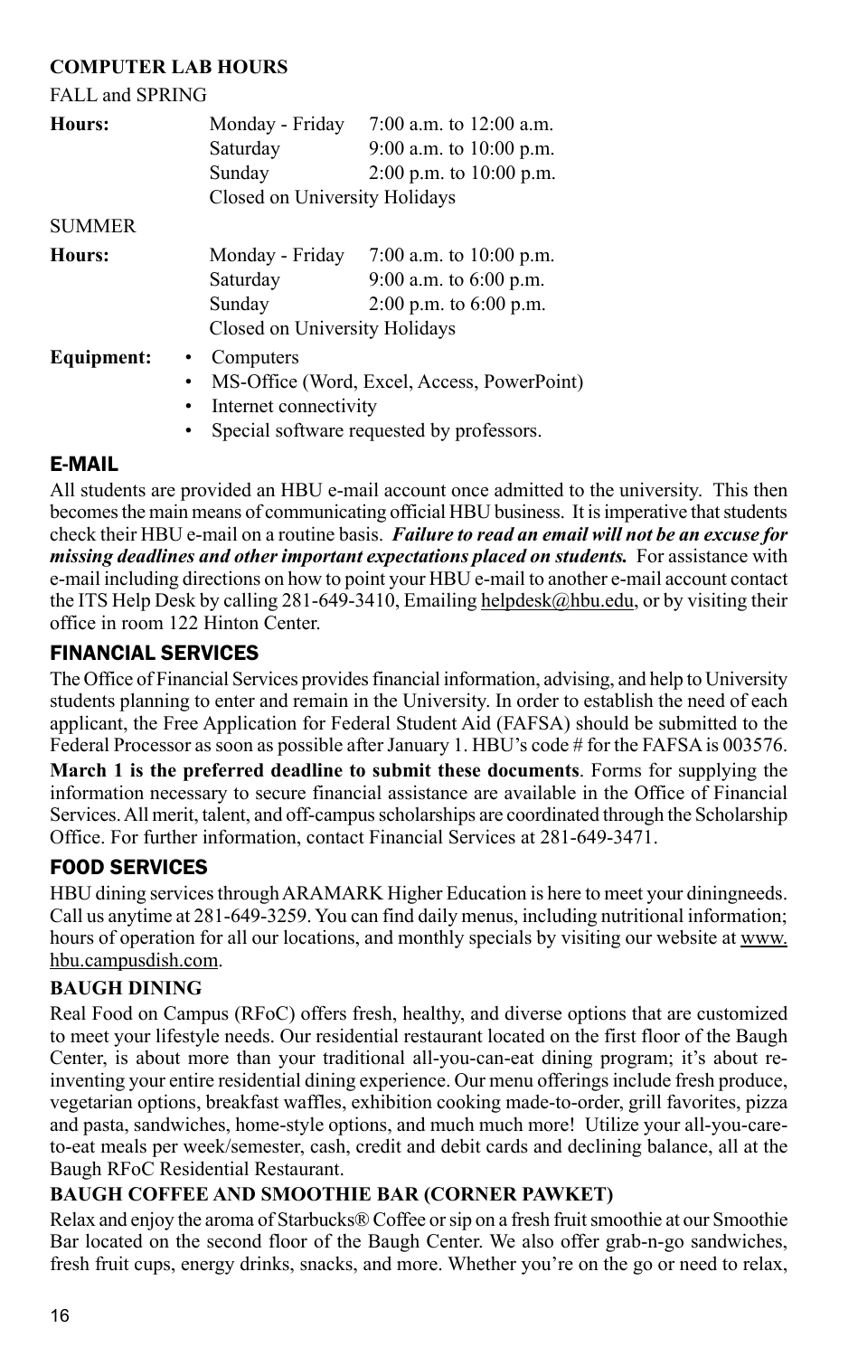**COMPUTER LAB HOURS**

FALL and SPRING

| | | |
|---|---|---|
| **Hours:** | Monday - Friday | 7:00 a.m. to 12:00 a.m. |
| | Saturday | 9:00 a.m. to 10:00 p.m. |
| | Sunday | 2:00 p.m. to 10:00 p.m. |
| | Closed on University Holidays | |

SUMMER

| | | |
|---|---|---|
| **Hours:** | Monday - Friday | 7:00 a.m. to 10:00 p.m. |
| | Saturday | 9:00 a.m. to 6:00 p.m. |
| | Sunday | 2:00 p.m. to 6:00 p.m. |
| | Closed on University Holidays | |

**Equipment:**

- Computers
- MS-Office (Word, Excel, Access, PowerPoint)
- Internet connectivity
- Special software requested by professors.

## E-MAIL

All students are provided an HBU e-mail account once admitted to the university. This then becomes the main means of communicating official HBU business. It is imperative that students check their HBU e-mail on a routine basis. ***Failure to read an email will not be an excuse for missing deadlines and other important expectations placed on students.*** For assistance with e-mail including directions on how to point your HBU e-mail to another e-mail account contact the ITS Help Desk by calling 281-649-3410, Emailing helpdesk@hbu.edu, or by visiting their office in room 122 Hinton Center.

## FINANCIAL SERVICES

The Office of Financial Services provides financial information, advising, and help to University students planning to enter and remain in the University. In order to establish the need of each applicant, the Free Application for Federal Student Aid (FAFSA) should be submitted to the Federal Processor as soon as possible after January 1. HBU's code # for the FAFSA is 003576. **March 1 is the preferred deadline to submit these documents**. Forms for supplying the information necessary to secure financial assistance are available in the Office of Financial Services. All merit, talent, and off-campus scholarships are coordinated through the Scholarship Office. For further information, contact Financial Services at 281-649-3471.

## FOOD SERVICES

HBU dining services through ARAMARK Higher Education is here to meet your diningneeds. Call us anytime at 281-649-3259. You can find daily menus, including nutritional information; hours of operation for all our locations, and monthly specials by visiting our website at www.hbu.campusdish.com.

### BAUGH DINING

Real Food on Campus (RFoC) offers fresh, healthy, and diverse options that are customized to meet your lifestyle needs. Our residential restaurant located on the first floor of the Baugh Center, is about more than your traditional all-you-can-eat dining program; it's about re-inventing your entire residential dining experience. Our menu offerings include fresh produce, vegetarian options, breakfast waffles, exhibition cooking made-to-order, grill favorites, pizza and pasta, sandwiches, home-style options, and much much more! Utilize your all-you-care-to-eat meals per week/semester, cash, credit and debit cards and declining balance, all at the Baugh RFoC Residential Restaurant.

### BAUGH COFFEE AND SMOOTHIE BAR (CORNER PAWKET)

Relax and enjoy the aroma of Starbucks® Coffee or sip on a fresh fruit smoothie at our Smoothie Bar located on the second floor of the Baugh Center. We also offer grab-n-go sandwiches, fresh fruit cups, energy drinks, snacks, and more. Whether you're on the go or need to relax,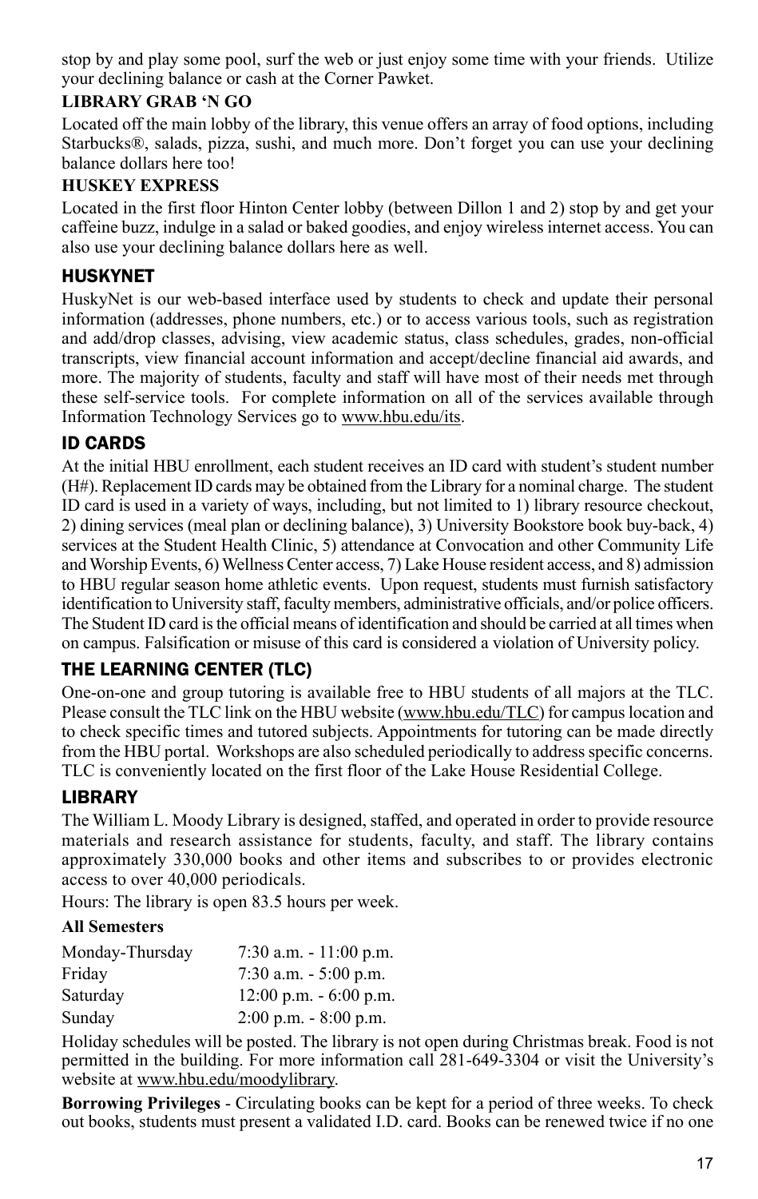stop by and play some pool, surf the web or just enjoy some time with your friends. Utilize your declining balance or cash at the Corner Pawket.

**LIBRARY GRAB 'N GO**

Located off the main lobby of the library, this venue offers an array of food options, including Starbucks®, salads, pizza, sushi, and much more. Don't forget you can use your declining balance dollars here too!

**HUSKEY EXPRESS**

Located in the first floor Hinton Center lobby (between Dillon 1 and 2) stop by and get your caffeine buzz, indulge in a salad or baked goodies, and enjoy wireless internet access. You can also use your declining balance dollars here as well.

## HUSKYNET

HuskyNet is our web-based interface used by students to check and update their personal information (addresses, phone numbers, etc.) or to access various tools, such as registration and add/drop classes, advising, view academic status, class schedules, grades, non-official transcripts, view financial account information and accept/decline financial aid awards, and more. The majority of students, faculty and staff will have most of their needs met through these self-service tools. For complete information on all of the services available through Information Technology Services go to www.hbu.edu/its.

## ID CARDS

At the initial HBU enrollment, each student receives an ID card with student's student number (H#). Replacement ID cards may be obtained from the Library for a nominal charge. The student ID card is used in a variety of ways, including, but not limited to 1) library resource checkout, 2) dining services (meal plan or declining balance), 3) University Bookstore book buy-back, 4) services at the Student Health Clinic, 5) attendance at Convocation and other Community Life and Worship Events, 6) Wellness Center access, 7) Lake House resident access, and 8) admission to HBU regular season home athletic events. Upon request, students must furnish satisfactory identification to University staff, faculty members, administrative officials, and/or police officers. The Student ID card is the official means of identification and should be carried at all times when on campus. Falsification or misuse of this card is considered a violation of University policy.

## THE LEARNING CENTER (TLC)

One-on-one and group tutoring is available free to HBU students of all majors at the TLC. Please consult the TLC link on the HBU website (www.hbu.edu/TLC) for campus location and to check specific times and tutored subjects. Appointments for tutoring can be made directly from the HBU portal. Workshops are also scheduled periodically to address specific concerns. TLC is conveniently located on the first floor of the Lake House Residential College.

## LIBRARY

The William L. Moody Library is designed, staffed, and operated in order to provide resource materials and research assistance for students, faculty, and staff. The library contains approximately 330,000 books and other items and subscribes to or provides electronic access to over 40,000 periodicals.

Hours: The library is open 83.5 hours per week.

**All Semesters**

| | |
|---|---|
| Monday-Thursday | 7:30 a.m. - 11:00 p.m. |
| Friday | 7:30 a.m. - 5:00 p.m. |
| Saturday | 12:00 p.m. - 6:00 p.m. |
| Sunday | 2:00 p.m. - 8:00 p.m. |

Holiday schedules will be posted. The library is not open during Christmas break. Food is not permitted in the building. For more information call 281-649-3304 or visit the University's website at www.hbu.edu/moodylibrary.

**Borrowing Privileges** - Circulating books can be kept for a period of three weeks. To check out books, students must present a validated I.D. card. Books can be renewed twice if no one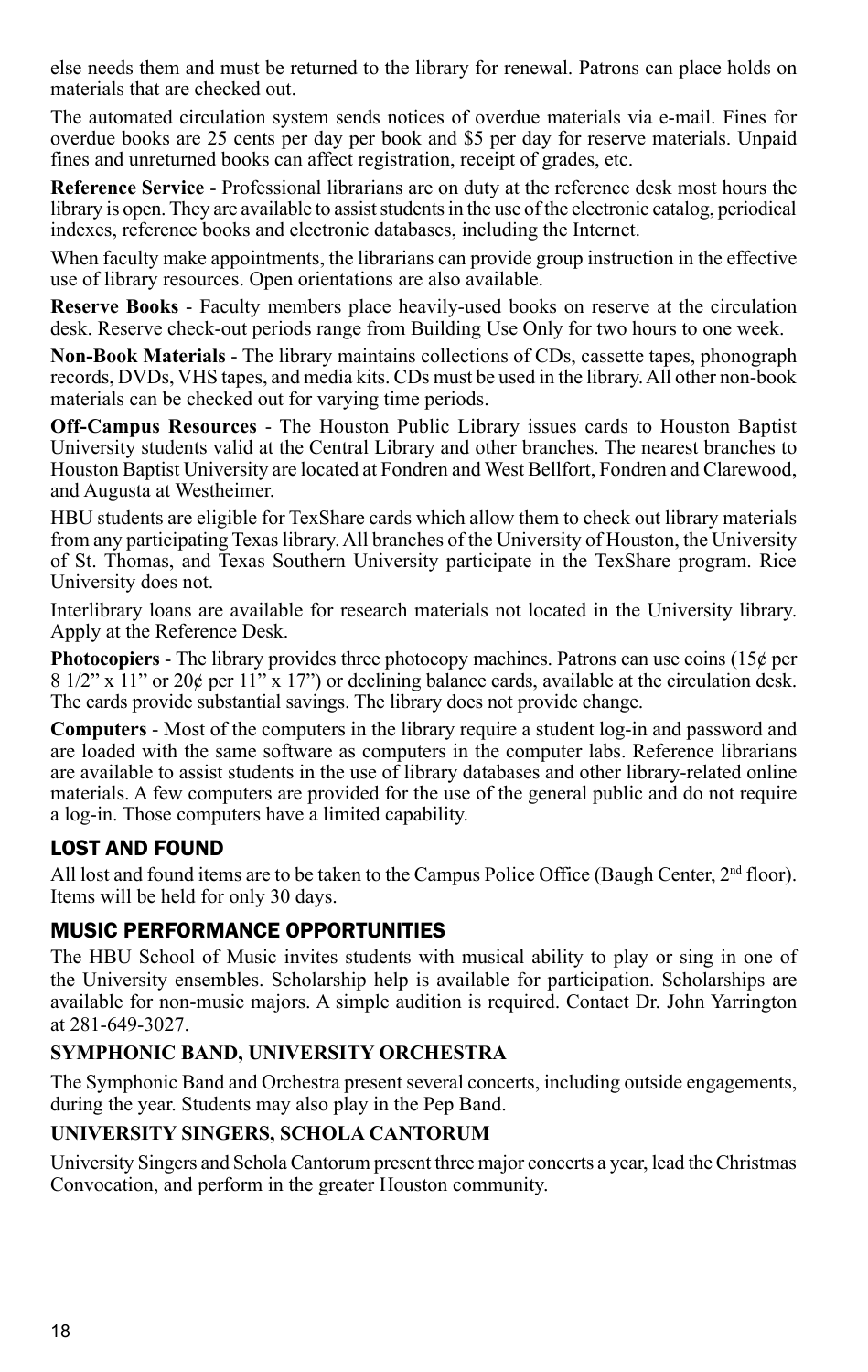else needs them and must be returned to the library for renewal. Patrons can place holds on materials that are checked out.

The automated circulation system sends notices of overdue materials via e-mail. Fines for overdue books are 25 cents per day per book and $5 per day for reserve materials. Unpaid fines and unreturned books can affect registration, receipt of grades, etc.

**Reference Service** - Professional librarians are on duty at the reference desk most hours the library is open. They are available to assist students in the use of the electronic catalog, periodical indexes, reference books and electronic databases, including the Internet.

When faculty make appointments, the librarians can provide group instruction in the effective use of library resources. Open orientations are also available.

**Reserve Books** - Faculty members place heavily-used books on reserve at the circulation desk. Reserve check-out periods range from Building Use Only for two hours to one week.

**Non-Book Materials** - The library maintains collections of CDs, cassette tapes, phonograph records, DVDs, VHS tapes, and media kits. CDs must be used in the library. All other non-book materials can be checked out for varying time periods.

**Off-Campus Resources** - The Houston Public Library issues cards to Houston Baptist University students valid at the Central Library and other branches. The nearest branches to Houston Baptist University are located at Fondren and West Bellfort, Fondren and Clarewood, and Augusta at Westheimer.

HBU students are eligible for TexShare cards which allow them to check out library materials from any participating Texas library. All branches of the University of Houston, the University of St. Thomas, and Texas Southern University participate in the TexShare program. Rice University does not.

Interlibrary loans are available for research materials not located in the University library. Apply at the Reference Desk.

**Photocopiers** - The library provides three photocopy machines. Patrons can use coins (15¢ per 8 1/2" x 11" or 20¢ per 11" x 17") or declining balance cards, available at the circulation desk. The cards provide substantial savings. The library does not provide change.

**Computers** - Most of the computers in the library require a student log-in and password and are loaded with the same software as computers in the computer labs. Reference librarians are available to assist students in the use of library databases and other library-related online materials. A few computers are provided for the use of the general public and do not require a log-in. Those computers have a limited capability.

## LOST AND FOUND

All lost and found items are to be taken to the Campus Police Office (Baugh Center, 2nd floor). Items will be held for only 30 days.

## MUSIC PERFORMANCE OPPORTUNITIES

The HBU School of Music invites students with musical ability to play or sing in one of the University ensembles. Scholarship help is available for participation. Scholarships are available for non-music majors. A simple audition is required. Contact Dr. John Yarrington at 281-649-3027.

### SYMPHONIC BAND, UNIVERSITY ORCHESTRA

The Symphonic Band and Orchestra present several concerts, including outside engagements, during the year. Students may also play in the Pep Band.

### UNIVERSITY SINGERS, SCHOLA CANTORUM

University Singers and Schola Cantorum present three major concerts a year, lead the Christmas Convocation, and perform in the greater Houston community.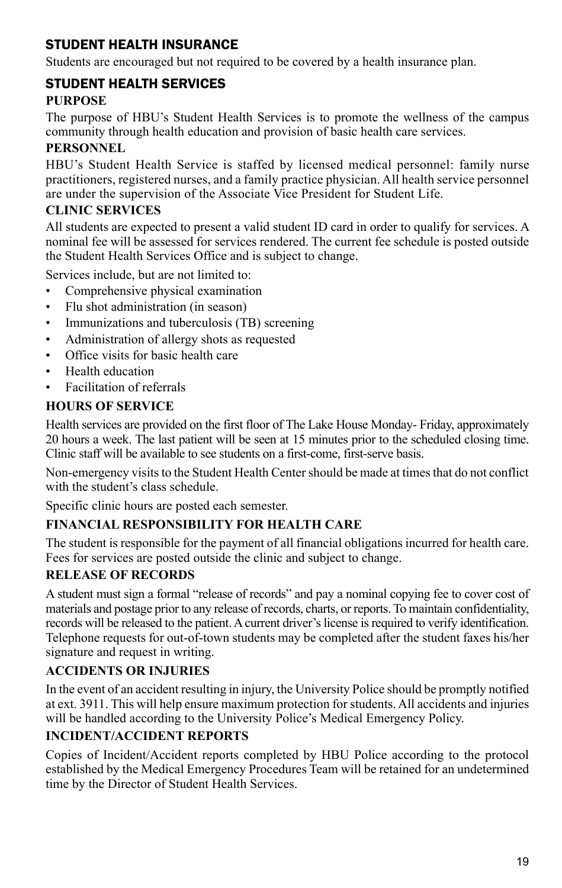## STUDENT HEALTH INSURANCE

Students are encouraged but not required to be covered by a health insurance plan.

## STUDENT HEALTH SERVICES

### PURPOSE

The purpose of HBU's Student Health Services is to promote the wellness of the campus community through health education and provision of basic health care services.

### PERSONNEL

HBU's Student Health Service is staffed by licensed medical personnel: family nurse practitioners, registered nurses, and a family practice physician. All health service personnel are under the supervision of the Associate Vice President for Student Life.

### CLINIC SERVICES

All students are expected to present a valid student ID card in order to qualify for services. A nominal fee will be assessed for services rendered. The current fee schedule is posted outside the Student Health Services Office and is subject to change.

Services include, but are not limited to:

- Comprehensive physical examination
- Flu shot administration (in season)
- Immunizations and tuberculosis (TB) screening
- Administration of allergy shots as requested
- Office visits for basic health care
- Health education
- Facilitation of referrals

### HOURS OF SERVICE

Health services are provided on the first floor of The Lake House Monday- Friday, approximately 20 hours a week. The last patient will be seen at 15 minutes prior to the scheduled closing time. Clinic staff will be available to see students on a first-come, first-serve basis.

Non-emergency visits to the Student Health Center should be made at times that do not conflict with the student's class schedule.

Specific clinic hours are posted each semester.

### FINANCIAL RESPONSIBILITY FOR HEALTH CARE

The student is responsible for the payment of all financial obligations incurred for health care. Fees for services are posted outside the clinic and subject to change.

### RELEASE OF RECORDS

A student must sign a formal "release of records" and pay a nominal copying fee to cover cost of materials and postage prior to any release of records, charts, or reports. To maintain confidentiality, records will be released to the patient. A current driver's license is required to verify identification. Telephone requests for out-of-town students may be completed after the student faxes his/her signature and request in writing.

### ACCIDENTS OR INJURIES

In the event of an accident resulting in injury, the University Police should be promptly notified at ext. 3911. This will help ensure maximum protection for students. All accidents and injuries will be handled according to the University Police's Medical Emergency Policy.

### INCIDENT/ACCIDENT REPORTS

Copies of Incident/Accident reports completed by HBU Police according to the protocol established by the Medical Emergency Procedures Team will be retained for an undetermined time by the Director of Student Health Services.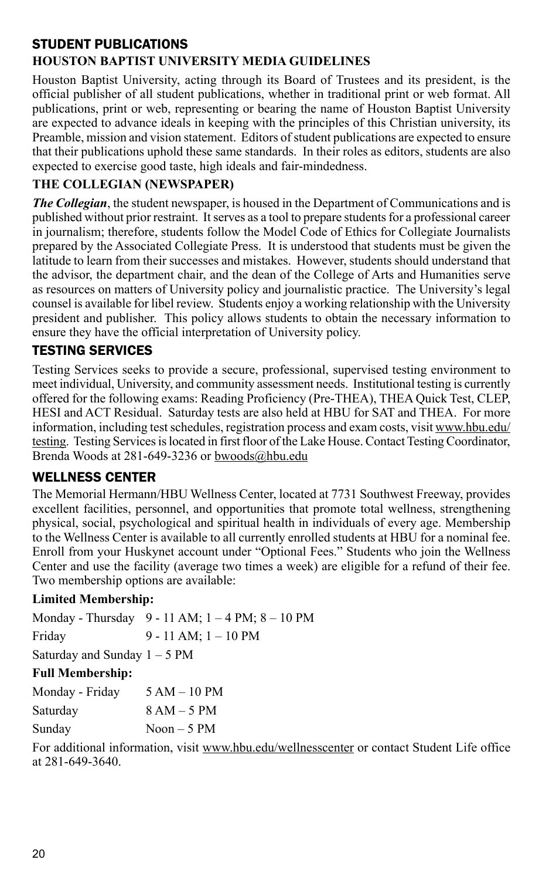## STUDENT PUBLICATIONS

### HOUSTON BAPTIST UNIVERSITY MEDIA GUIDELINES

Houston Baptist University, acting through its Board of Trustees and its president, is the official publisher of all student publications, whether in traditional print or web format. All publications, print or web, representing or bearing the name of Houston Baptist University are expected to advance ideals in keeping with the principles of this Christian university, its Preamble, mission and vision statement. Editors of student publications are expected to ensure that their publications uphold these same standards. In their roles as editors, students are also expected to exercise good taste, high ideals and fair-mindedness.

### THE COLLEGIAN (NEWSPAPER)

***The Collegian***, the student newspaper, is housed in the Department of Communications and is published without prior restraint. It serves as a tool to prepare students for a professional career in journalism; therefore, students follow the Model Code of Ethics for Collegiate Journalists prepared by the Associated Collegiate Press. It is understood that students must be given the latitude to learn from their successes and mistakes. However, students should understand that the advisor, the department chair, and the dean of the College of Arts and Humanities serve as resources on matters of University policy and journalistic practice. The University's legal counsel is available for libel review. Students enjoy a working relationship with the University president and publisher. This policy allows students to obtain the necessary information to ensure they have the official interpretation of University policy.

## TESTING SERVICES

Testing Services seeks to provide a secure, professional, supervised testing environment to meet individual, University, and community assessment needs. Institutional testing is currently offered for the following exams: Reading Proficiency (Pre-THEA), THEA Quick Test, CLEP, HESI and ACT Residual. Saturday tests are also held at HBU for SAT and THEA. For more information, including test schedules, registration process and exam costs, visit www.hbu.edu/testing. Testing Services is located in first floor of the Lake House. Contact Testing Coordinator, Brenda Woods at 281-649-3236 or bwoods@hbu.edu

## WELLNESS CENTER

The Memorial Hermann/HBU Wellness Center, located at 7731 Southwest Freeway, provides excellent facilities, personnel, and opportunities that promote total wellness, strengthening physical, social, psychological and spiritual health in individuals of every age. Membership to the Wellness Center is available to all currently enrolled students at HBU for a nominal fee. Enroll from your Huskynet account under "Optional Fees." Students who join the Wellness Center and use the facility (average two times a week) are eligible for a refund of their fee. Two membership options are available:

**Limited Membership:**

Monday - Thursday 9 - 11 AM; 1 – 4 PM; 8 – 10 PM

Friday 9 - 11 AM; 1 – 10 PM

Saturday and Sunday 1 – 5 PM

**Full Membership:**

Monday - Friday 5 AM – 10 PM

Saturday 8 AM – 5 PM

Sunday Noon – 5 PM

For additional information, visit www.hbu.edu/wellnesscenter or contact Student Life office at 281-649-3640.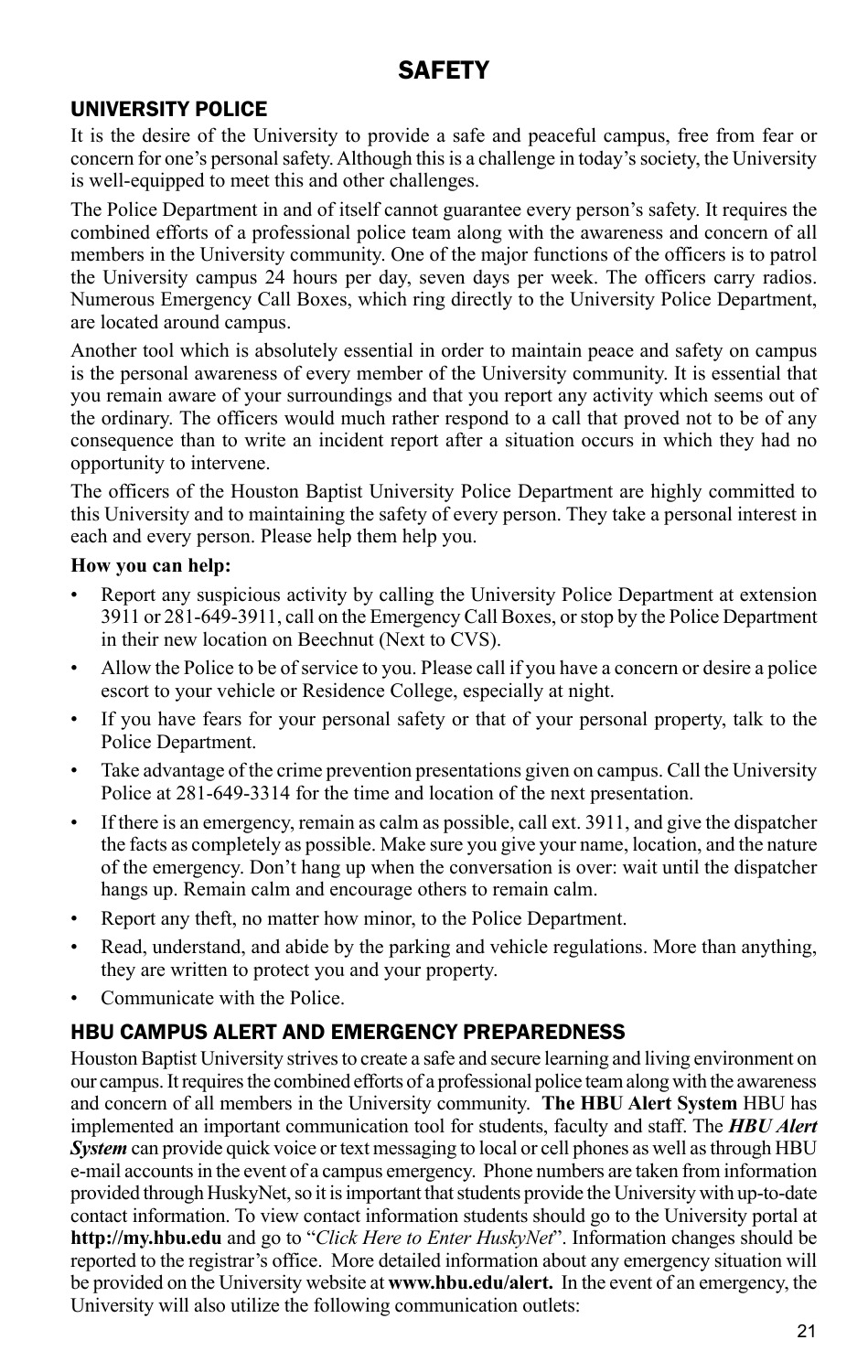# SAFETY

## UNIVERSITY POLICE

It is the desire of the University to provide a safe and peaceful campus, free from fear or concern for one's personal safety. Although this is a challenge in today's society, the University is well-equipped to meet this and other challenges.

The Police Department in and of itself cannot guarantee every person's safety. It requires the combined efforts of a professional police team along with the awareness and concern of all members in the University community. One of the major functions of the officers is to patrol the University campus 24 hours per day, seven days per week. The officers carry radios. Numerous Emergency Call Boxes, which ring directly to the University Police Department, are located around campus.

Another tool which is absolutely essential in order to maintain peace and safety on campus is the personal awareness of every member of the University community. It is essential that you remain aware of your surroundings and that you report any activity which seems out of the ordinary. The officers would much rather respond to a call that proved not to be of any consequence than to write an incident report after a situation occurs in which they had no opportunity to intervene.

The officers of the Houston Baptist University Police Department are highly committed to this University and to maintaining the safety of every person. They take a personal interest in each and every person. Please help them help you.

**How you can help:**

- Report any suspicious activity by calling the University Police Department at extension 3911 or 281-649-3911, call on the Emergency Call Boxes, or stop by the Police Department in their new location on Beechnut (Next to CVS).
- Allow the Police to be of service to you. Please call if you have a concern or desire a police escort to your vehicle or Residence College, especially at night.
- If you have fears for your personal safety or that of your personal property, talk to the Police Department.
- Take advantage of the crime prevention presentations given on campus. Call the University Police at 281-649-3314 for the time and location of the next presentation.
- If there is an emergency, remain as calm as possible, call ext. 3911, and give the dispatcher the facts as completely as possible. Make sure you give your name, location, and the nature of the emergency. Don't hang up when the conversation is over: wait until the dispatcher hangs up. Remain calm and encourage others to remain calm.
- Report any theft, no matter how minor, to the Police Department.
- Read, understand, and abide by the parking and vehicle regulations. More than anything, they are written to protect you and your property.
- Communicate with the Police.

## HBU CAMPUS ALERT AND EMERGENCY PREPAREDNESS

Houston Baptist University strives to create a safe and secure learning and living environment on our campus. It requires the combined efforts of a professional police team along with the awareness and concern of all members in the University community. **The HBU Alert System** HBU has implemented an important communication tool for students, faculty and staff. The ***HBU Alert System*** can provide quick voice or text messaging to local or cell phones as well as through HBU e-mail accounts in the event of a campus emergency. Phone numbers are taken from information provided through HuskyNet, so it is important that students provide the University with up-to-date contact information. To view contact information students should go to the University portal at **http://my.hbu.edu** and go to "*Click Here to Enter HuskyNet*". Information changes should be reported to the registrar's office. More detailed information about any emergency situation will be provided on the University website at **www.hbu.edu/alert.** In the event of an emergency, the University will also utilize the following communication outlets: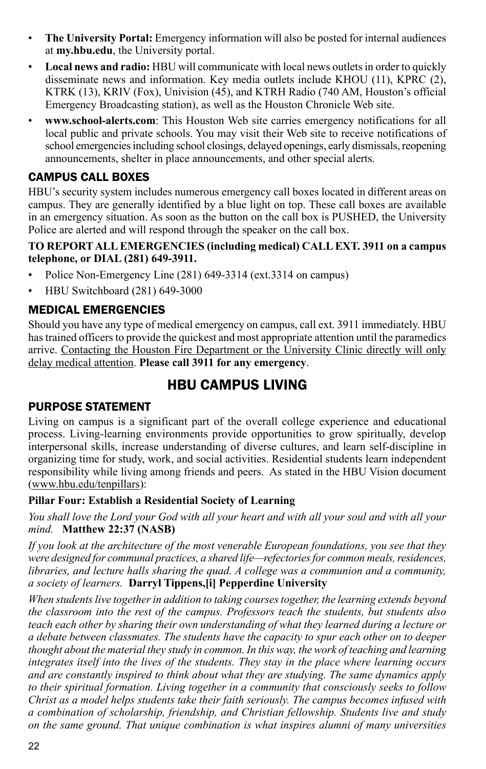- **The University Portal:** Emergency information will also be posted for internal audiences at **my.hbu.edu**, the University portal.
- **Local news and radio:** HBU will communicate with local news outlets in order to quickly disseminate news and information. Key media outlets include KHOU (11), KPRC (2), KTRK (13), KRIV (Fox), Univision (45), and KTRH Radio (740 AM, Houston's official Emergency Broadcasting station), as well as the Houston Chronicle Web site.
- **www.school-alerts.com**: This Houston Web site carries emergency notifications for all local public and private schools. You may visit their Web site to receive notifications of school emergencies including school closings, delayed openings, early dismissals, reopening announcements, shelter in place announcements, and other special alerts.

### CAMPUS CALL BOXES

HBU's security system includes numerous emergency call boxes located in different areas on campus. They are generally identified by a blue light on top. These call boxes are available in an emergency situation. As soon as the button on the call box is PUSHED, the University Police are alerted and will respond through the speaker on the call box.

**TO REPORT ALL EMERGENCIES (including medical) CALL EXT. 3911 on a campus telephone, or DIAL (281) 649-3911.**

- Police Non-Emergency Line (281) 649-3314 (ext.3314 on campus)
- HBU Switchboard (281) 649-3000

### MEDICAL EMERGENCIES

Should you have any type of medical emergency on campus, call ext. 3911 immediately. HBU has trained officers to provide the quickest and most appropriate attention until the paramedics arrive. Contacting the Houston Fire Department or the University Clinic directly will only delay medical attention. **Please call 3911 for any emergency**.

## HBU CAMPUS LIVING

### PURPOSE STATEMENT

Living on campus is a significant part of the overall college experience and educational process. Living-learning environments provide opportunities to grow spiritually, develop interpersonal skills, increase understanding of diverse cultures, and learn self-discipline in organizing time for study, work, and social activities. Residential students learn independent responsibility while living among friends and peers. As stated in the HBU Vision document (www.hbu.edu/tenpillars):

**Pillar Four: Establish a Residential Society of Learning**

*You shall love the Lord your God with all your heart and with all your soul and with all your mind.* **Matthew 22:37 (NASB)**

*If you look at the architecture of the most venerable European foundations, you see that they were designed for communal practices, a shared life—refectories for common meals, residences, libraries, and lecture halls sharing the quad. A college was a communion and a community, a society of learners.* **Darryl Tippens,[i] Pepperdine University**

*When students live together in addition to taking courses together, the learning extends beyond the classroom into the rest of the campus. Professors teach the students, but students also teach each other by sharing their own understanding of what they learned during a lecture or a debate between classmates. The students have the capacity to spur each other on to deeper thought about the material they study in common. In this way, the work of teaching and learning integrates itself into the lives of the students. They stay in the place where learning occurs and are constantly inspired to think about what they are studying. The same dynamics apply to their spiritual formation. Living together in a community that consciously seeks to follow Christ as a model helps students take their faith seriously. The campus becomes infused with a combination of scholarship, friendship, and Christian fellowship. Students live and study on the same ground. That unique combination is what inspires alumni of many universities*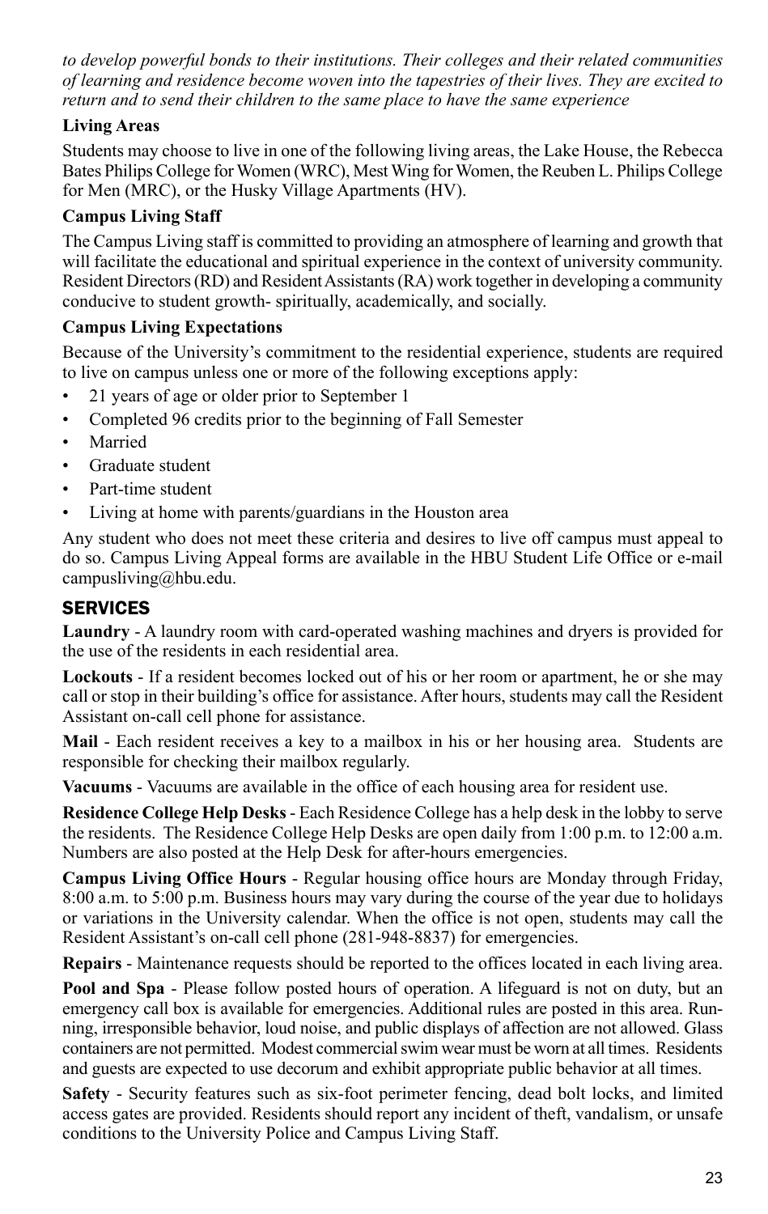*to develop powerful bonds to their institutions. Their colleges and their related communities of learning and residence become woven into the tapestries of their lives. They are excited to return and to send their children to the same place to have the same experience*

**Living Areas**

Students may choose to live in one of the following living areas, the Lake House, the Rebecca Bates Philips College for Women (WRC), Mest Wing for Women, the Reuben L. Philips College for Men (MRC), or the Husky Village Apartments (HV).

**Campus Living Staff**

The Campus Living staff is committed to providing an atmosphere of learning and growth that will facilitate the educational and spiritual experience in the context of university community. Resident Directors (RD) and Resident Assistants (RA) work together in developing a community conducive to student growth- spiritually, academically, and socially.

**Campus Living Expectations**

Because of the University's commitment to the residential experience, students are required to live on campus unless one or more of the following exceptions apply:

- 21 years of age or older prior to September 1
- Completed 96 credits prior to the beginning of Fall Semester
- Married
- Graduate student
- Part-time student
- Living at home with parents/guardians in the Houston area

Any student who does not meet these criteria and desires to live off campus must appeal to do so. Campus Living Appeal forms are available in the HBU Student Life Office or e-mail campusliving@hbu.edu.

## SERVICES

**Laundry** - A laundry room with card-operated washing machines and dryers is provided for the use of the residents in each residential area.

**Lockouts** - If a resident becomes locked out of his or her room or apartment, he or she may call or stop in their building's office for assistance. After hours, students may call the Resident Assistant on-call cell phone for assistance.

**Mail** - Each resident receives a key to a mailbox in his or her housing area. Students are responsible for checking their mailbox regularly.

**Vacuums** - Vacuums are available in the office of each housing area for resident use.

**Residence College Help Desks** - Each Residence College has a help desk in the lobby to serve the residents. The Residence College Help Desks are open daily from 1:00 p.m. to 12:00 a.m. Numbers are also posted at the Help Desk for after-hours emergencies.

**Campus Living Office Hours** - Regular housing office hours are Monday through Friday, 8:00 a.m. to 5:00 p.m. Business hours may vary during the course of the year due to holidays or variations in the University calendar. When the office is not open, students may call the Resident Assistant's on-call cell phone (281-948-8837) for emergencies.

**Repairs** - Maintenance requests should be reported to the offices located in each living area.

**Pool and Spa** - Please follow posted hours of operation. A lifeguard is not on duty, but an emergency call box is available for emergencies. Additional rules are posted in this area. Running, irresponsible behavior, loud noise, and public displays of affection are not allowed. Glass containers are not permitted. Modest commercial swim wear must be worn at all times. Residents and guests are expected to use decorum and exhibit appropriate public behavior at all times.

**Safety** - Security features such as six-foot perimeter fencing, dead bolt locks, and limited access gates are provided. Residents should report any incident of theft, vandalism, or unsafe conditions to the University Police and Campus Living Staff.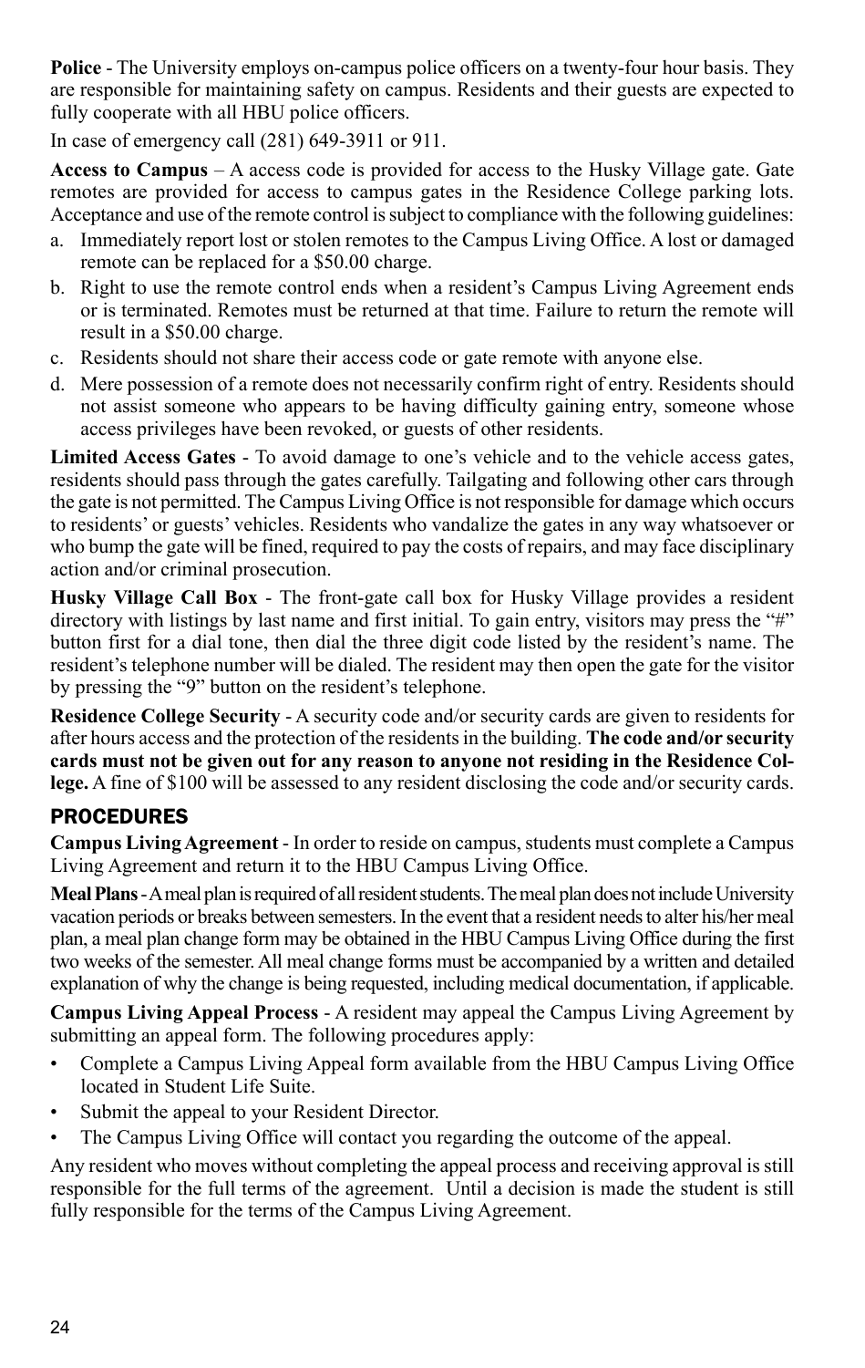**Police** - The University employs on-campus police officers on a twenty-four hour basis. They are responsible for maintaining safety on campus. Residents and their guests are expected to fully cooperate with all HBU police officers.

In case of emergency call (281) 649-3911 or 911.

**Access to Campus** – A access code is provided for access to the Husky Village gate. Gate remotes are provided for access to campus gates in the Residence College parking lots. Acceptance and use of the remote control is subject to compliance with the following guidelines:

a. Immediately report lost or stolen remotes to the Campus Living Office. A lost or damaged remote can be replaced for a $50.00 charge.
b. Right to use the remote control ends when a resident's Campus Living Agreement ends or is terminated. Remotes must be returned at that time. Failure to return the remote will result in a $50.00 charge.
c. Residents should not share their access code or gate remote with anyone else.
d. Mere possession of a remote does not necessarily confirm right of entry. Residents should not assist someone who appears to be having difficulty gaining entry, someone whose access privileges have been revoked, or guests of other residents.

**Limited Access Gates** - To avoid damage to one's vehicle and to the vehicle access gates, residents should pass through the gates carefully. Tailgating and following other cars through the gate is not permitted. The Campus Living Office is not responsible for damage which occurs to residents' or guests' vehicles. Residents who vandalize the gates in any way whatsoever or who bump the gate will be fined, required to pay the costs of repairs, and may face disciplinary action and/or criminal prosecution.

**Husky Village Call Box** - The front-gate call box for Husky Village provides a resident directory with listings by last name and first initial. To gain entry, visitors may press the "#" button first for a dial tone, then dial the three digit code listed by the resident's name. The resident's telephone number will be dialed. The resident may then open the gate for the visitor by pressing the "9" button on the resident's telephone.

**Residence College Security** - A security code and/or security cards are given to residents for after hours access and the protection of the residents in the building. **The code and/or security cards must not be given out for any reason to anyone not residing in the Residence College.** A fine of $100 will be assessed to any resident disclosing the code and/or security cards.

## PROCEDURES

**Campus Living Agreement** - In order to reside on campus, students must complete a Campus Living Agreement and return it to the HBU Campus Living Office.

**Meal Plans** - A meal plan is required of all resident students. The meal plan does not include University vacation periods or breaks between semesters. In the event that a resident needs to alter his/her meal plan, a meal plan change form may be obtained in the HBU Campus Living Office during the first two weeks of the semester. All meal change forms must be accompanied by a written and detailed explanation of why the change is being requested, including medical documentation, if applicable.

**Campus Living Appeal Process** - A resident may appeal the Campus Living Agreement by submitting an appeal form. The following procedures apply:

- Complete a Campus Living Appeal form available from the HBU Campus Living Office located in Student Life Suite.
- Submit the appeal to your Resident Director.
- The Campus Living Office will contact you regarding the outcome of the appeal.

Any resident who moves without completing the appeal process and receiving approval is still responsible for the full terms of the agreement. Until a decision is made the student is still fully responsible for the terms of the Campus Living Agreement.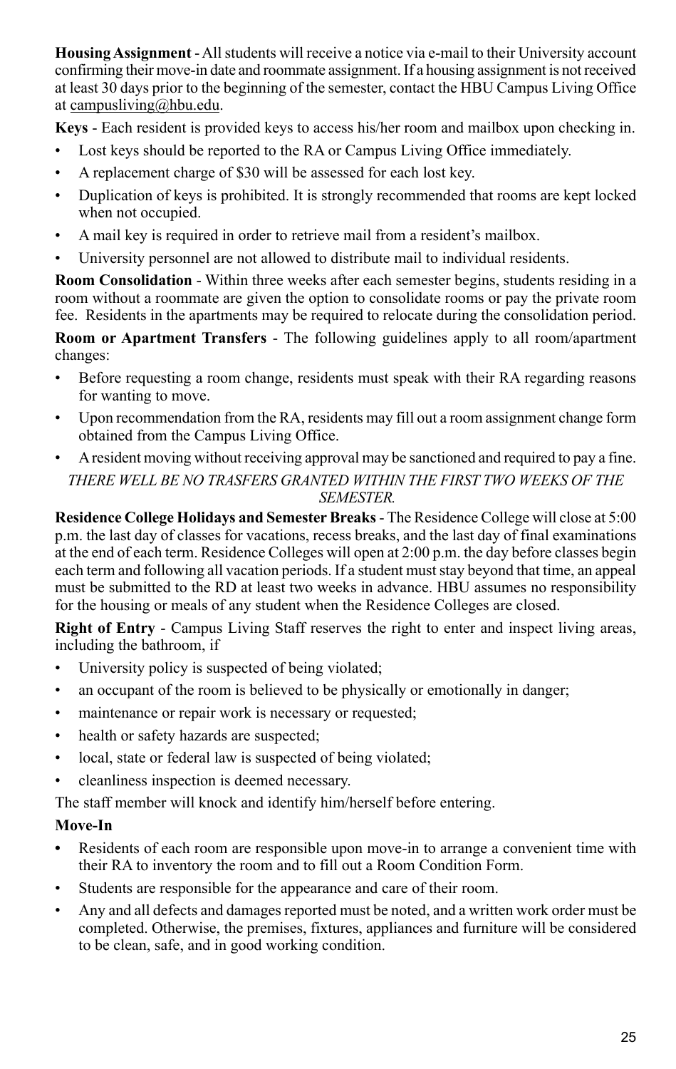**Housing Assignment** - All students will receive a notice via e-mail to their University account confirming their move-in date and roommate assignment. If a housing assignment is not received at least 30 days prior to the beginning of the semester, contact the HBU Campus Living Office at campusliving@hbu.edu.

**Keys** - Each resident is provided keys to access his/her room and mailbox upon checking in.

- Lost keys should be reported to the RA or Campus Living Office immediately.
- A replacement charge of $30 will be assessed for each lost key.
- Duplication of keys is prohibited. It is strongly recommended that rooms are kept locked when not occupied.
- A mail key is required in order to retrieve mail from a resident's mailbox.
- University personnel are not allowed to distribute mail to individual residents.

**Room Consolidation** - Within three weeks after each semester begins, students residing in a room without a roommate are given the option to consolidate rooms or pay the private room fee. Residents in the apartments may be required to relocate during the consolidation period.

**Room or Apartment Transfers** - The following guidelines apply to all room/apartment changes:

- Before requesting a room change, residents must speak with their RA regarding reasons for wanting to move.
- Upon recommendation from the RA, residents may fill out a room assignment change form obtained from the Campus Living Office.
- A resident moving without receiving approval may be sanctioned and required to pay a fine.

*THERE WELL BE NO TRASFERS GRANTED WITHIN THE FIRST TWO WEEKS OF THE SEMESTER.*

**Residence College Holidays and Semester Breaks** - The Residence College will close at 5:00 p.m. the last day of classes for vacations, recess breaks, and the last day of final examinations at the end of each term. Residence Colleges will open at 2:00 p.m. the day before classes begin each term and following all vacation periods. If a student must stay beyond that time, an appeal must be submitted to the RD at least two weeks in advance. HBU assumes no responsibility for the housing or meals of any student when the Residence Colleges are closed.

**Right of Entry** - Campus Living Staff reserves the right to enter and inspect living areas, including the bathroom, if

- University policy is suspected of being violated;
- an occupant of the room is believed to be physically or emotionally in danger;
- maintenance or repair work is necessary or requested;
- health or safety hazards are suspected;
- local, state or federal law is suspected of being violated;
- cleanliness inspection is deemed necessary.

The staff member will knock and identify him/herself before entering.

**Move-In**

- Residents of each room are responsible upon move-in to arrange a convenient time with their RA to inventory the room and to fill out a Room Condition Form.
- Students are responsible for the appearance and care of their room.
- Any and all defects and damages reported must be noted, and a written work order must be completed. Otherwise, the premises, fixtures, appliances and furniture will be considered to be clean, safe, and in good working condition.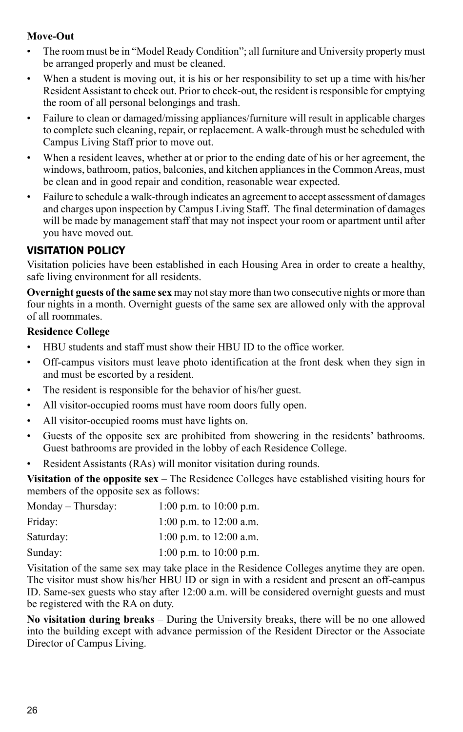**Move-Out**

- The room must be in "Model Ready Condition"; all furniture and University property must be arranged properly and must be cleaned.
- When a student is moving out, it is his or her responsibility to set up a time with his/her Resident Assistant to check out. Prior to check-out, the resident is responsible for emptying the room of all personal belongings and trash.
- Failure to clean or damaged/missing appliances/furniture will result in applicable charges to complete such cleaning, repair, or replacement. A walk-through must be scheduled with Campus Living Staff prior to move out.
- When a resident leaves, whether at or prior to the ending date of his or her agreement, the windows, bathroom, patios, balconies, and kitchen appliances in the Common Areas, must be clean and in good repair and condition, reasonable wear expected.
- Failure to schedule a walk-through indicates an agreement to accept assessment of damages and charges upon inspection by Campus Living Staff. The final determination of damages will be made by management staff that may not inspect your room or apartment until after you have moved out.

## VISITATION POLICY

Visitation policies have been established in each Housing Area in order to create a healthy, safe living environment for all residents.

**Overnight guests of the same sex** may not stay more than two consecutive nights or more than four nights in a month. Overnight guests of the same sex are allowed only with the approval of all roommates.

**Residence College**

- HBU students and staff must show their HBU ID to the office worker.
- Off-campus visitors must leave photo identification at the front desk when they sign in and must be escorted by a resident.
- The resident is responsible for the behavior of his/her guest.
- All visitor-occupied rooms must have room doors fully open.
- All visitor-occupied rooms must have lights on.
- Guests of the opposite sex are prohibited from showering in the residents' bathrooms. Guest bathrooms are provided in the lobby of each Residence College.
- Resident Assistants (RAs) will monitor visitation during rounds.

**Visitation of the opposite sex** – The Residence Colleges have established visiting hours for members of the opposite sex as follows:

| | |
|---|---|
| Monday – Thursday: | 1:00 p.m. to 10:00 p.m. |
| Friday: | 1:00 p.m. to 12:00 a.m. |
| Saturday: | 1:00 p.m. to 12:00 a.m. |
| Sunday: | 1:00 p.m. to 10:00 p.m. |

Visitation of the same sex may take place in the Residence Colleges anytime they are open. The visitor must show his/her HBU ID or sign in with a resident and present an off-campus ID. Same-sex guests who stay after 12:00 a.m. will be considered overnight guests and must be registered with the RA on duty.

**No visitation during breaks** – During the University breaks, there will be no one allowed into the building except with advance permission of the Resident Director or the Associate Director of Campus Living.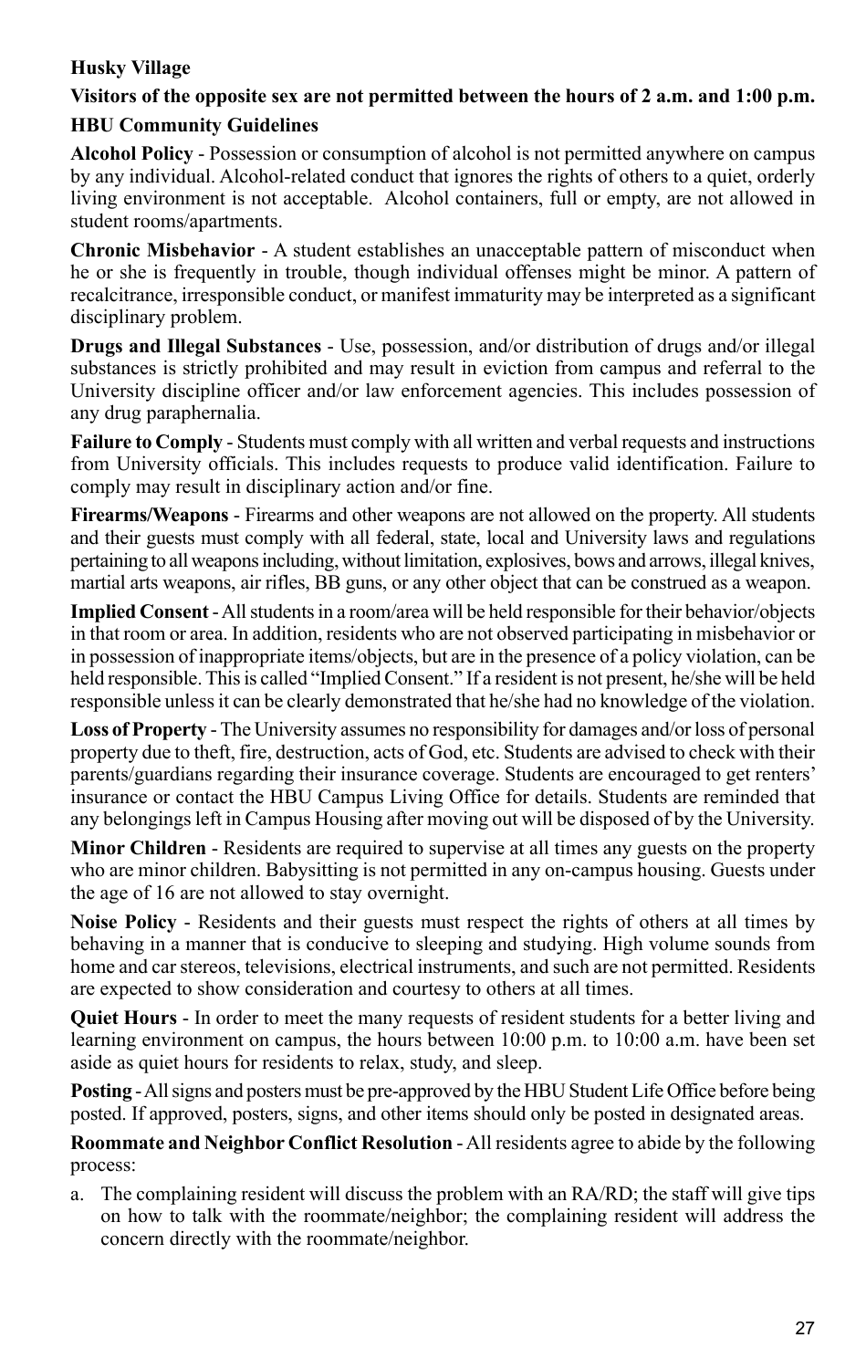**Husky Village**

**Visitors of the opposite sex are not permitted between the hours of 2 a.m. and 1:00 p.m.**

**HBU Community Guidelines**

**Alcohol Policy** - Possession or consumption of alcohol is not permitted anywhere on campus by any individual. Alcohol-related conduct that ignores the rights of others to a quiet, orderly living environment is not acceptable. Alcohol containers, full or empty, are not allowed in student rooms/apartments.

**Chronic Misbehavior** - A student establishes an unacceptable pattern of misconduct when he or she is frequently in trouble, though individual offenses might be minor. A pattern of recalcitrance, irresponsible conduct, or manifest immaturity may be interpreted as a significant disciplinary problem.

**Drugs and Illegal Substances** - Use, possession, and/or distribution of drugs and/or illegal substances is strictly prohibited and may result in eviction from campus and referral to the University discipline officer and/or law enforcement agencies. This includes possession of any drug paraphernalia.

**Failure to Comply** - Students must comply with all written and verbal requests and instructions from University officials. This includes requests to produce valid identification. Failure to comply may result in disciplinary action and/or fine.

**Firearms/Weapons** - Firearms and other weapons are not allowed on the property. All students and their guests must comply with all federal, state, local and University laws and regulations pertaining to all weapons including, without limitation, explosives, bows and arrows, illegal knives, martial arts weapons, air rifles, BB guns, or any other object that can be construed as a weapon.

**Implied Consent** - All students in a room/area will be held responsible for their behavior/objects in that room or area. In addition, residents who are not observed participating in misbehavior or in possession of inappropriate items/objects, but are in the presence of a policy violation, can be held responsible. This is called "Implied Consent." If a resident is not present, he/she will be held responsible unless it can be clearly demonstrated that he/she had no knowledge of the violation.

**Loss of Property** - The University assumes no responsibility for damages and/or loss of personal property due to theft, fire, destruction, acts of God, etc. Students are advised to check with their parents/guardians regarding their insurance coverage. Students are encouraged to get renters' insurance or contact the HBU Campus Living Office for details. Students are reminded that any belongings left in Campus Housing after moving out will be disposed of by the University.

**Minor Children** - Residents are required to supervise at all times any guests on the property who are minor children. Babysitting is not permitted in any on-campus housing. Guests under the age of 16 are not allowed to stay overnight.

**Noise Policy** - Residents and their guests must respect the rights of others at all times by behaving in a manner that is conducive to sleeping and studying. High volume sounds from home and car stereos, televisions, electrical instruments, and such are not permitted. Residents are expected to show consideration and courtesy to others at all times.

**Quiet Hours** - In order to meet the many requests of resident students for a better living and learning environment on campus, the hours between 10:00 p.m. to 10:00 a.m. have been set aside as quiet hours for residents to relax, study, and sleep.

**Posting** - All signs and posters must be pre-approved by the HBU Student Life Office before being posted. If approved, posters, signs, and other items should only be posted in designated areas.

**Roommate and Neighbor Conflict Resolution** - All residents agree to abide by the following process:

a. The complaining resident will discuss the problem with an RA/RD; the staff will give tips on how to talk with the roommate/neighbor; the complaining resident will address the concern directly with the roommate/neighbor.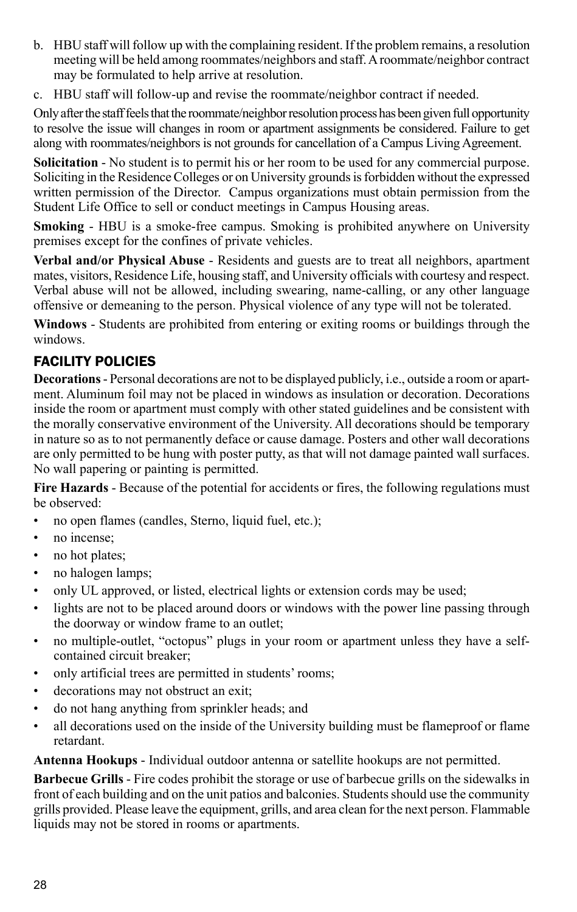b. HBU staff will follow up with the complaining resident. If the problem remains, a resolution meeting will be held among roommates/neighbors and staff. A roommate/neighbor contract may be formulated to help arrive at resolution.

c. HBU staff will follow-up and revise the roommate/neighbor contract if needed.

Only after the staff feels that the roommate/neighbor resolution process has been given full opportunity to resolve the issue will changes in room or apartment assignments be considered. Failure to get along with roommates/neighbors is not grounds for cancellation of a Campus Living Agreement.

**Solicitation** - No student is to permit his or her room to be used for any commercial purpose. Soliciting in the Residence Colleges or on University grounds is forbidden without the expressed written permission of the Director. Campus organizations must obtain permission from the Student Life Office to sell or conduct meetings in Campus Housing areas.

**Smoking** - HBU is a smoke-free campus. Smoking is prohibited anywhere on University premises except for the confines of private vehicles.

**Verbal and/or Physical Abuse** - Residents and guests are to treat all neighbors, apartment mates, visitors, Residence Life, housing staff, and University officials with courtesy and respect. Verbal abuse will not be allowed, including swearing, name-calling, or any other language offensive or demeaning to the person. Physical violence of any type will not be tolerated.

**Windows** - Students are prohibited from entering or exiting rooms or buildings through the windows.

## FACILITY POLICIES

**Decorations** - Personal decorations are not to be displayed publicly, i.e., outside a room or apartment. Aluminum foil may not be placed in windows as insulation or decoration. Decorations inside the room or apartment must comply with other stated guidelines and be consistent with the morally conservative environment of the University. All decorations should be temporary in nature so as to not permanently deface or cause damage. Posters and other wall decorations are only permitted to be hung with poster putty, as that will not damage painted wall surfaces. No wall papering or painting is permitted.

**Fire Hazards** - Because of the potential for accidents or fires, the following regulations must be observed:

- no open flames (candles, Sterno, liquid fuel, etc.);
- no incense;
- no hot plates;
- no halogen lamps;
- only UL approved, or listed, electrical lights or extension cords may be used;
- lights are not to be placed around doors or windows with the power line passing through the doorway or window frame to an outlet;
- no multiple-outlet, "octopus" plugs in your room or apartment unless they have a self-contained circuit breaker;
- only artificial trees are permitted in students' rooms;
- decorations may not obstruct an exit;
- do not hang anything from sprinkler heads; and
- all decorations used on the inside of the University building must be flameproof or flame retardant.

**Antenna Hookups** - Individual outdoor antenna or satellite hookups are not permitted.

**Barbecue Grills** - Fire codes prohibit the storage or use of barbecue grills on the sidewalks in front of each building and on the unit patios and balconies. Students should use the community grills provided. Please leave the equipment, grills, and area clean for the next person. Flammable liquids may not be stored in rooms or apartments.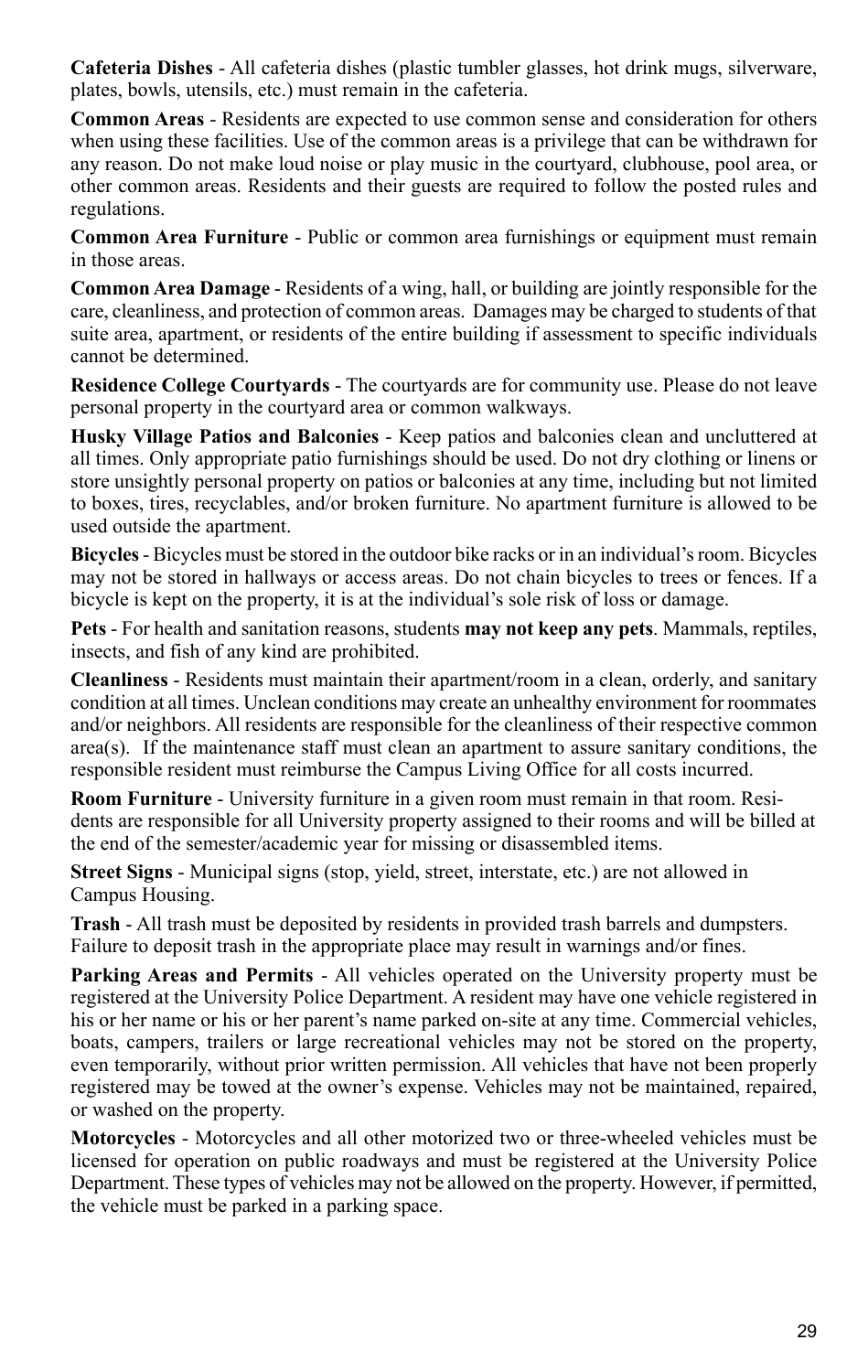**Cafeteria Dishes** - All cafeteria dishes (plastic tumbler glasses, hot drink mugs, silverware, plates, bowls, utensils, etc.) must remain in the cafeteria.

**Common Areas** - Residents are expected to use common sense and consideration for others when using these facilities. Use of the common areas is a privilege that can be withdrawn for any reason. Do not make loud noise or play music in the courtyard, clubhouse, pool area, or other common areas. Residents and their guests are required to follow the posted rules and regulations.

**Common Area Furniture** - Public or common area furnishings or equipment must remain in those areas.

**Common Area Damage** - Residents of a wing, hall, or building are jointly responsible for the care, cleanliness, and protection of common areas. Damages may be charged to students of that suite area, apartment, or residents of the entire building if assessment to specific individuals cannot be determined.

**Residence College Courtyards** - The courtyards are for community use. Please do not leave personal property in the courtyard area or common walkways.

**Husky Village Patios and Balconies** - Keep patios and balconies clean and uncluttered at all times. Only appropriate patio furnishings should be used. Do not dry clothing or linens or store unsightly personal property on patios or balconies at any time, including but not limited to boxes, tires, recyclables, and/or broken furniture. No apartment furniture is allowed to be used outside the apartment.

**Bicycles** - Bicycles must be stored in the outdoor bike racks or in an individual's room. Bicycles may not be stored in hallways or access areas. Do not chain bicycles to trees or fences. If a bicycle is kept on the property, it is at the individual's sole risk of loss or damage.

**Pets** - For health and sanitation reasons, students **may not keep any pets**. Mammals, reptiles, insects, and fish of any kind are prohibited.

**Cleanliness** - Residents must maintain their apartment/room in a clean, orderly, and sanitary condition at all times. Unclean conditions may create an unhealthy environment for roommates and/or neighbors. All residents are responsible for the cleanliness of their respective common area(s). If the maintenance staff must clean an apartment to assure sanitary conditions, the responsible resident must reimburse the Campus Living Office for all costs incurred.

**Room Furniture** - University furniture in a given room must remain in that room. Residents are responsible for all University property assigned to their rooms and will be billed at the end of the semester/academic year for missing or disassembled items.

**Street Signs** - Municipal signs (stop, yield, street, interstate, etc.) are not allowed in Campus Housing.

**Trash** - All trash must be deposited by residents in provided trash barrels and dumpsters. Failure to deposit trash in the appropriate place may result in warnings and/or fines.

**Parking Areas and Permits** - All vehicles operated on the University property must be registered at the University Police Department. A resident may have one vehicle registered in his or her name or his or her parent's name parked on-site at any time. Commercial vehicles, boats, campers, trailers or large recreational vehicles may not be stored on the property, even temporarily, without prior written permission. All vehicles that have not been properly registered may be towed at the owner's expense. Vehicles may not be maintained, repaired, or washed on the property.

**Motorcycles** - Motorcycles and all other motorized two or three-wheeled vehicles must be licensed for operation on public roadways and must be registered at the University Police Department. These types of vehicles may not be allowed on the property. However, if permitted, the vehicle must be parked in a parking space.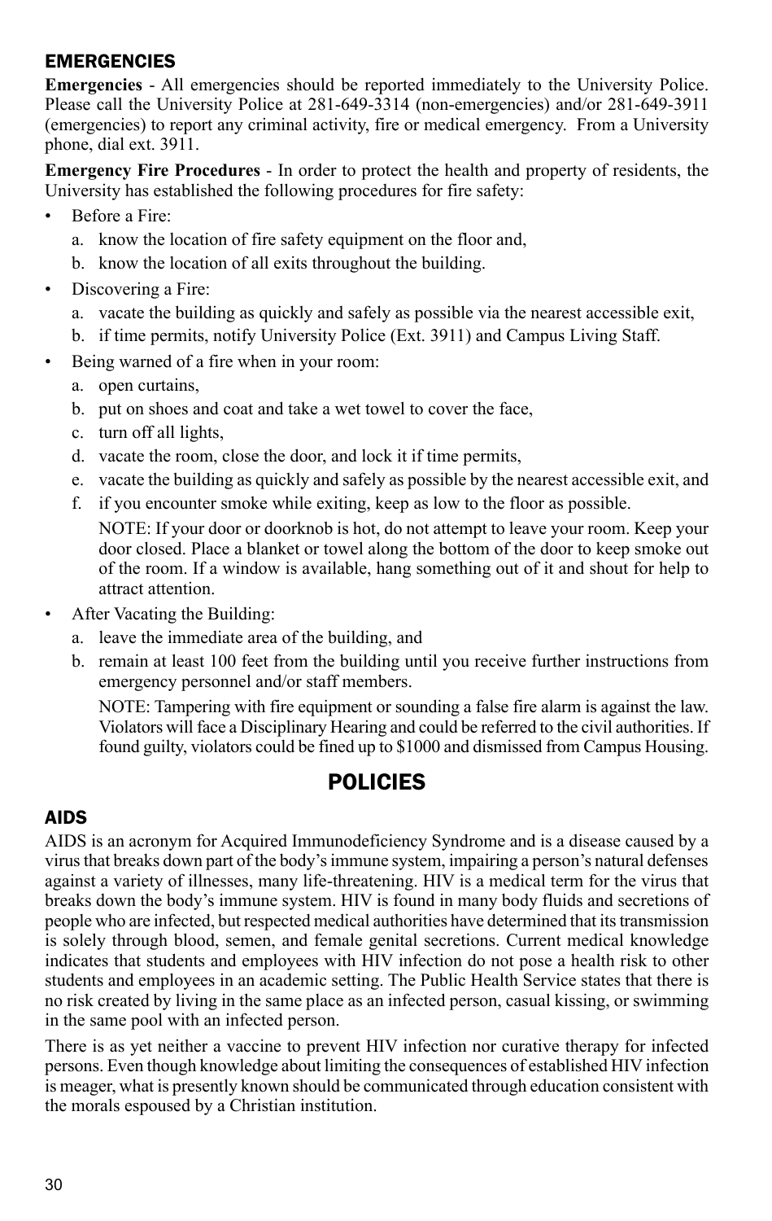## EMERGENCIES

**Emergencies** - All emergencies should be reported immediately to the University Police. Please call the University Police at 281-649-3314 (non-emergencies) and/or 281-649-3911 (emergencies) to report any criminal activity, fire or medical emergency. From a University phone, dial ext. 3911.

**Emergency Fire Procedures** - In order to protect the health and property of residents, the University has established the following procedures for fire safety:

- Before a Fire:
  a. know the location of fire safety equipment on the floor and,
  b. know the location of all exits throughout the building.
- Discovering a Fire:
  a. vacate the building as quickly and safely as possible via the nearest accessible exit,
  b. if time permits, notify University Police (Ext. 3911) and Campus Living Staff.
- Being warned of a fire when in your room:
  a. open curtains,
  b. put on shoes and coat and take a wet towel to cover the face,
  c. turn off all lights,
  d. vacate the room, close the door, and lock it if time permits,
  e. vacate the building as quickly and safely as possible by the nearest accessible exit, and
  f. if you encounter smoke while exiting, keep as low to the floor as possible.

  NOTE: If your door or doorknob is hot, do not attempt to leave your room. Keep your door closed. Place a blanket or towel along the bottom of the door to keep smoke out of the room. If a window is available, hang something out of it and shout for help to attract attention.
- After Vacating the Building:
  a. leave the immediate area of the building, and
  b. remain at least 100 feet from the building until you receive further instructions from emergency personnel and/or staff members.

  NOTE: Tampering with fire equipment or sounding a false fire alarm is against the law. Violators will face a Disciplinary Hearing and could be referred to the civil authorities. If found guilty, violators could be fined up to $1000 and dismissed from Campus Housing.

# POLICIES

## AIDS

AIDS is an acronym for Acquired Immunodeficiency Syndrome and is a disease caused by a virus that breaks down part of the body's immune system, impairing a person's natural defenses against a variety of illnesses, many life-threatening. HIV is a medical term for the virus that breaks down the body's immune system. HIV is found in many body fluids and secretions of people who are infected, but respected medical authorities have determined that its transmission is solely through blood, semen, and female genital secretions. Current medical knowledge indicates that students and employees with HIV infection do not pose a health risk to other students and employees in an academic setting. The Public Health Service states that there is no risk created by living in the same place as an infected person, casual kissing, or swimming in the same pool with an infected person.

There is as yet neither a vaccine to prevent HIV infection nor curative therapy for infected persons. Even though knowledge about limiting the consequences of established HIV infection is meager, what is presently known should be communicated through education consistent with the morals espoused by a Christian institution.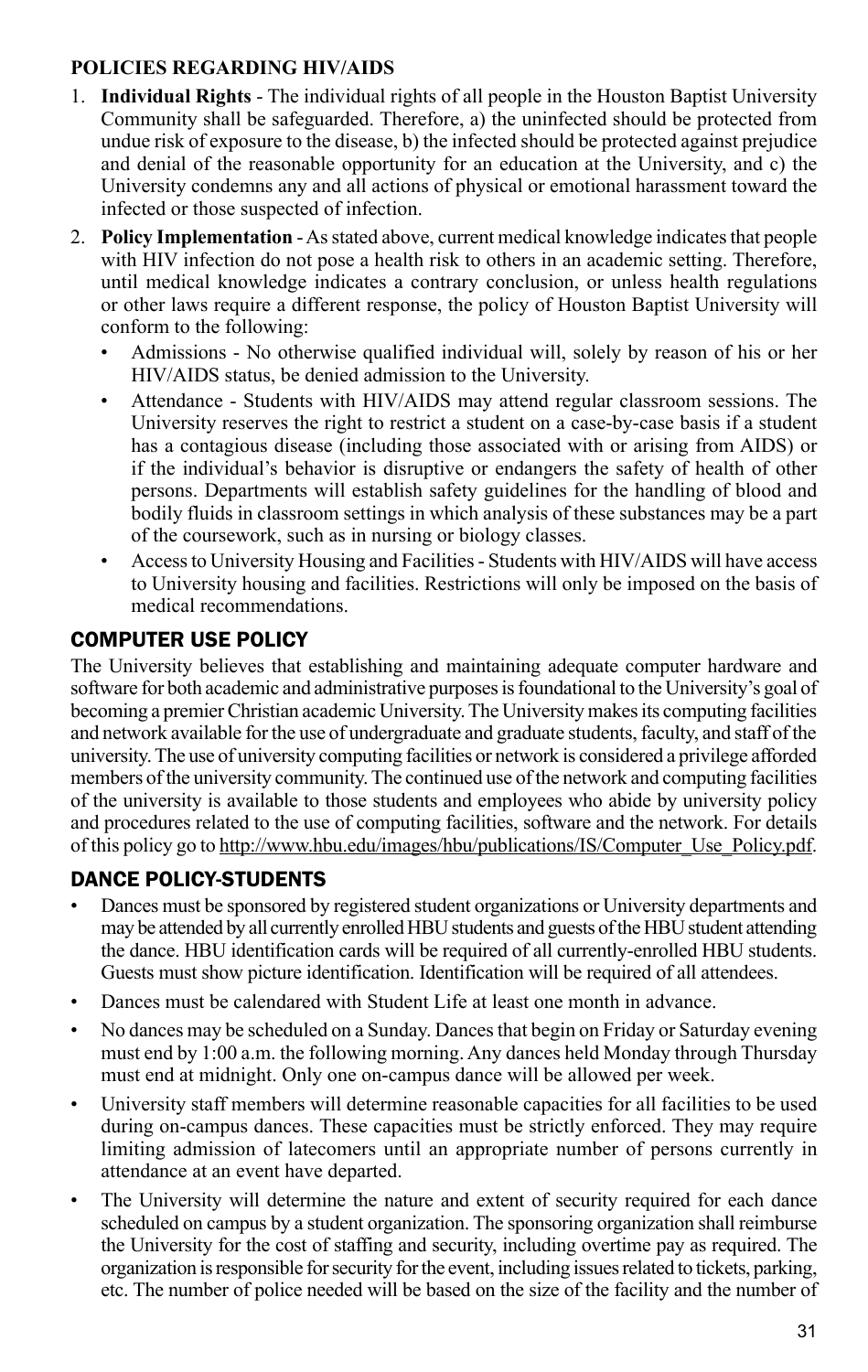**POLICIES REGARDING HIV/AIDS**

1. **Individual Rights** - The individual rights of all people in the Houston Baptist University Community shall be safeguarded. Therefore, a) the uninfected should be protected from undue risk of exposure to the disease, b) the infected should be protected against prejudice and denial of the reasonable opportunity for an education at the University, and c) the University condemns any and all actions of physical or emotional harassment toward the infected or those suspected of infection.
2. **Policy Implementation** - As stated above, current medical knowledge indicates that people with HIV infection do not pose a health risk to others in an academic setting. Therefore, until medical knowledge indicates a contrary conclusion, or unless health regulations or other laws require a different response, the policy of Houston Baptist University will conform to the following:
   - Admissions - No otherwise qualified individual will, solely by reason of his or her HIV/AIDS status, be denied admission to the University.
   - Attendance - Students with HIV/AIDS may attend regular classroom sessions. The University reserves the right to restrict a student on a case-by-case basis if a student has a contagious disease (including those associated with or arising from AIDS) or if the individual's behavior is disruptive or endangers the safety of health of other persons. Departments will establish safety guidelines for the handling of blood and bodily fluids in classroom settings in which analysis of these substances may be a part of the coursework, such as in nursing or biology classes.
   - Access to University Housing and Facilities - Students with HIV/AIDS will have access to University housing and facilities. Restrictions will only be imposed on the basis of medical recommendations.

## COMPUTER USE POLICY

The University believes that establishing and maintaining adequate computer hardware and software for both academic and administrative purposes is foundational to the University's goal of becoming a premier Christian academic University. The University makes its computing facilities and network available for the use of undergraduate and graduate students, faculty, and staff of the university. The use of university computing facilities or network is considered a privilege afforded members of the university community. The continued use of the network and computing facilities of the university is available to those students and employees who abide by university policy and procedures related to the use of computing facilities, software and the network. For details of this policy go to http://www.hbu.edu/images/hbu/publications/IS/Computer_Use_Policy.pdf.

## DANCE POLICY-STUDENTS

- Dances must be sponsored by registered student organizations or University departments and may be attended by all currently enrolled HBU students and guests of the HBU student attending the dance. HBU identification cards will be required of all currently-enrolled HBU students. Guests must show picture identification. Identification will be required of all attendees.
- Dances must be calendared with Student Life at least one month in advance.
- No dances may be scheduled on a Sunday. Dances that begin on Friday or Saturday evening must end by 1:00 a.m. the following morning. Any dances held Monday through Thursday must end at midnight. Only one on-campus dance will be allowed per week.
- University staff members will determine reasonable capacities for all facilities to be used during on-campus dances. These capacities must be strictly enforced. They may require limiting admission of latecomers until an appropriate number of persons currently in attendance at an event have departed.
- The University will determine the nature and extent of security required for each dance scheduled on campus by a student organization. The sponsoring organization shall reimburse the University for the cost of staffing and security, including overtime pay as required. The organization is responsible for security for the event, including issues related to tickets, parking, etc. The number of police needed will be based on the size of the facility and the number of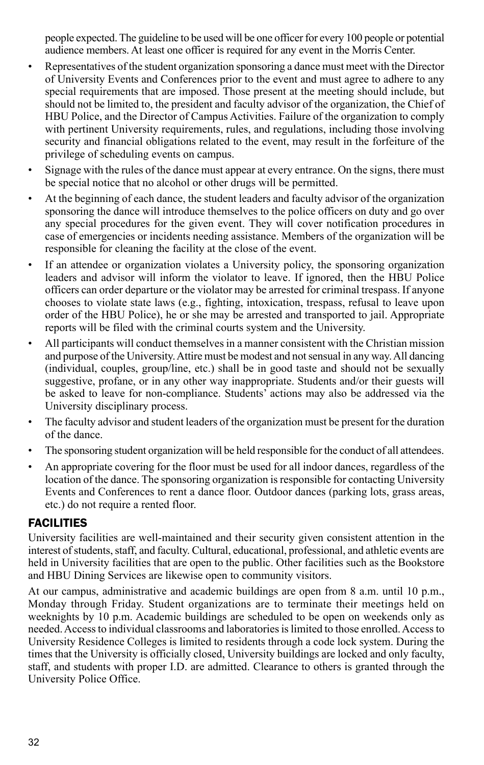people expected. The guideline to be used will be one officer for every 100 people or potential audience members. At least one officer is required for any event in the Morris Center.

- Representatives of the student organization sponsoring a dance must meet with the Director of University Events and Conferences prior to the event and must agree to adhere to any special requirements that are imposed. Those present at the meeting should include, but should not be limited to, the president and faculty advisor of the organization, the Chief of HBU Police, and the Director of Campus Activities. Failure of the organization to comply with pertinent University requirements, rules, and regulations, including those involving security and financial obligations related to the event, may result in the forfeiture of the privilege of scheduling events on campus.
- Signage with the rules of the dance must appear at every entrance. On the signs, there must be special notice that no alcohol or other drugs will be permitted.
- At the beginning of each dance, the student leaders and faculty advisor of the organization sponsoring the dance will introduce themselves to the police officers on duty and go over any special procedures for the given event. They will cover notification procedures in case of emergencies or incidents needing assistance. Members of the organization will be responsible for cleaning the facility at the close of the event.
- If an attendee or organization violates a University policy, the sponsoring organization leaders and advisor will inform the violator to leave. If ignored, then the HBU Police officers can order departure or the violator may be arrested for criminal trespass. If anyone chooses to violate state laws (e.g., fighting, intoxication, trespass, refusal to leave upon order of the HBU Police), he or she may be arrested and transported to jail. Appropriate reports will be filed with the criminal courts system and the University.
- All participants will conduct themselves in a manner consistent with the Christian mission and purpose of the University. Attire must be modest and not sensual in any way. All dancing (individual, couples, group/line, etc.) shall be in good taste and should not be sexually suggestive, profane, or in any other way inappropriate. Students and/or their guests will be asked to leave for non-compliance. Students' actions may also be addressed via the University disciplinary process.
- The faculty advisor and student leaders of the organization must be present for the duration of the dance.
- The sponsoring student organization will be held responsible for the conduct of all attendees.
- An appropriate covering for the floor must be used for all indoor dances, regardless of the location of the dance. The sponsoring organization is responsible for contacting University Events and Conferences to rent a dance floor. Outdoor dances (parking lots, grass areas, etc.) do not require a rented floor.

## FACILITIES

University facilities are well-maintained and their security given consistent attention in the interest of students, staff, and faculty. Cultural, educational, professional, and athletic events are held in University facilities that are open to the public. Other facilities such as the Bookstore and HBU Dining Services are likewise open to community visitors.

At our campus, administrative and academic buildings are open from 8 a.m. until 10 p.m., Monday through Friday. Student organizations are to terminate their meetings held on weeknights by 10 p.m. Academic buildings are scheduled to be open on weekends only as needed. Access to individual classrooms and laboratories is limited to those enrolled. Access to University Residence Colleges is limited to residents through a code lock system. During the times that the University is officially closed, University buildings are locked and only faculty, staff, and students with proper I.D. are admitted. Clearance to others is granted through the University Police Office.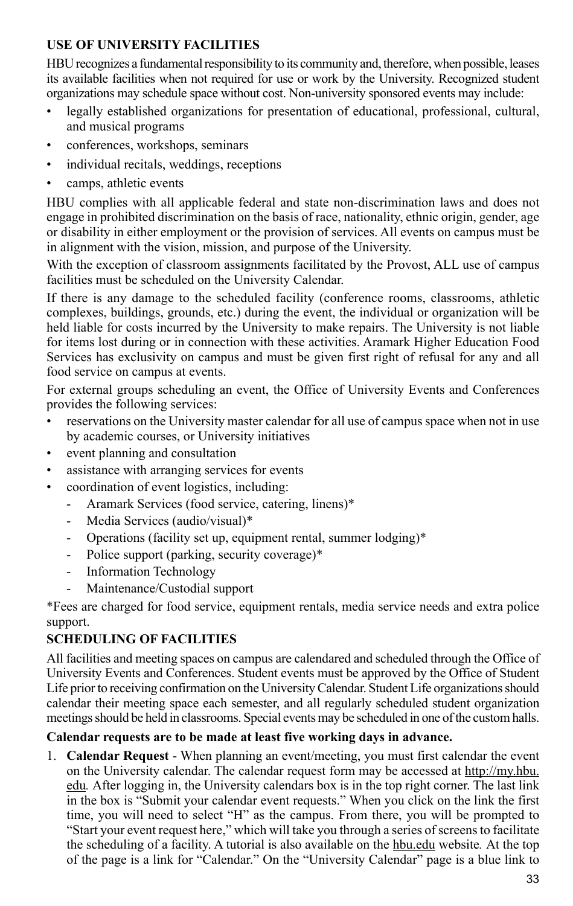## USE OF UNIVERSITY FACILITIES

HBU recognizes a fundamental responsibility to its community and, therefore, when possible, leases its available facilities when not required for use or work by the University. Recognized student organizations may schedule space without cost. Non-university sponsored events may include:

- legally established organizations for presentation of educational, professional, cultural, and musical programs
- conferences, workshops, seminars
- individual recitals, weddings, receptions
- camps, athletic events

HBU complies with all applicable federal and state non-discrimination laws and does not engage in prohibited discrimination on the basis of race, nationality, ethnic origin, gender, age or disability in either employment or the provision of services. All events on campus must be in alignment with the vision, mission, and purpose of the University.

With the exception of classroom assignments facilitated by the Provost, ALL use of campus facilities must be scheduled on the University Calendar.

If there is any damage to the scheduled facility (conference rooms, classrooms, athletic complexes, buildings, grounds, etc.) during the event, the individual or organization will be held liable for costs incurred by the University to make repairs. The University is not liable for items lost during or in connection with these activities. Aramark Higher Education Food Services has exclusivity on campus and must be given first right of refusal for any and all food service on campus at events.

For external groups scheduling an event, the Office of University Events and Conferences provides the following services:

- reservations on the University master calendar for all use of campus space when not in use by academic courses, or University initiatives
- event planning and consultation
- assistance with arranging services for events
- coordination of event logistics, including:
  - Aramark Services (food service, catering, linens)*
  - Media Services (audio/visual)*
  - Operations (facility set up, equipment rental, summer lodging)*
  - Police support (parking, security coverage)*
  - Information Technology
  - Maintenance/Custodial support

*Fees are charged for food service, equipment rentals, media service needs and extra police support.

## SCHEDULING OF FACILITIES

All facilities and meeting spaces on campus are calendared and scheduled through the Office of University Events and Conferences. Student events must be approved by the Office of Student Life prior to receiving confirmation on the University Calendar. Student Life organizations should calendar their meeting space each semester, and all regularly scheduled student organization meetings should be held in classrooms. Special events may be scheduled in one of the custom halls.

**Calendar requests are to be made at least five working days in advance.**

1. **Calendar Request** - When planning an event/meeting, you must first calendar the event on the University calendar. The calendar request form may be accessed at http://my.hbu.edu. After logging in, the University calendars box is in the top right corner. The last link in the box is "Submit your calendar event requests." When you click on the link the first time, you will need to select "H" as the campus. From there, you will be prompted to "Start your event request here," which will take you through a series of screens to facilitate the scheduling of a facility. A tutorial is also available on the hbu.edu website. At the top of the page is a link for "Calendar." On the "University Calendar" page is a blue link to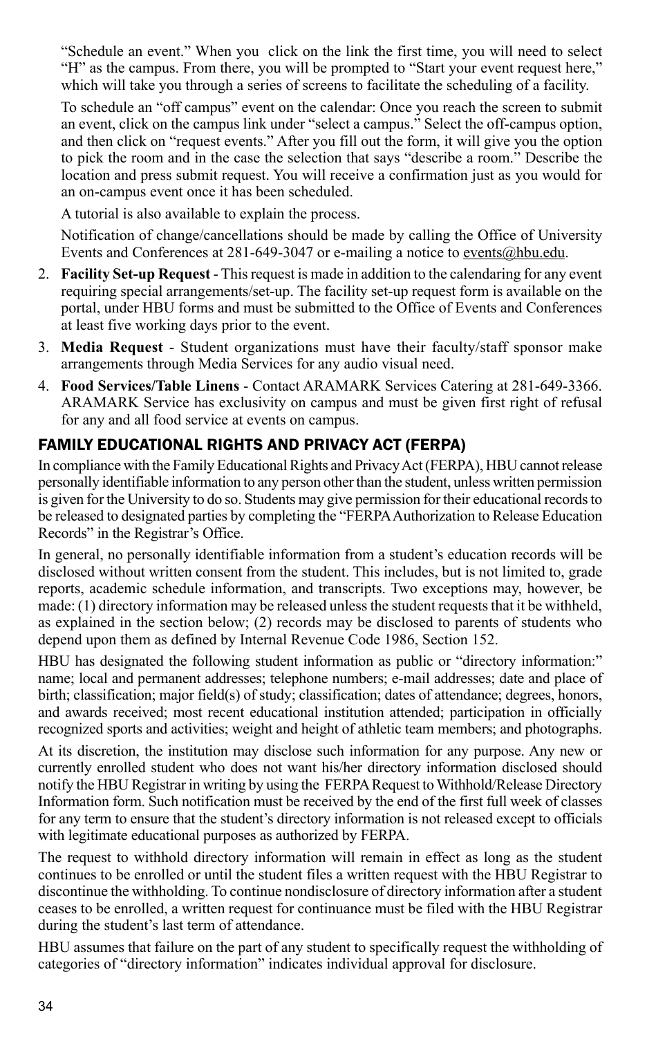"Schedule an event." When you click on the link the first time, you will need to select "H" as the campus. From there, you will be prompted to "Start your event request here," which will take you through a series of screens to facilitate the scheduling of a facility.

To schedule an "off campus" event on the calendar: Once you reach the screen to submit an event, click on the campus link under "select a campus." Select the off-campus option, and then click on "request events." After you fill out the form, it will give you the option to pick the room and in the case the selection that says "describe a room." Describe the location and press submit request. You will receive a confirmation just as you would for an on-campus event once it has been scheduled.

A tutorial is also available to explain the process.

Notification of change/cancellations should be made by calling the Office of University Events and Conferences at 281-649-3047 or e-mailing a notice to events@hbu.edu.

2. **Facility Set-up Request** - This request is made in addition to the calendaring for any event requiring special arrangements/set-up. The facility set-up request form is available on the portal, under HBU forms and must be submitted to the Office of Events and Conferences at least five working days prior to the event.
3. **Media Request** - Student organizations must have their faculty/staff sponsor make arrangements through Media Services for any audio visual need.
4. **Food Services/Table Linens** - Contact ARAMARK Services Catering at 281-649-3366. ARAMARK Service has exclusivity on campus and must be given first right of refusal for any and all food service at events on campus.

## FAMILY EDUCATIONAL RIGHTS AND PRIVACY ACT (FERPA)

In compliance with the Family Educational Rights and Privacy Act (FERPA), HBU cannot release personally identifiable information to any person other than the student, unless written permission is given for the University to do so. Students may give permission for their educational records to be released to designated parties by completing the "FERPA Authorization to Release Education Records" in the Registrar's Office.

In general, no personally identifiable information from a student's education records will be disclosed without written consent from the student. This includes, but is not limited to, grade reports, academic schedule information, and transcripts. Two exceptions may, however, be made: (1) directory information may be released unless the student requests that it be withheld, as explained in the section below; (2) records may be disclosed to parents of students who depend upon them as defined by Internal Revenue Code 1986, Section 152.

HBU has designated the following student information as public or "directory information:" name; local and permanent addresses; telephone numbers; e-mail addresses; date and place of birth; classification; major field(s) of study; classification; dates of attendance; degrees, honors, and awards received; most recent educational institution attended; participation in officially recognized sports and activities; weight and height of athletic team members; and photographs.

At its discretion, the institution may disclose such information for any purpose. Any new or currently enrolled student who does not want his/her directory information disclosed should notify the HBU Registrar in writing by using the FERPA Request to Withhold/Release Directory Information form. Such notification must be received by the end of the first full week of classes for any term to ensure that the student's directory information is not released except to officials with legitimate educational purposes as authorized by FERPA.

The request to withhold directory information will remain in effect as long as the student continues to be enrolled or until the student files a written request with the HBU Registrar to discontinue the withholding. To continue nondisclosure of directory information after a student ceases to be enrolled, a written request for continuance must be filed with the HBU Registrar during the student's last term of attendance.

HBU assumes that failure on the part of any student to specifically request the withholding of categories of "directory information" indicates individual approval for disclosure.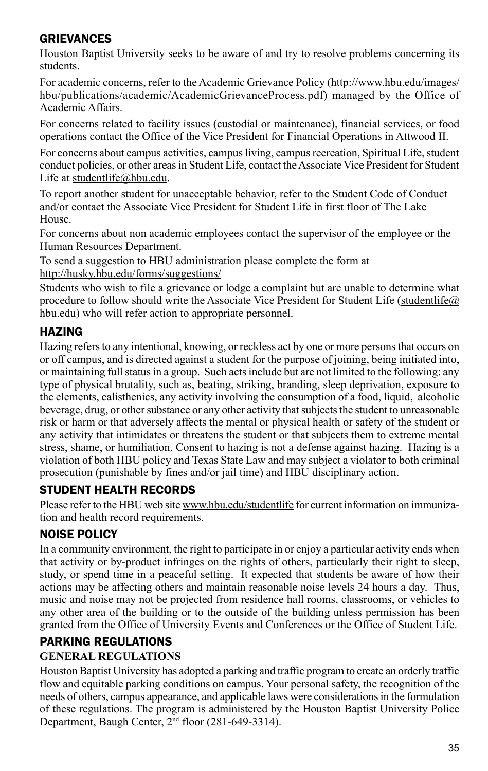## GRIEVANCES

Houston Baptist University seeks to be aware of and try to resolve problems concerning its students.

For academic concerns, refer to the Academic Grievance Policy (http://www.hbu.edu/images/hbu/publications/academic/AcademicGrievanceProcess.pdf) managed by the Office of Academic Affairs.

For concerns related to facility issues (custodial or maintenance), financial services, or food operations contact the Office of the Vice President for Financial Operations in Attwood II.

For concerns about campus activities, campus living, campus recreation, Spiritual Life, student conduct policies, or other areas in Student Life, contact the Associate Vice President for Student Life at studentlife@hbu.edu.

To report another student for unacceptable behavior, refer to the Student Code of Conduct and/or contact the Associate Vice President for Student Life in first floor of The Lake House.

For concerns about non academic employees contact the supervisor of the employee or the Human Resources Department.

To send a suggestion to HBU administration please complete the form at http://husky.hbu.edu/forms/suggestions/

Students who wish to file a grievance or lodge a complaint but are unable to determine what procedure to follow should write the Associate Vice President for Student Life (studentlife@hbu.edu) who will refer action to appropriate personnel.

## HAZING

Hazing refers to any intentional, knowing, or reckless act by one or more persons that occurs on or off campus, and is directed against a student for the purpose of joining, being initiated into, or maintaining full status in a group. Such acts include but are not limited to the following: any type of physical brutality, such as, beating, striking, branding, sleep deprivation, exposure to the elements, calisthenics, any activity involving the consumption of a food, liquid, alcoholic beverage, drug, or other substance or any other activity that subjects the student to unreasonable risk or harm or that adversely affects the mental or physical health or safety of the student or any activity that intimidates or threatens the student or that subjects them to extreme mental stress, shame, or humiliation. Consent to hazing is not a defense against hazing. Hazing is a violation of both HBU policy and Texas State Law and may subject a violator to both criminal prosecution (punishable by fines and/or jail time) and HBU disciplinary action.

## STUDENT HEALTH RECORDS

Please refer to the HBU web site www.hbu.edu/studentlife for current information on immunization and health record requirements.

## NOISE POLICY

In a community environment, the right to participate in or enjoy a particular activity ends when that activity or by-product infringes on the rights of others, particularly their right to sleep, study, or spend time in a peaceful setting. It expected that students be aware of how their actions may be affecting others and maintain reasonable noise levels 24 hours a day. Thus, music and noise may not be projected from residence hall rooms, classrooms, or vehicles to any other area of the building or to the outside of the building unless permission has been granted from the Office of University Events and Conferences or the Office of Student Life.

## PARKING REGULATIONS

### GENERAL REGULATIONS

Houston Baptist University has adopted a parking and traffic program to create an orderly traffic flow and equitable parking conditions on campus. Your personal safety, the recognition of the needs of others, campus appearance, and applicable laws were considerations in the formulation of these regulations. The program is administered by the Houston Baptist University Police Department, Baugh Center, 2nd floor (281-649-3314).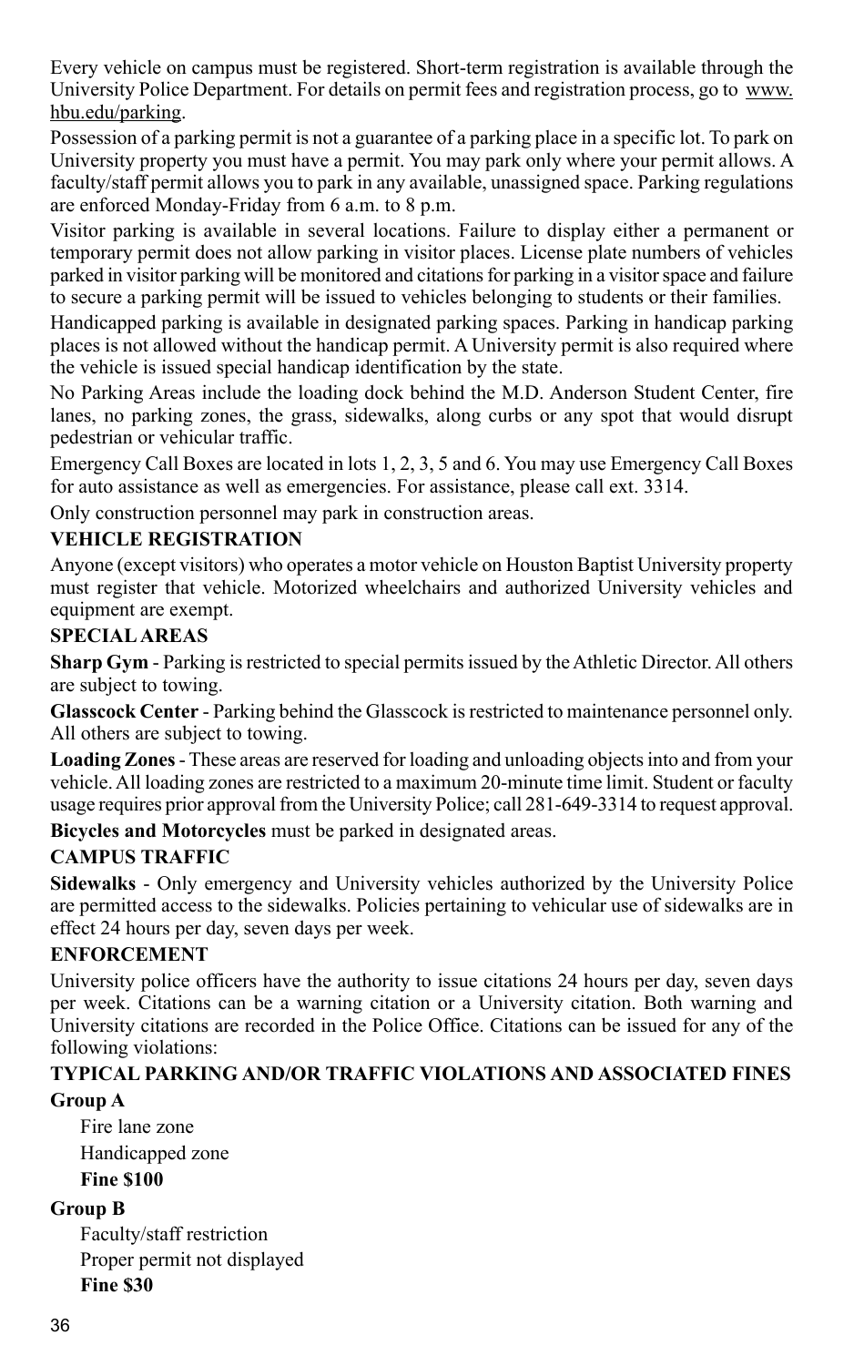Every vehicle on campus must be registered. Short-term registration is available through the University Police Department. For details on permit fees and registration process, go to www.hbu.edu/parking.

Possession of a parking permit is not a guarantee of a parking place in a specific lot. To park on University property you must have a permit. You may park only where your permit allows. A faculty/staff permit allows you to park in any available, unassigned space. Parking regulations are enforced Monday-Friday from 6 a.m. to 8 p.m.

Visitor parking is available in several locations. Failure to display either a permanent or temporary permit does not allow parking in visitor places. License plate numbers of vehicles parked in visitor parking will be monitored and citations for parking in a visitor space and failure to secure a parking permit will be issued to vehicles belonging to students or their families.

Handicapped parking is available in designated parking spaces. Parking in handicap parking places is not allowed without the handicap permit. A University permit is also required where the vehicle is issued special handicap identification by the state.

No Parking Areas include the loading dock behind the M.D. Anderson Student Center, fire lanes, no parking zones, the grass, sidewalks, along curbs or any spot that would disrupt pedestrian or vehicular traffic.

Emergency Call Boxes are located in lots 1, 2, 3, 5 and 6. You may use Emergency Call Boxes for auto assistance as well as emergencies. For assistance, please call ext. 3314.

Only construction personnel may park in construction areas.

### VEHICLE REGISTRATION

Anyone (except visitors) who operates a motor vehicle on Houston Baptist University property must register that vehicle. Motorized wheelchairs and authorized University vehicles and equipment are exempt.

### SPECIAL AREAS

**Sharp Gym** - Parking is restricted to special permits issued by the Athletic Director. All others are subject to towing.

**Glasscock Center** - Parking behind the Glasscock is restricted to maintenance personnel only. All others are subject to towing.

**Loading Zones** - These areas are reserved for loading and unloading objects into and from your vehicle. All loading zones are restricted to a maximum 20-minute time limit. Student or faculty usage requires prior approval from the University Police; call 281-649-3314 to request approval.

**Bicycles and Motorcycles** must be parked in designated areas.

### CAMPUS TRAFFIC

**Sidewalks** - Only emergency and University vehicles authorized by the University Police are permitted access to the sidewalks. Policies pertaining to vehicular use of sidewalks are in effect 24 hours per day, seven days per week.

### ENFORCEMENT

University police officers have the authority to issue citations 24 hours per day, seven days per week. Citations can be a warning citation or a University citation. Both warning and University citations are recorded in the Police Office. Citations can be issued for any of the following violations:

### TYPICAL PARKING AND/OR TRAFFIC VIOLATIONS AND ASSOCIATED FINES

**Group A**

Fire lane zone
Handicapped zone
**Fine $100**

**Group B**

Faculty/staff restriction
Proper permit not displayed
**Fine $30**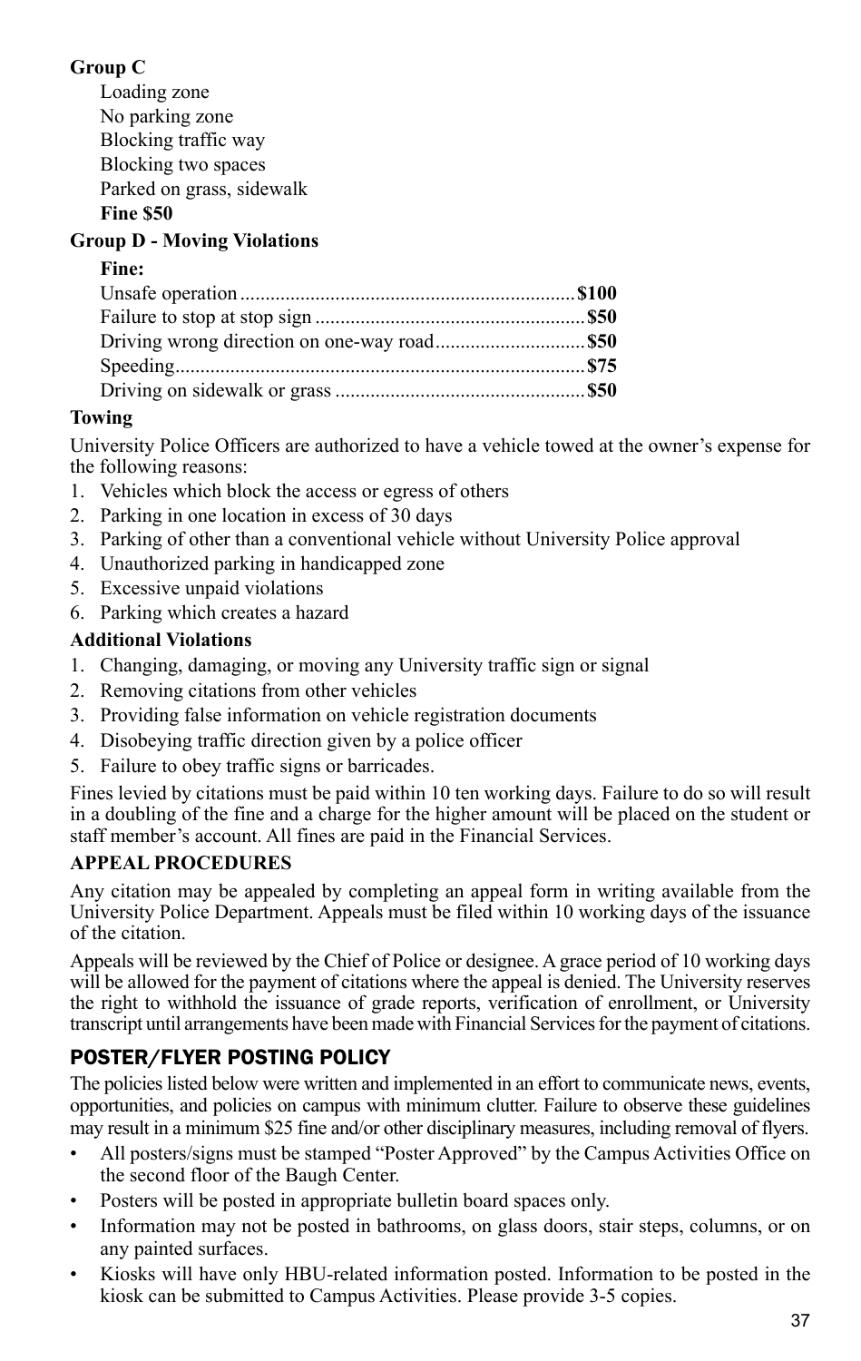**Group C**

Loading zone
No parking zone
Blocking traffic way
Blocking two spaces
Parked on grass, sidewalk
**Fine $50**

**Group D - Moving Violations**

**Fine:**

| | |
|---|---|
| Unsafe operation | **$100** |
| Failure to stop at stop sign | **$50** |
| Driving wrong direction on one-way road | **$50** |
| Speeding | **$75** |
| Driving on sidewalk or grass | **$50** |

**Towing**

University Police Officers are authorized to have a vehicle towed at the owner's expense for the following reasons:

1. Vehicles which block the access or egress of others
2. Parking in one location in excess of 30 days
3. Parking of other than a conventional vehicle without University Police approval
4. Unauthorized parking in handicapped zone
5. Excessive unpaid violations
6. Parking which creates a hazard

**Additional Violations**

1. Changing, damaging, or moving any University traffic sign or signal
2. Removing citations from other vehicles
3. Providing false information on vehicle registration documents
4. Disobeying traffic direction given by a police officer
5. Failure to obey traffic signs or barricades.

Fines levied by citations must be paid within 10 ten working days. Failure to do so will result in a doubling of the fine and a charge for the higher amount will be placed on the student or staff member's account. All fines are paid in the Financial Services.

**APPEAL PROCEDURES**

Any citation may be appealed by completing an appeal form in writing available from the University Police Department. Appeals must be filed within 10 working days of the issuance of the citation.

Appeals will be reviewed by the Chief of Police or designee. A grace period of 10 working days will be allowed for the payment of citations where the appeal is denied. The University reserves the right to withhold the issuance of grade reports, verification of enrollment, or University transcript until arrangements have been made with Financial Services for the payment of citations.

## POSTER/FLYER POSTING POLICY

The policies listed below were written and implemented in an effort to communicate news, events, opportunities, and policies on campus with minimum clutter. Failure to observe these guidelines may result in a minimum $25 fine and/or other disciplinary measures, including removal of flyers.

- All posters/signs must be stamped "Poster Approved" by the Campus Activities Office on the second floor of the Baugh Center.
- Posters will be posted in appropriate bulletin board spaces only.
- Information may not be posted in bathrooms, on glass doors, stair steps, columns, or on any painted surfaces.
- Kiosks will have only HBU-related information posted. Information to be posted in the kiosk can be submitted to Campus Activities. Please provide 3-5 copies.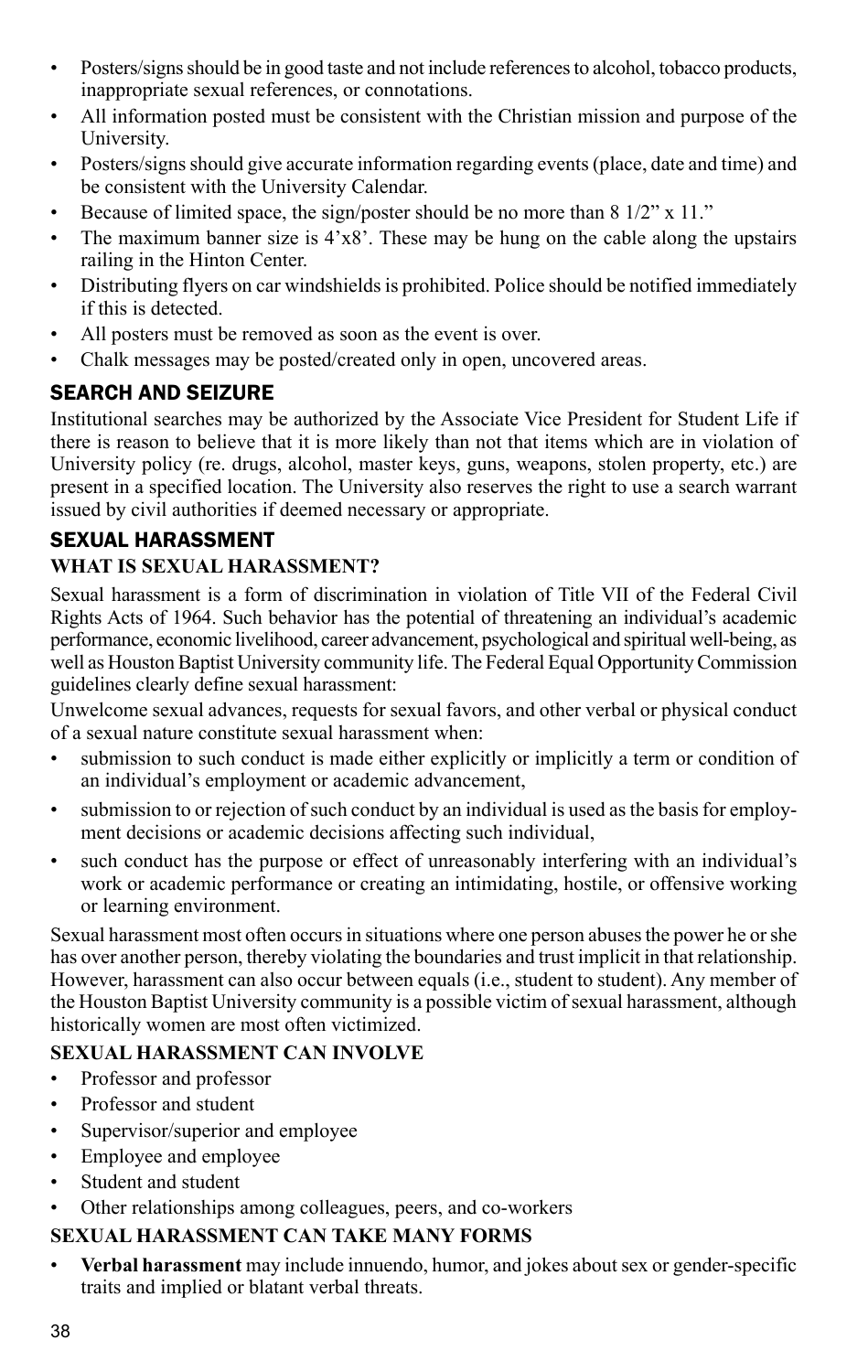- Posters/signs should be in good taste and not include references to alcohol, tobacco products, inappropriate sexual references, or connotations.
- All information posted must be consistent with the Christian mission and purpose of the University.
- Posters/signs should give accurate information regarding events (place, date and time) and be consistent with the University Calendar.
- Because of limited space, the sign/poster should be no more than 8 1/2" x 11."
- The maximum banner size is 4'x8'. These may be hung on the cable along the upstairs railing in the Hinton Center.
- Distributing flyers on car windshields is prohibited. Police should be notified immediately if this is detected.
- All posters must be removed as soon as the event is over.
- Chalk messages may be posted/created only in open, uncovered areas.

## SEARCH AND SEIZURE

Institutional searches may be authorized by the Associate Vice President for Student Life if there is reason to believe that it is more likely than not that items which are in violation of University policy (re. drugs, alcohol, master keys, guns, weapons, stolen property, etc.) are present in a specified location. The University also reserves the right to use a search warrant issued by civil authorities if deemed necessary or appropriate.

## SEXUAL HARASSMENT

### WHAT IS SEXUAL HARASSMENT?

Sexual harassment is a form of discrimination in violation of Title VII of the Federal Civil Rights Acts of 1964. Such behavior has the potential of threatening an individual's academic performance, economic livelihood, career advancement, psychological and spiritual well-being, as well as Houston Baptist University community life. The Federal Equal Opportunity Commission guidelines clearly define sexual harassment:

Unwelcome sexual advances, requests for sexual favors, and other verbal or physical conduct of a sexual nature constitute sexual harassment when:

- submission to such conduct is made either explicitly or implicitly a term or condition of an individual's employment or academic advancement,
- submission to or rejection of such conduct by an individual is used as the basis for employment decisions or academic decisions affecting such individual,
- such conduct has the purpose or effect of unreasonably interfering with an individual's work or academic performance or creating an intimidating, hostile, or offensive working or learning environment.

Sexual harassment most often occurs in situations where one person abuses the power he or she has over another person, thereby violating the boundaries and trust implicit in that relationship. However, harassment can also occur between equals (i.e., student to student). Any member of the Houston Baptist University community is a possible victim of sexual harassment, although historically women are most often victimized.

### SEXUAL HARASSMENT CAN INVOLVE

- Professor and professor
- Professor and student
- Supervisor/superior and employee
- Employee and employee
- Student and student
- Other relationships among colleagues, peers, and co-workers

### SEXUAL HARASSMENT CAN TAKE MANY FORMS

- **Verbal harassment** may include innuendo, humor, and jokes about sex or gender-specific traits and implied or blatant verbal threats.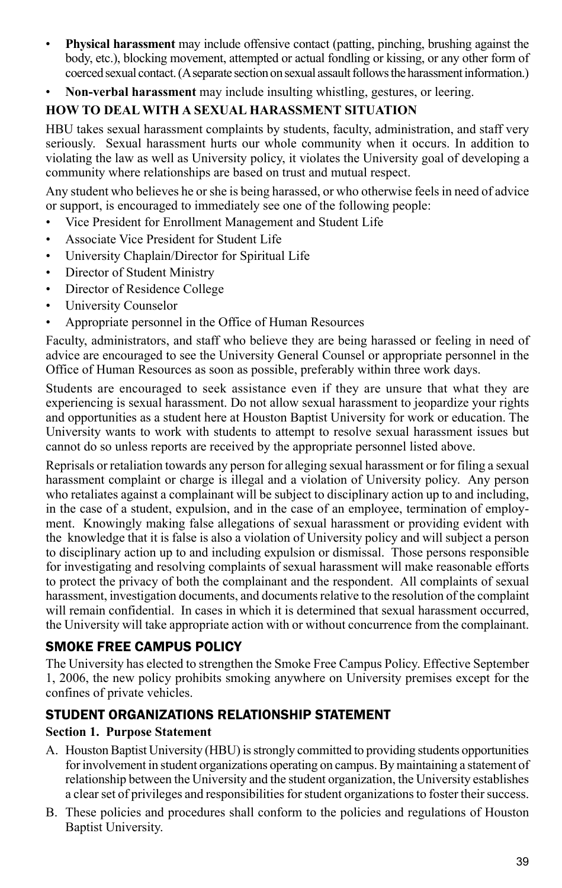- **Physical harassment** may include offensive contact (patting, pinching, brushing against the body, etc.), blocking movement, attempted or actual fondling or kissing, or any other form of coerced sexual contact. (A separate section on sexual assault follows the harassment information.)
- **Non-verbal harassment** may include insulting whistling, gestures, or leering.

**HOW TO DEAL WITH A SEXUAL HARASSMENT SITUATION**

HBU takes sexual harassment complaints by students, faculty, administration, and staff very seriously. Sexual harassment hurts our whole community when it occurs. In addition to violating the law as well as University policy, it violates the University goal of developing a community where relationships are based on trust and mutual respect.

Any student who believes he or she is being harassed, or who otherwise feels in need of advice or support, is encouraged to immediately see one of the following people:

- Vice President for Enrollment Management and Student Life
- Associate Vice President for Student Life
- University Chaplain/Director for Spiritual Life
- Director of Student Ministry
- Director of Residence College
- University Counselor
- Appropriate personnel in the Office of Human Resources

Faculty, administrators, and staff who believe they are being harassed or feeling in need of advice are encouraged to see the University General Counsel or appropriate personnel in the Office of Human Resources as soon as possible, preferably within three work days.

Students are encouraged to seek assistance even if they are unsure that what they are experiencing is sexual harassment. Do not allow sexual harassment to jeopardize your rights and opportunities as a student here at Houston Baptist University for work or education. The University wants to work with students to attempt to resolve sexual harassment issues but cannot do so unless reports are received by the appropriate personnel listed above.

Reprisals or retaliation towards any person for alleging sexual harassment or for filing a sexual harassment complaint or charge is illegal and a violation of University policy. Any person who retaliates against a complainant will be subject to disciplinary action up to and including, in the case of a student, expulsion, and in the case of an employee, termination of employment. Knowingly making false allegations of sexual harassment or providing evident with the knowledge that it is false is also a violation of University policy and will subject a person to disciplinary action up to and including expulsion or dismissal. Those persons responsible for investigating and resolving complaints of sexual harassment will make reasonable efforts to protect the privacy of both the complainant and the respondent. All complaints of sexual harassment, investigation documents, and documents relative to the resolution of the complaint will remain confidential. In cases in which it is determined that sexual harassment occurred, the University will take appropriate action with or without concurrence from the complainant.

## SMOKE FREE CAMPUS POLICY

The University has elected to strengthen the Smoke Free Campus Policy. Effective September 1, 2006, the new policy prohibits smoking anywhere on University premises except for the confines of private vehicles.

## STUDENT ORGANIZATIONS RELATIONSHIP STATEMENT

**Section 1. Purpose Statement**

A. Houston Baptist University (HBU) is strongly committed to providing students opportunities for involvement in student organizations operating on campus. By maintaining a statement of relationship between the University and the student organization, the University establishes a clear set of privileges and responsibilities for student organizations to foster their success.

B. These policies and procedures shall conform to the policies and regulations of Houston Baptist University.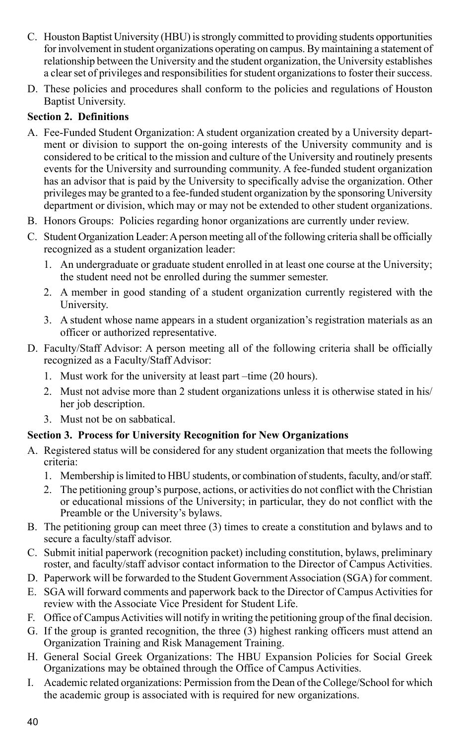C. Houston Baptist University (HBU) is strongly committed to providing students opportunities for involvement in student organizations operating on campus. By maintaining a statement of relationship between the University and the student organization, the University establishes a clear set of privileges and responsibilities for student organizations to foster their success.

D. These policies and procedures shall conform to the policies and regulations of Houston Baptist University.

**Section 2. Definitions**

A. Fee-Funded Student Organization: A student organization created by a University department or division to support the on-going interests of the University community and is considered to be critical to the mission and culture of the University and routinely presents events for the University and surrounding community. A fee-funded student organization has an advisor that is paid by the University to specifically advise the organization. Other privileges may be granted to a fee-funded student organization by the sponsoring University department or division, which may or may not be extended to other student organizations.

B. Honors Groups: Policies regarding honor organizations are currently under review.

C. Student Organization Leader: A person meeting all of the following criteria shall be officially recognized as a student organization leader:

   1. An undergraduate or graduate student enrolled in at least one course at the University; the student need not be enrolled during the summer semester.
   2. A member in good standing of a student organization currently registered with the University.
   3. A student whose name appears in a student organization's registration materials as an officer or authorized representative.

D. Faculty/Staff Advisor: A person meeting all of the following criteria shall be officially recognized as a Faculty/Staff Advisor:

   1. Must work for the university at least part –time (20 hours).
   2. Must not advise more than 2 student organizations unless it is otherwise stated in his/her job description.
   3. Must not be on sabbatical.

**Section 3. Process for University Recognition for New Organizations**

A. Registered status will be considered for any student organization that meets the following criteria:

   1. Membership is limited to HBU students, or combination of students, faculty, and/or staff.
   2. The petitioning group's purpose, actions, or activities do not conflict with the Christian or educational missions of the University; in particular, they do not conflict with the Preamble or the University's bylaws.

B. The petitioning group can meet three (3) times to create a constitution and bylaws and to secure a faculty/staff advisor.

C. Submit initial paperwork (recognition packet) including constitution, bylaws, preliminary roster, and faculty/staff advisor contact information to the Director of Campus Activities.

D. Paperwork will be forwarded to the Student Government Association (SGA) for comment.

E. SGA will forward comments and paperwork back to the Director of Campus Activities for review with the Associate Vice President for Student Life.

F. Office of Campus Activities will notify in writing the petitioning group of the final decision.

G. If the group is granted recognition, the three (3) highest ranking officers must attend an Organization Training and Risk Management Training.

H. General Social Greek Organizations: The HBU Expansion Policies for Social Greek Organizations may be obtained through the Office of Campus Activities.

I. Academic related organizations: Permission from the Dean of the College/School for which the academic group is associated with is required for new organizations.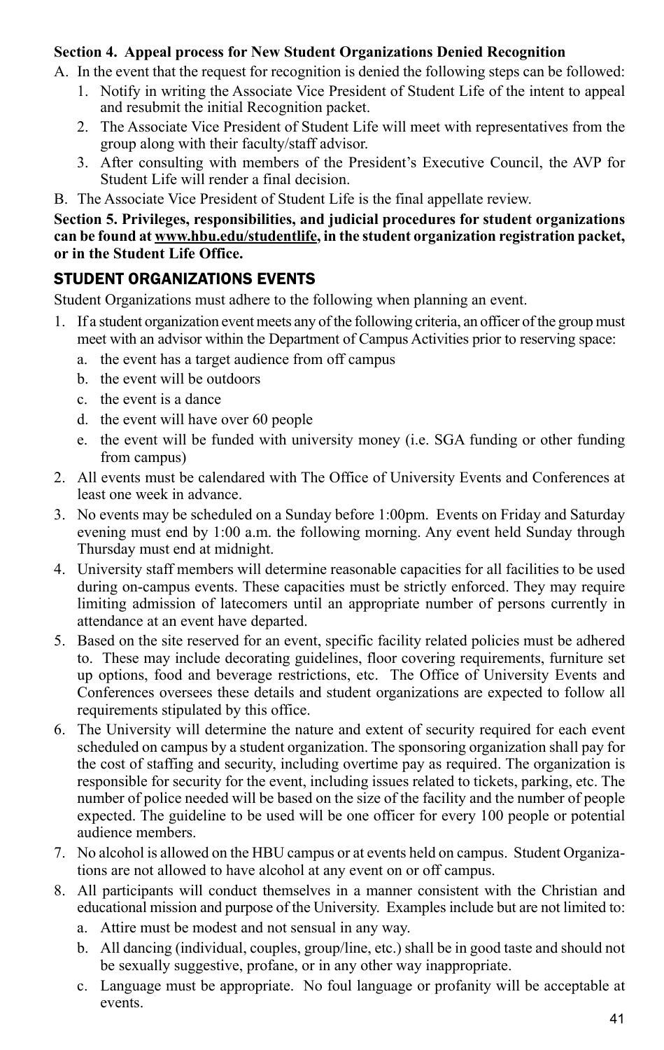**Section 4. Appeal process for New Student Organizations Denied Recognition**

A. In the event that the request for recognition is denied the following steps can be followed:
   1. Notify in writing the Associate Vice President of Student Life of the intent to appeal and resubmit the initial Recognition packet.
   2. The Associate Vice President of Student Life will meet with representatives from the group along with their faculty/staff advisor.
   3. After consulting with members of the President's Executive Council, the AVP for Student Life will render a final decision.

B. The Associate Vice President of Student Life is the final appellate review.

**Section 5. Privileges, responsibilities, and judicial procedures for student organizations can be found at www.hbu.edu/studentlife, in the student organization registration packet, or in the Student Life Office.**

## STUDENT ORGANIZATIONS EVENTS

Student Organizations must adhere to the following when planning an event.

1. If a student organization event meets any of the following criteria, an officer of the group must meet with an advisor within the Department of Campus Activities prior to reserving space:
   a. the event has a target audience from off campus
   b. the event will be outdoors
   c. the event is a dance
   d. the event will have over 60 people
   e. the event will be funded with university money (i.e. SGA funding or other funding from campus)
2. All events must be calendared with The Office of University Events and Conferences at least one week in advance.
3. No events may be scheduled on a Sunday before 1:00pm. Events on Friday and Saturday evening must end by 1:00 a.m. the following morning. Any event held Sunday through Thursday must end at midnight.
4. University staff members will determine reasonable capacities for all facilities to be used during on-campus events. These capacities must be strictly enforced. They may require limiting admission of latecomers until an appropriate number of persons currently in attendance at an event have departed.
5. Based on the site reserved for an event, specific facility related policies must be adhered to. These may include decorating guidelines, floor covering requirements, furniture set up options, food and beverage restrictions, etc. The Office of University Events and Conferences oversees these details and student organizations are expected to follow all requirements stipulated by this office.
6. The University will determine the nature and extent of security required for each event scheduled on campus by a student organization. The sponsoring organization shall pay for the cost of staffing and security, including overtime pay as required. The organization is responsible for security for the event, including issues related to tickets, parking, etc. The number of police needed will be based on the size of the facility and the number of people expected. The guideline to be used will be one officer for every 100 people or potential audience members.
7. No alcohol is allowed on the HBU campus or at events held on campus. Student Organizations are not allowed to have alcohol at any event on or off campus.
8. All participants will conduct themselves in a manner consistent with the Christian and educational mission and purpose of the University. Examples include but are not limited to:
   a. Attire must be modest and not sensual in any way.
   b. All dancing (individual, couples, group/line, etc.) shall be in good taste and should not be sexually suggestive, profane, or in any other way inappropriate.
   c. Language must be appropriate. No foul language or profanity will be acceptable at events.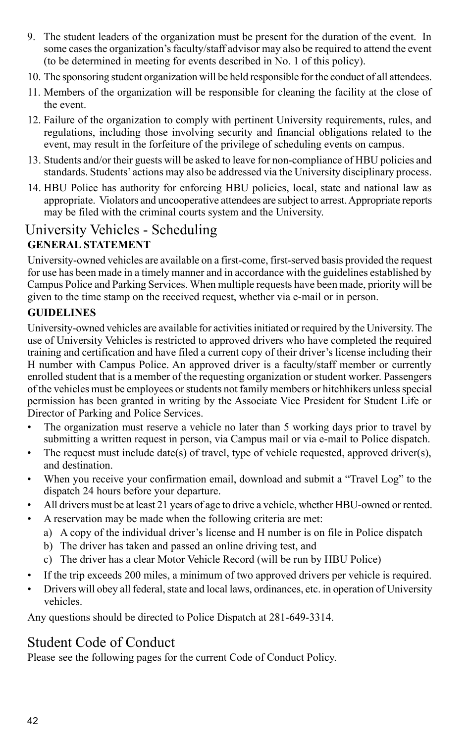9. The student leaders of the organization must be present for the duration of the event. In some cases the organization's faculty/staff advisor may also be required to attend the event (to be determined in meeting for events described in No. 1 of this policy).
10. The sponsoring student organization will be held responsible for the conduct of all attendees.
11. Members of the organization will be responsible for cleaning the facility at the close of the event.
12. Failure of the organization to comply with pertinent University requirements, rules, and regulations, including those involving security and financial obligations related to the event, may result in the forfeiture of the privilege of scheduling events on campus.
13. Students and/or their guests will be asked to leave for non-compliance of HBU policies and standards. Students' actions may also be addressed via the University disciplinary process.
14. HBU Police has authority for enforcing HBU policies, local, state and national law as appropriate. Violators and uncooperative attendees are subject to arrest. Appropriate reports may be filed with the criminal courts system and the University.

## University Vehicles - Scheduling

**GENERAL STATEMENT**

University-owned vehicles are available on a first-come, first-served basis provided the request for use has been made in a timely manner and in accordance with the guidelines established by Campus Police and Parking Services. When multiple requests have been made, priority will be given to the time stamp on the received request, whether via e-mail or in person.

**GUIDELINES**

University-owned vehicles are available for activities initiated or required by the University. The use of University Vehicles is restricted to approved drivers who have completed the required training and certification and have filed a current copy of their driver's license including their H number with Campus Police. An approved driver is a faculty/staff member or currently enrolled student that is a member of the requesting organization or student worker. Passengers of the vehicles must be employees or students not family members or hitchhikers unless special permission has been granted in writing by the Associate Vice President for Student Life or Director of Parking and Police Services.

- The organization must reserve a vehicle no later than 5 working days prior to travel by submitting a written request in person, via Campus mail or via e-mail to Police dispatch.
- The request must include date(s) of travel, type of vehicle requested, approved driver(s), and destination.
- When you receive your confirmation email, download and submit a "Travel Log" to the dispatch 24 hours before your departure.
- All drivers must be at least 21 years of age to drive a vehicle, whether HBU-owned or rented.
- A reservation may be made when the following criteria are met:
  a) A copy of the individual driver's license and H number is on file in Police dispatch
  b) The driver has taken and passed an online driving test, and
  c) The driver has a clear Motor Vehicle Record (will be run by HBU Police)
- If the trip exceeds 200 miles, a minimum of two approved drivers per vehicle is required.
- Drivers will obey all federal, state and local laws, ordinances, etc. in operation of University vehicles.

Any questions should be directed to Police Dispatch at 281-649-3314.

## Student Code of Conduct

Please see the following pages for the current Code of Conduct Policy.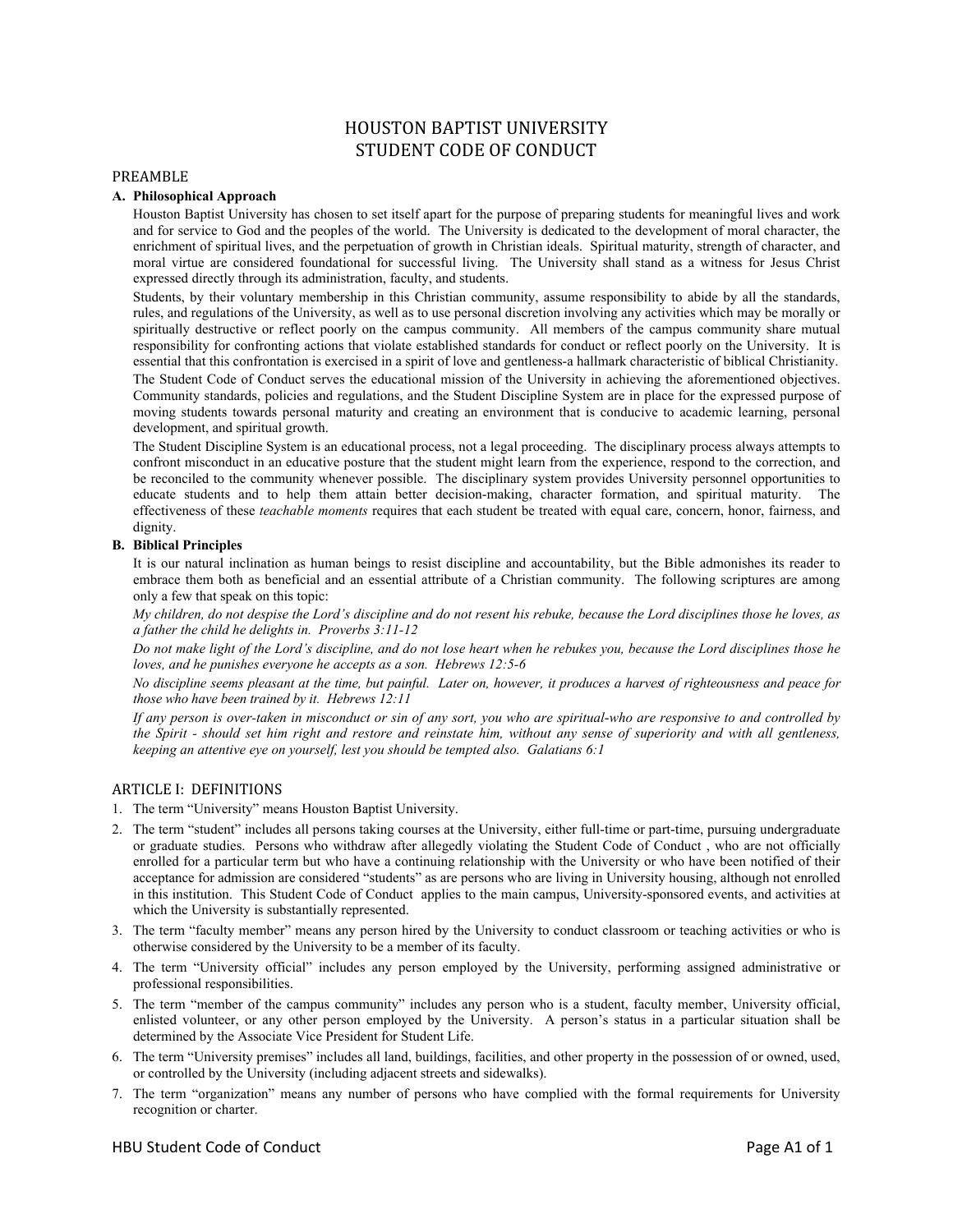# HOUSTON BAPTIST UNIVERSITY
# STUDENT CODE OF CONDUCT

## PREAMBLE

### A. Philosophical Approach

Houston Baptist University has chosen to set itself apart for the purpose of preparing students for meaningful lives and work and for service to God and the peoples of the world. The University is dedicated to the development of moral character, the enrichment of spiritual lives, and the perpetuation of growth in Christian ideals. Spiritual maturity, strength of character, and moral virtue are considered foundational for successful living. The University shall stand as a witness for Jesus Christ expressed directly through its administration, faculty, and students.

Students, by their voluntary membership in this Christian community, assume responsibility to abide by all the standards, rules, and regulations of the University, as well as to use personal discretion involving any activities which may be morally or spiritually destructive or reflect poorly on the campus community. All members of the campus community share mutual responsibility for confronting actions that violate established standards for conduct or reflect poorly on the University. It is essential that this confrontation is exercised in a spirit of love and gentleness-a hallmark characteristic of biblical Christianity.

The Student Code of Conduct serves the educational mission of the University in achieving the aforementioned objectives. Community standards, policies and regulations, and the Student Discipline System are in place for the expressed purpose of moving students towards personal maturity and creating an environment that is conducive to academic learning, personal development, and spiritual growth.

The Student Discipline System is an educational process, not a legal proceeding. The disciplinary process always attempts to confront misconduct in an educative posture that the student might learn from the experience, respond to the correction, and be reconciled to the community whenever possible. The disciplinary system provides University personnel opportunities to educate students and to help them attain better decision-making, character formation, and spiritual maturity. The effectiveness of these *teachable moments* requires that each student be treated with equal care, concern, honor, fairness, and dignity.

### B. Biblical Principles

It is our natural inclination as human beings to resist discipline and accountability, but the Bible admonishes its reader to embrace them both as beneficial and an essential attribute of a Christian community. The following scriptures are among only a few that speak on this topic:

*My children, do not despise the Lord's discipline and do not resent his rebuke, because the Lord disciplines those he loves, as a father the child he delights in. Proverbs 3:11-12*

*Do not make light of the Lord's discipline, and do not lose heart when he rebukes you, because the Lord disciplines those he loves, and he punishes everyone he accepts as a son. Hebrews 12:5-6*

*No discipline seems pleasant at the time, but painful. Later on, however, it produces a harvest of righteousness and peace for those who have been trained by it. Hebrews 12:11*

*If any person is over-taken in misconduct or sin of any sort, you who are spiritual-who are responsive to and controlled by the Spirit - should set him right and restore and reinstate him, without any sense of superiority and with all gentleness, keeping an attentive eye on yourself, lest you should be tempted also. Galatians 6:1*

## ARTICLE I: DEFINITIONS

1. The term "University" means Houston Baptist University.
2. The term "student" includes all persons taking courses at the University, either full-time or part-time, pursuing undergraduate or graduate studies. Persons who withdraw after allegedly violating the Student Code of Conduct , who are not officially enrolled for a particular term but who have a continuing relationship with the University or who have been notified of their acceptance for admission are considered "students" as are persons who are living in University housing, although not enrolled in this institution. This Student Code of Conduct applies to the main campus, University-sponsored events, and activities at which the University is substantially represented.
3. The term "faculty member" means any person hired by the University to conduct classroom or teaching activities or who is otherwise considered by the University to be a member of its faculty.
4. The term "University official" includes any person employed by the University, performing assigned administrative or professional responsibilities.
5. The term "member of the campus community" includes any person who is a student, faculty member, University official, enlisted volunteer, or any other person employed by the University. A person's status in a particular situation shall be determined by the Associate Vice President for Student Life.
6. The term "University premises" includes all land, buildings, facilities, and other property in the possession of or owned, used, or controlled by the University (including adjacent streets and sidewalks).
7. The term "organization" means any number of persons who have complied with the formal requirements for University recognition or charter.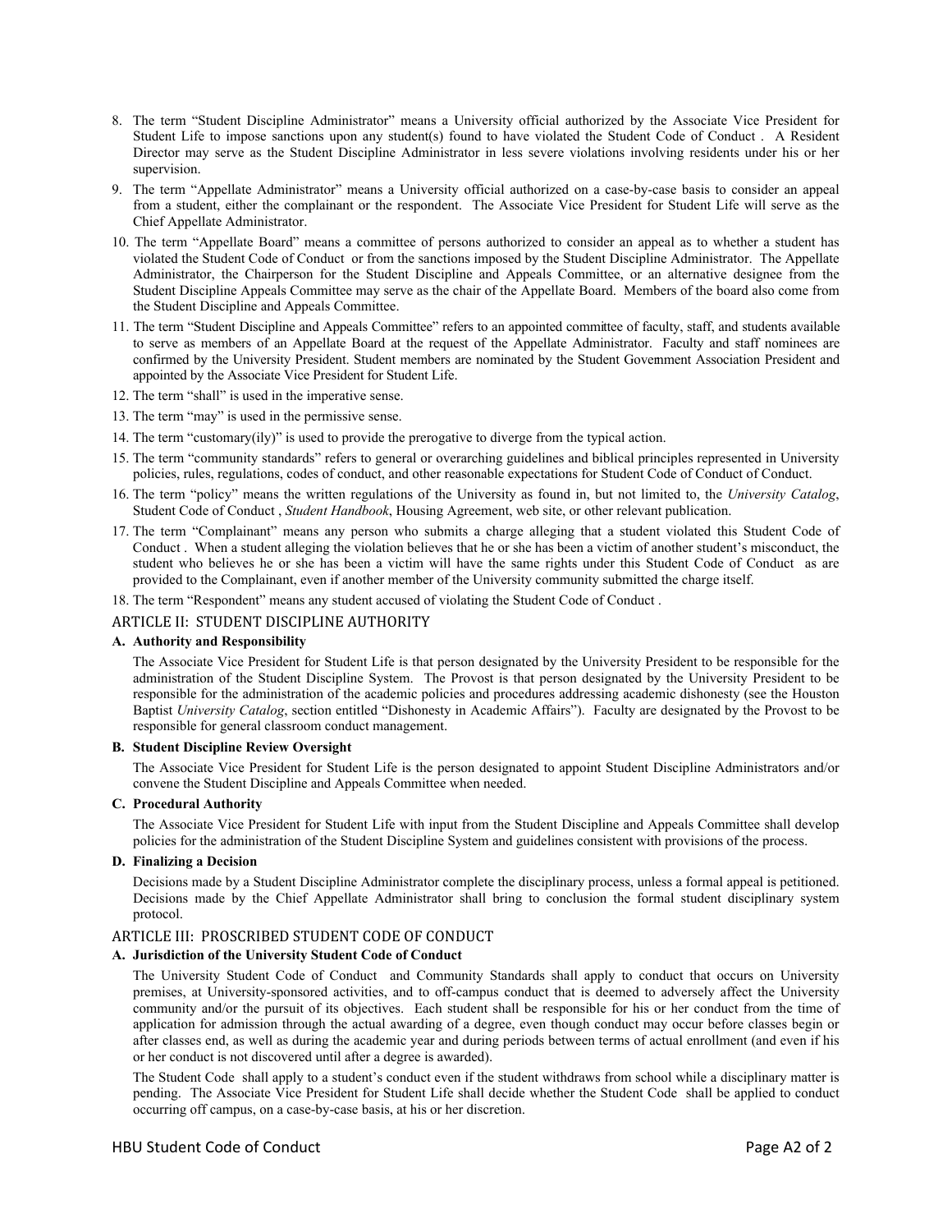8. The term "Student Discipline Administrator" means a University official authorized by the Associate Vice President for Student Life to impose sanctions upon any student(s) found to have violated the Student Code of Conduct . A Resident Director may serve as the Student Discipline Administrator in less severe violations involving residents under his or her supervision.
9. The term "Appellate Administrator" means a University official authorized on a case-by-case basis to consider an appeal from a student, either the complainant or the respondent. The Associate Vice President for Student Life will serve as the Chief Appellate Administrator.
10. The term "Appellate Board" means a committee of persons authorized to consider an appeal as to whether a student has violated the Student Code of Conduct or from the sanctions imposed by the Student Discipline Administrator. The Appellate Administrator, the Chairperson for the Student Discipline and Appeals Committee, or an alternative designee from the Student Discipline Appeals Committee may serve as the chair of the Appellate Board. Members of the board also come from the Student Discipline and Appeals Committee.
11. The term "Student Discipline and Appeals Committee" refers to an appointed committee of faculty, staff, and students available to serve as members of an Appellate Board at the request of the Appellate Administrator. Faculty and staff nominees are confirmed by the University President. Student members are nominated by the Student Government Association President and appointed by the Associate Vice President for Student Life.
12. The term "shall" is used in the imperative sense.
13. The term "may" is used in the permissive sense.
14. The term "customary(ily)" is used to provide the prerogative to diverge from the typical action.
15. The term "community standards" refers to general or overarching guidelines and biblical principles represented in University policies, rules, regulations, codes of conduct, and other reasonable expectations for Student Code of Conduct of Conduct.
16. The term "policy" means the written regulations of the University as found in, but not limited to, the *University Catalog*, Student Code of Conduct , *Student Handbook*, Housing Agreement, web site, or other relevant publication.
17. The term "Complainant" means any person who submits a charge alleging that a student violated this Student Code of Conduct . When a student alleging the violation believes that he or she has been a victim of another student's misconduct, the student who believes he or she has been a victim will have the same rights under this Student Code of Conduct as are provided to the Complainant, even if another member of the University community submitted the charge itself.
18. The term "Respondent" means any student accused of violating the Student Code of Conduct .

## ARTICLE II: STUDENT DISCIPLINE AUTHORITY

### A. Authority and Responsibility

The Associate Vice President for Student Life is that person designated by the University President to be responsible for the administration of the Student Discipline System. The Provost is that person designated by the University President to be responsible for the administration of the academic policies and procedures addressing academic dishonesty (see the Houston Baptist *University Catalog*, section entitled "Dishonesty in Academic Affairs"). Faculty are designated by the Provost to be responsible for general classroom conduct management.

### B. Student Discipline Review Oversight

The Associate Vice President for Student Life is the person designated to appoint Student Discipline Administrators and/or convene the Student Discipline and Appeals Committee when needed.

### C. Procedural Authority

The Associate Vice President for Student Life with input from the Student Discipline and Appeals Committee shall develop policies for the administration of the Student Discipline System and guidelines consistent with provisions of the process.

### D. Finalizing a Decision

Decisions made by a Student Discipline Administrator complete the disciplinary process, unless a formal appeal is petitioned. Decisions made by the Chief Appellate Administrator shall bring to conclusion the formal student disciplinary system protocol.

## ARTICLE III: PROSCRIBED STUDENT CODE OF CONDUCT

### A. Jurisdiction of the University Student Code of Conduct

The University Student Code of Conduct and Community Standards shall apply to conduct that occurs on University premises, at University-sponsored activities, and to off-campus conduct that is deemed to adversely affect the University community and/or the pursuit of its objectives. Each student shall be responsible for his or her conduct from the time of application for admission through the actual awarding of a degree, even though conduct may occur before classes begin or after classes end, as well as during the academic year and during periods between terms of actual enrollment (and even if his or her conduct is not discovered until after a degree is awarded).

The Student Code shall apply to a student's conduct even if the student withdraws from school while a disciplinary matter is pending. The Associate Vice President for Student Life shall decide whether the Student Code shall be applied to conduct occurring off campus, on a case-by-case basis, at his or her discretion.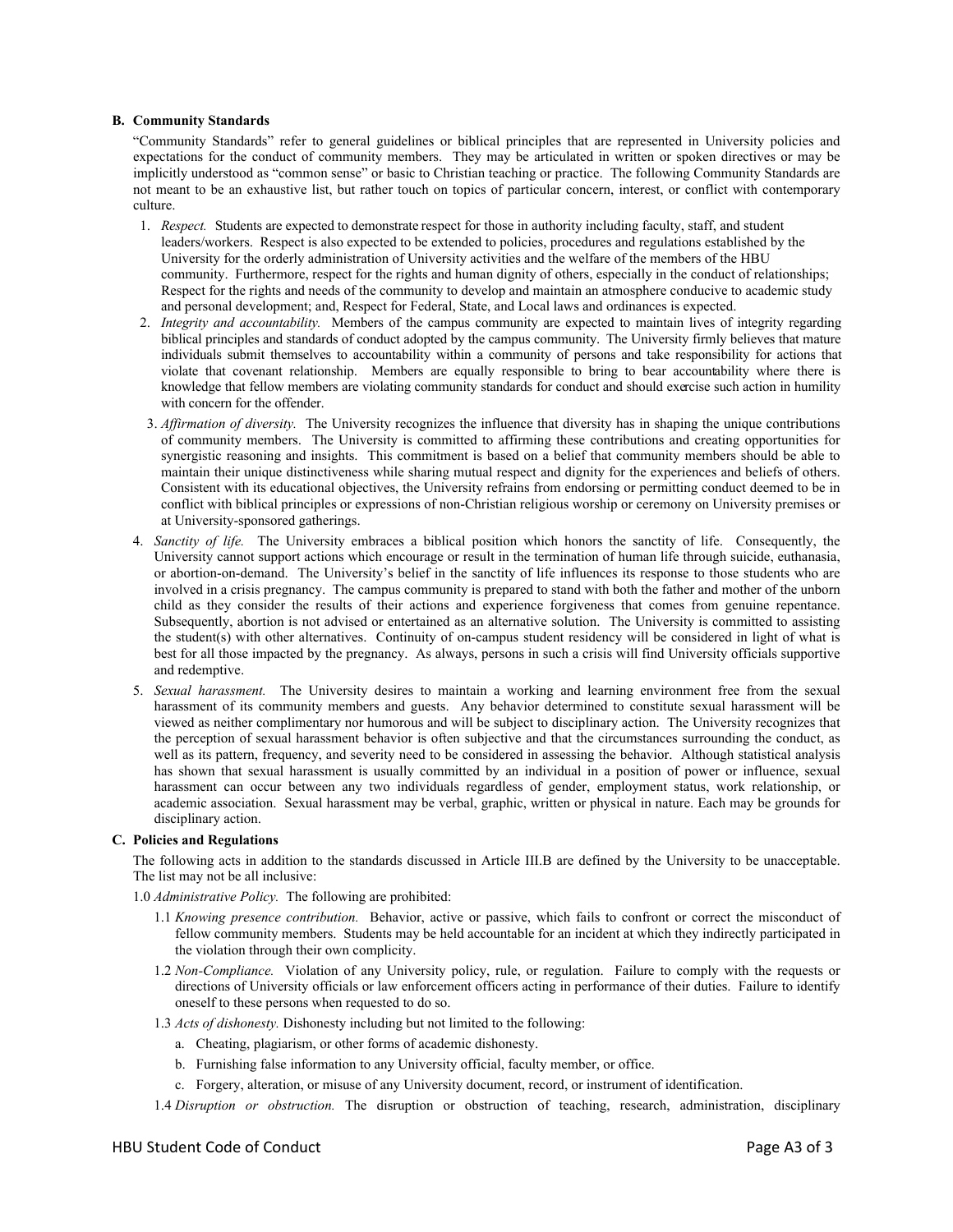## B. Community Standards

"Community Standards" refer to general guidelines or biblical principles that are represented in University policies and expectations for the conduct of community members. They may be articulated in written or spoken directives or may be implicitly understood as "common sense" or basic to Christian teaching or practice. The following Community Standards are not meant to be an exhaustive list, but rather touch on topics of particular concern, interest, or conflict with contemporary culture.

1. *Respect.* Students are expected to demonstrate respect for those in authority including faculty, staff, and student leaders/workers. Respect is also expected to be extended to policies, procedures and regulations established by the University for the orderly administration of University activities and the welfare of the members of the HBU community. Furthermore, respect for the rights and human dignity of others, especially in the conduct of relationships; Respect for the rights and needs of the community to develop and maintain an atmosphere conducive to academic study and personal development; and, Respect for Federal, State, and Local laws and ordinances is expected.
2. *Integrity and accountability.* Members of the campus community are expected to maintain lives of integrity regarding biblical principles and standards of conduct adopted by the campus community. The University firmly believes that mature individuals submit themselves to accountability within a community of persons and take responsibility for actions that violate that covenant relationship. Members are equally responsible to bring to bear accountability where there is knowledge that fellow members are violating community standards for conduct and should exercise such action in humility with concern for the offender.
3. *Affirmation of diversity.* The University recognizes the influence that diversity has in shaping the unique contributions of community members. The University is committed to affirming these contributions and creating opportunities for synergistic reasoning and insights. This commitment is based on a belief that community members should be able to maintain their unique distinctiveness while sharing mutual respect and dignity for the experiences and beliefs of others. Consistent with its educational objectives, the University refrains from endorsing or permitting conduct deemed to be in conflict with biblical principles or expressions of non-Christian religious worship or ceremony on University premises or at University-sponsored gatherings.
4. *Sanctity of life.* The University embraces a biblical position which honors the sanctity of life. Consequently, the University cannot support actions which encourage or result in the termination of human life through suicide, euthanasia, or abortion-on-demand. The University's belief in the sanctity of life influences its response to those students who are involved in a crisis pregnancy. The campus community is prepared to stand with both the father and mother of the unborn child as they consider the results of their actions and experience forgiveness that comes from genuine repentance. Subsequently, abortion is not advised or entertained as an alternative solution. The University is committed to assisting the student(s) with other alternatives. Continuity of on-campus student residency will be considered in light of what is best for all those impacted by the pregnancy. As always, persons in such a crisis will find University officials supportive and redemptive.
5. *Sexual harassment.* The University desires to maintain a working and learning environment free from the sexual harassment of its community members and guests. Any behavior determined to constitute sexual harassment will be viewed as neither complimentary nor humorous and will be subject to disciplinary action. The University recognizes that the perception of sexual harassment behavior is often subjective and that the circumstances surrounding the conduct, as well as its pattern, frequency, and severity need to be considered in assessing the behavior. Although statistical analysis has shown that sexual harassment is usually committed by an individual in a position of power or influence, sexual harassment can occur between any two individuals regardless of gender, employment status, work relationship, or academic association. Sexual harassment may be verbal, graphic, written or physical in nature. Each may be grounds for disciplinary action.

## C. Policies and Regulations

The following acts in addition to the standards discussed in Article III.B are defined by the University to be unacceptable. The list may not be all inclusive:

1.0 *Administrative Policy.* The following are prohibited:

1.1 *Knowing presence contribution.* Behavior, active or passive, which fails to confront or correct the misconduct of fellow community members. Students may be held accountable for an incident at which they indirectly participated in the violation through their own complicity.

1.2 *Non-Compliance.* Violation of any University policy, rule, or regulation. Failure to comply with the requests or directions of University officials or law enforcement officers acting in performance of their duties. Failure to identify oneself to these persons when requested to do so.

1.3 *Acts of dishonesty.* Dishonesty including but not limited to the following:

a. Cheating, plagiarism, or other forms of academic dishonesty.

b. Furnishing false information to any University official, faculty member, or office.

c. Forgery, alteration, or misuse of any University document, record, or instrument of identification.

1.4 *Disruption or obstruction.* The disruption or obstruction of teaching, research, administration, disciplinary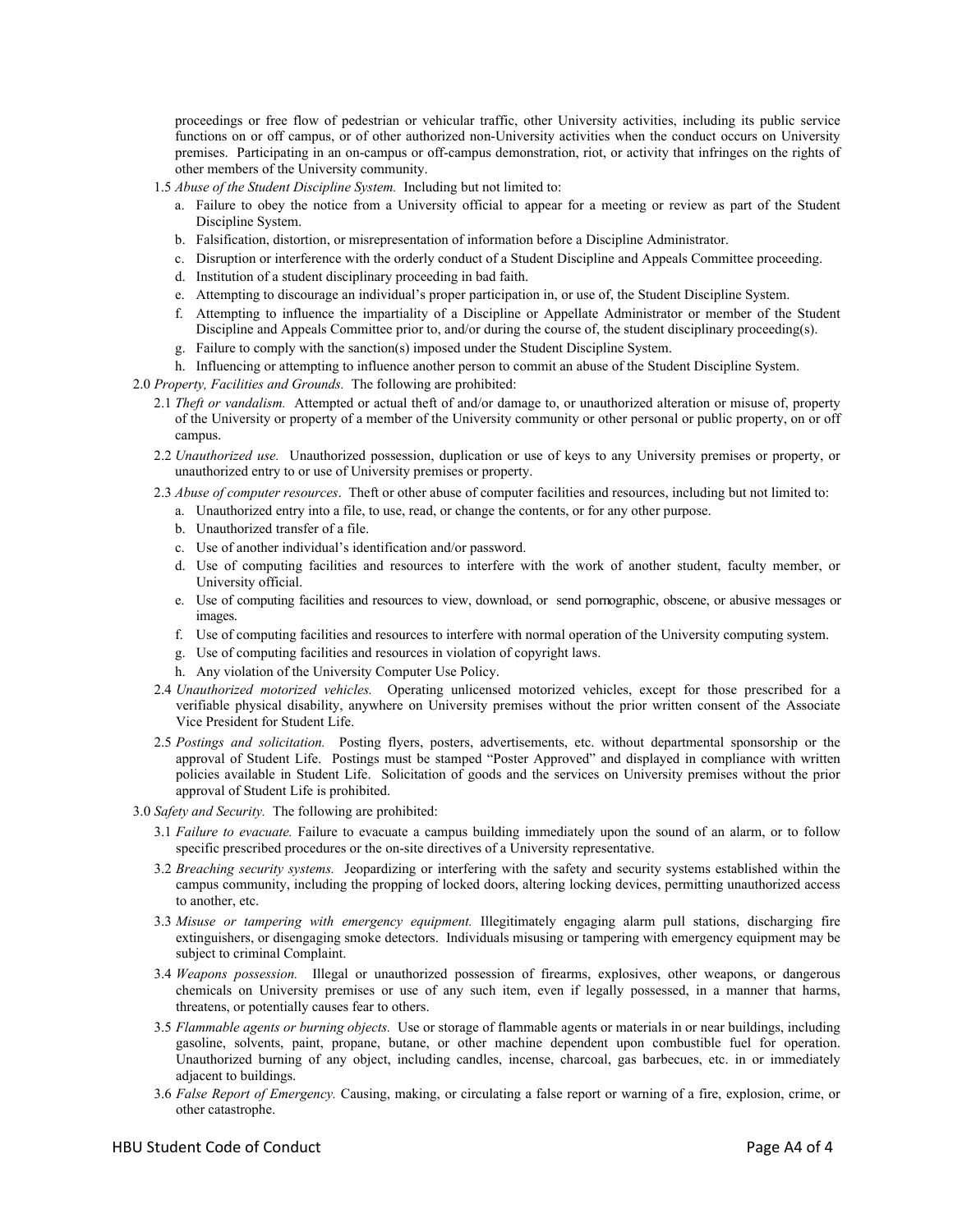proceedings or free flow of pedestrian or vehicular traffic, other University activities, including its public service functions on or off campus, or of other authorized non-University activities when the conduct occurs on University premises. Participating in an on-campus or off-campus demonstration, riot, or activity that infringes on the rights of other members of the University community.

1.5 *Abuse of the Student Discipline System.* Including but not limited to:

a. Failure to obey the notice from a University official to appear for a meeting or review as part of the Student Discipline System.
b. Falsification, distortion, or misrepresentation of information before a Discipline Administrator.
c. Disruption or interference with the orderly conduct of a Student Discipline and Appeals Committee proceeding.
d. Institution of a student disciplinary proceeding in bad faith.
e. Attempting to discourage an individual's proper participation in, or use of, the Student Discipline System.
f. Attempting to influence the impartiality of a Discipline or Appellate Administrator or member of the Student Discipline and Appeals Committee prior to, and/or during the course of, the student disciplinary proceeding(s).
g. Failure to comply with the sanction(s) imposed under the Student Discipline System.
h. Influencing or attempting to influence another person to commit an abuse of the Student Discipline System.

2.0 *Property, Facilities and Grounds.* The following are prohibited:

2.1 *Theft or vandalism.* Attempted or actual theft of and/or damage to, or unauthorized alteration or misuse of, property of the University or property of a member of the University community or other personal or public property, on or off campus.

2.2 *Unauthorized use.* Unauthorized possession, duplication or use of keys to any University premises or property, or unauthorized entry to or use of University premises or property.

2.3 *Abuse of computer resources*. Theft or other abuse of computer facilities and resources, including but not limited to:

a. Unauthorized entry into a file, to use, read, or change the contents, or for any other purpose.
b. Unauthorized transfer of a file.
c. Use of another individual's identification and/or password.
d. Use of computing facilities and resources to interfere with the work of another student, faculty member, or University official.
e. Use of computing facilities and resources to view, download, or send pornographic, obscene, or abusive messages or images.
f. Use of computing facilities and resources to interfere with normal operation of the University computing system.
g. Use of computing facilities and resources in violation of copyright laws.
h. Any violation of the University Computer Use Policy.

2.4 *Unauthorized motorized vehicles.* Operating unlicensed motorized vehicles, except for those prescribed for a verifiable physical disability, anywhere on University premises without the prior written consent of the Associate Vice President for Student Life.

2.5 *Postings and solicitation.* Posting flyers, posters, advertisements, etc. without departmental sponsorship or the approval of Student Life. Postings must be stamped "Poster Approved" and displayed in compliance with written policies available in Student Life. Solicitation of goods and the services on University premises without the prior approval of Student Life is prohibited.

3.0 *Safety and Security.* The following are prohibited:

3.1 *Failure to evacuate.* Failure to evacuate a campus building immediately upon the sound of an alarm, or to follow specific prescribed procedures or the on-site directives of a University representative.

3.2 *Breaching security systems.* Jeopardizing or interfering with the safety and security systems established within the campus community, including the propping of locked doors, altering locking devices, permitting unauthorized access to another, etc.

3.3 *Misuse or tampering with emergency equipment.* Illegitimately engaging alarm pull stations, discharging fire extinguishers, or disengaging smoke detectors. Individuals misusing or tampering with emergency equipment may be subject to criminal Complaint.

3.4 *Weapons possession.* Illegal or unauthorized possession of firearms, explosives, other weapons, or dangerous chemicals on University premises or use of any such item, even if legally possessed, in a manner that harms, threatens, or potentially causes fear to others.

3.5 *Flammable agents or burning objects.* Use or storage of flammable agents or materials in or near buildings, including gasoline, solvents, paint, propane, butane, or other machine dependent upon combustible fuel for operation. Unauthorized burning of any object, including candles, incense, charcoal, gas barbecues, etc. in or immediately adjacent to buildings.

3.6 *False Report of Emergency.* Causing, making, or circulating a false report or warning of a fire, explosion, crime, or other catastrophe.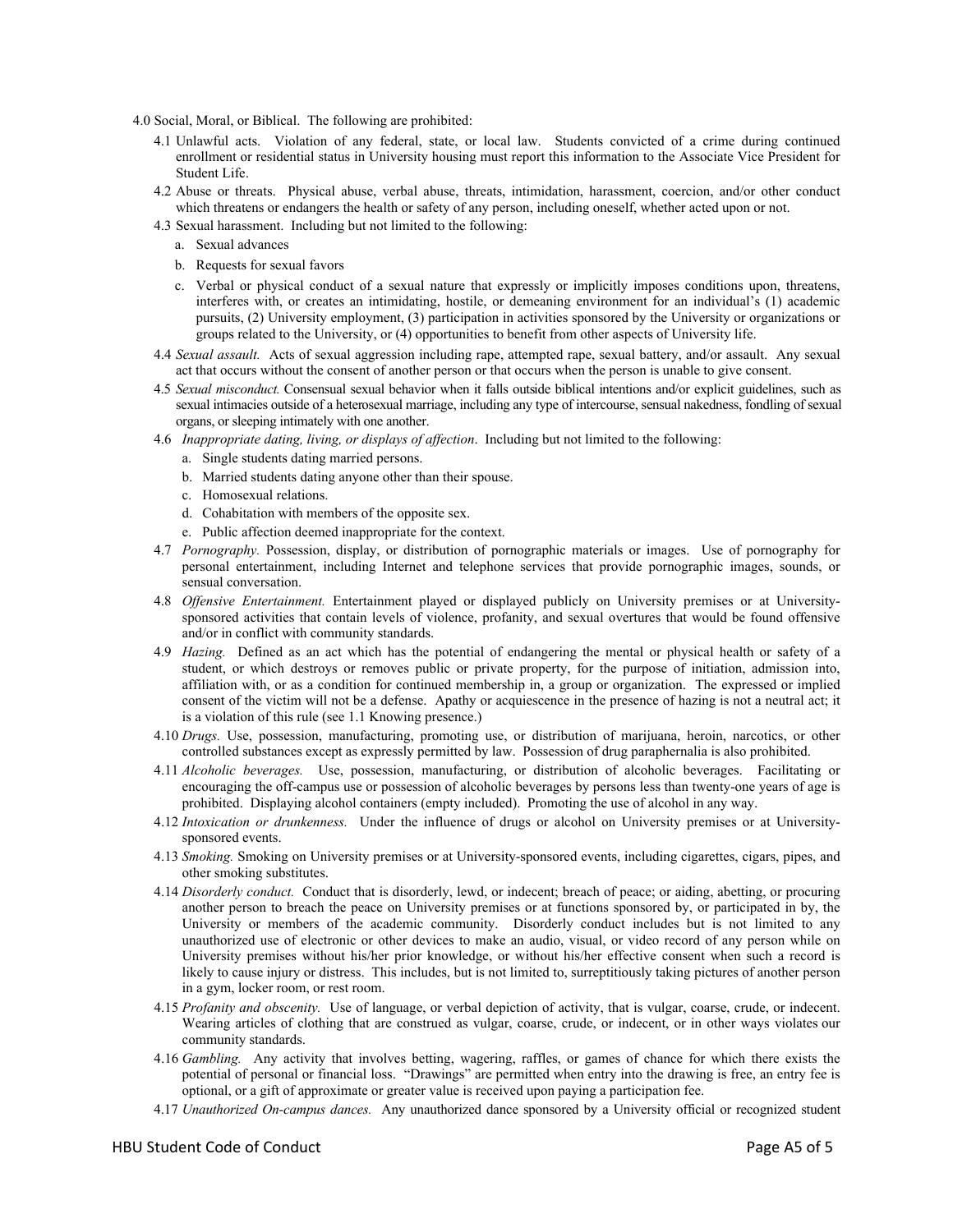4.0 Social, Moral, or Biblical. The following are prohibited:

4.1 Unlawful acts. Violation of any federal, state, or local law. Students convicted of a crime during continued enrollment or residential status in University housing must report this information to the Associate Vice President for Student Life.

4.2 Abuse or threats. Physical abuse, verbal abuse, threats, intimidation, harassment, coercion, and/or other conduct which threatens or endangers the health or safety of any person, including oneself, whether acted upon or not.

4.3 Sexual harassment. Including but not limited to the following:

a. Sexual advances

b. Requests for sexual favors

c. Verbal or physical conduct of a sexual nature that expressly or implicitly imposes conditions upon, threatens, interferes with, or creates an intimidating, hostile, or demeaning environment for an individual's (1) academic pursuits, (2) University employment, (3) participation in activities sponsored by the University or organizations or groups related to the University, or (4) opportunities to benefit from other aspects of University life.

4.4 *Sexual assault.* Acts of sexual aggression including rape, attempted rape, sexual battery, and/or assault. Any sexual act that occurs without the consent of another person or that occurs when the person is unable to give consent.

4.5 *Sexual misconduct.* Consensual sexual behavior when it falls outside biblical intentions and/or explicit guidelines, such as sexual intimacies outside of a heterosexual marriage, including any type of intercourse, sensual nakedness, fondling of sexual organs, or sleeping intimately with one another.

4.6 *Inappropriate dating, living, or displays of affection*. Including but not limited to the following:

a. Single students dating married persons.

b. Married students dating anyone other than their spouse.

c. Homosexual relations.

d. Cohabitation with members of the opposite sex.

e. Public affection deemed inappropriate for the context.

4.7 *Pornography.* Possession, display, or distribution of pornographic materials or images. Use of pornography for personal entertainment, including Internet and telephone services that provide pornographic images, sounds, or sensual conversation.

4.8 *Offensive Entertainment.* Entertainment played or displayed publicly on University premises or at University-sponsored activities that contain levels of violence, profanity, and sexual overtures that would be found offensive and/or in conflict with community standards.

4.9 *Hazing.* Defined as an act which has the potential of endangering the mental or physical health or safety of a student, or which destroys or removes public or private property, for the purpose of initiation, admission into, affiliation with, or as a condition for continued membership in, a group or organization. The expressed or implied consent of the victim will not be a defense. Apathy or acquiescence in the presence of hazing is not a neutral act; it is a violation of this rule (see 1.1 Knowing presence.)

4.10 *Drugs.* Use, possession, manufacturing, promoting use, or distribution of marijuana, heroin, narcotics, or other controlled substances except as expressly permitted by law. Possession of drug paraphernalia is also prohibited.

4.11 *Alcoholic beverages.* Use, possession, manufacturing, or distribution of alcoholic beverages. Facilitating or encouraging the off-campus use or possession of alcoholic beverages by persons less than twenty-one years of age is prohibited. Displaying alcohol containers (empty included). Promoting the use of alcohol in any way.

4.12 *Intoxication or drunkenness.* Under the influence of drugs or alcohol on University premises or at University-sponsored events.

4.13 *Smoking.* Smoking on University premises or at University-sponsored events, including cigarettes, cigars, pipes, and other smoking substitutes.

4.14 *Disorderly conduct.* Conduct that is disorderly, lewd, or indecent; breach of peace; or aiding, abetting, or procuring another person to breach the peace on University premises or at functions sponsored by, or participated in by, the University or members of the academic community. Disorderly conduct includes but is not limited to any unauthorized use of electronic or other devices to make an audio, visual, or video record of any person while on University premises without his/her prior knowledge, or without his/her effective consent when such a record is likely to cause injury or distress. This includes, but is not limited to, surreptitiously taking pictures of another person in a gym, locker room, or rest room.

4.15 *Profanity and obscenity.* Use of language, or verbal depiction of activity, that is vulgar, coarse, crude, or indecent. Wearing articles of clothing that are construed as vulgar, coarse, crude, or indecent, or in other ways violates our community standards.

4.16 *Gambling.* Any activity that involves betting, wagering, raffles, or games of chance for which there exists the potential of personal or financial loss. "Drawings" are permitted when entry into the drawing is free, an entry fee is optional, or a gift of approximate or greater value is received upon paying a participation fee.

4.17 *Unauthorized On-campus dances.* Any unauthorized dance sponsored by a University official or recognized student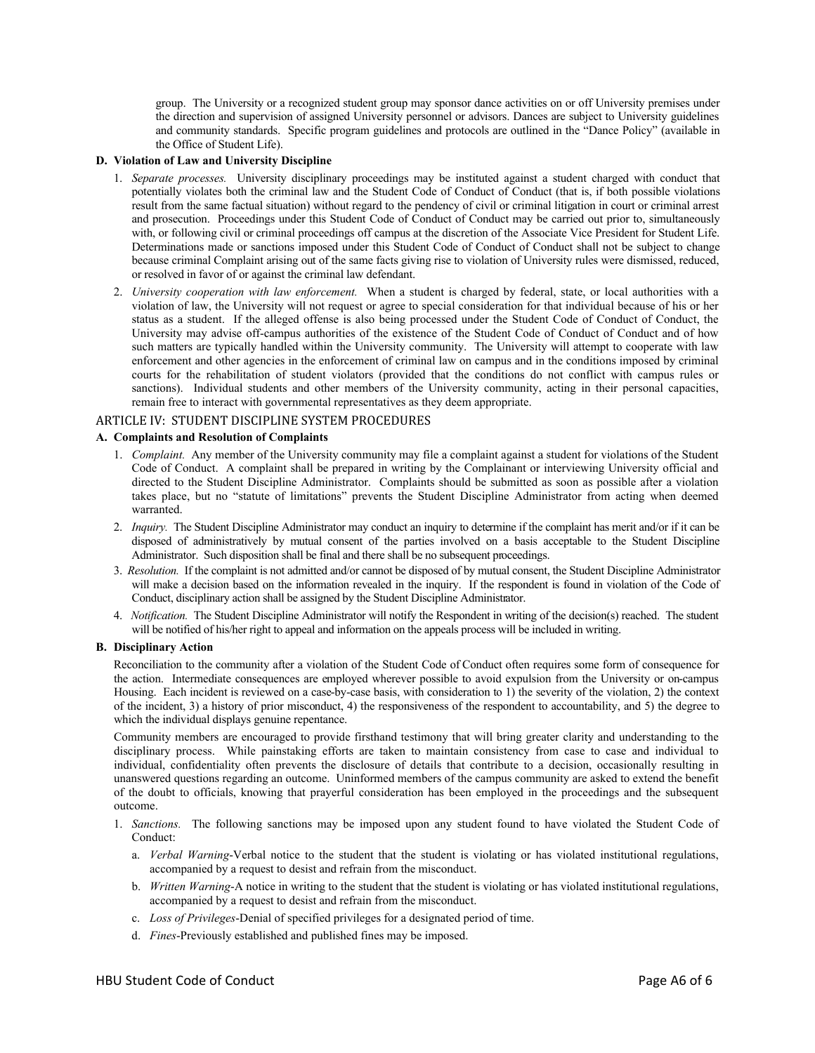group. The University or a recognized student group may sponsor dance activities on or off University premises under the direction and supervision of assigned University personnel or advisors. Dances are subject to University guidelines and community standards. Specific program guidelines and protocols are outlined in the "Dance Policy" (available in the Office of Student Life).

**D. Violation of Law and University Discipline**

1. *Separate processes.* University disciplinary proceedings may be instituted against a student charged with conduct that potentially violates both the criminal law and the Student Code of Conduct of Conduct (that is, if both possible violations result from the same factual situation) without regard to the pendency of civil or criminal litigation in court or criminal arrest and prosecution. Proceedings under this Student Code of Conduct may be carried out prior to, simultaneously with, or following civil or criminal proceedings off campus at the discretion of the Associate Vice President for Student Life. Determinations made or sanctions imposed under this Student Code of Conduct of Conduct shall not be subject to change because criminal Complaint arising out of the same facts giving rise to violation of University rules were dismissed, reduced, or resolved in favor of or against the criminal law defendant.
2. *University cooperation with law enforcement.* When a student is charged by federal, state, or local authorities with a violation of law, the University will not request or agree to special consideration for that individual because of his or her status as a student. If the alleged offense is also being processed under the Student Code of Conduct of Conduct, the University may advise off-campus authorities of the existence of the Student Code of Conduct of Conduct and of how such matters are typically handled within the University community. The University will attempt to cooperate with law enforcement and other agencies in the enforcement of criminal law on campus and in the conditions imposed by criminal courts for the rehabilitation of student violators (provided that the conditions do not conflict with campus rules or sanctions). Individual students and other members of the University community, acting in their personal capacities, remain free to interact with governmental representatives as they deem appropriate.

## ARTICLE IV: STUDENT DISCIPLINE SYSTEM PROCEDURES

**A. Complaints and Resolution of Complaints**

1. *Complaint.* Any member of the University community may file a complaint against a student for violations of the Student Code of Conduct. A complaint shall be prepared in writing by the Complainant or interviewing University official and directed to the Student Discipline Administrator. Complaints should be submitted as soon as possible after a violation takes place, but no "statute of limitations" prevents the Student Discipline Administrator from acting when deemed warranted.
2. *Inquiry.* The Student Discipline Administrator may conduct an inquiry to determine if the complaint has merit and/or if it can be disposed of administratively by mutual consent of the parties involved on a basis acceptable to the Student Discipline Administrator. Such disposition shall be final and there shall be no subsequent proceedings.
3. *Resolution.* If the complaint is not admitted and/or cannot be disposed of by mutual consent, the Student Discipline Administrator will make a decision based on the information revealed in the inquiry. If the respondent is found in violation of the Code of Conduct, disciplinary action shall be assigned by the Student Discipline Administrator.
4. *Notification.* The Student Discipline Administrator will notify the Respondent in writing of the decision(s) reached. The student will be notified of his/her right to appeal and information on the appeals process will be included in writing.

**B. Disciplinary Action**

Reconciliation to the community after a violation of the Student Code of Conduct often requires some form of consequence for the action. Intermediate consequences are employed wherever possible to avoid expulsion from the University or on-campus Housing. Each incident is reviewed on a case-by-case basis, with consideration to 1) the severity of the violation, 2) the context of the incident, 3) a history of prior misconduct, 4) the responsiveness of the respondent to accountability, and 5) the degree to which the individual displays genuine repentance.

Community members are encouraged to provide firsthand testimony that will bring greater clarity and understanding to the disciplinary process. While painstaking efforts are taken to maintain consistency from case to case and individual to individual, confidentiality often prevents the disclosure of details that contribute to a decision, occasionally resulting in unanswered questions regarding an outcome. Uninformed members of the campus community are asked to extend the benefit of the doubt to officials, knowing that prayerful consideration has been employed in the proceedings and the subsequent outcome.

1. *Sanctions.* The following sanctions may be imposed upon any student found to have violated the Student Code of Conduct:
   a. *Verbal Warning*-Verbal notice to the student that the student is violating or has violated institutional regulations, accompanied by a request to desist and refrain from the misconduct.
   b. *Written Warning*-A notice in writing to the student that the student is violating or has violated institutional regulations, accompanied by a request to desist and refrain from the misconduct.
   c. *Loss of Privileges*-Denial of specified privileges for a designated period of time.
   d. *Fines*-Previously established and published fines may be imposed.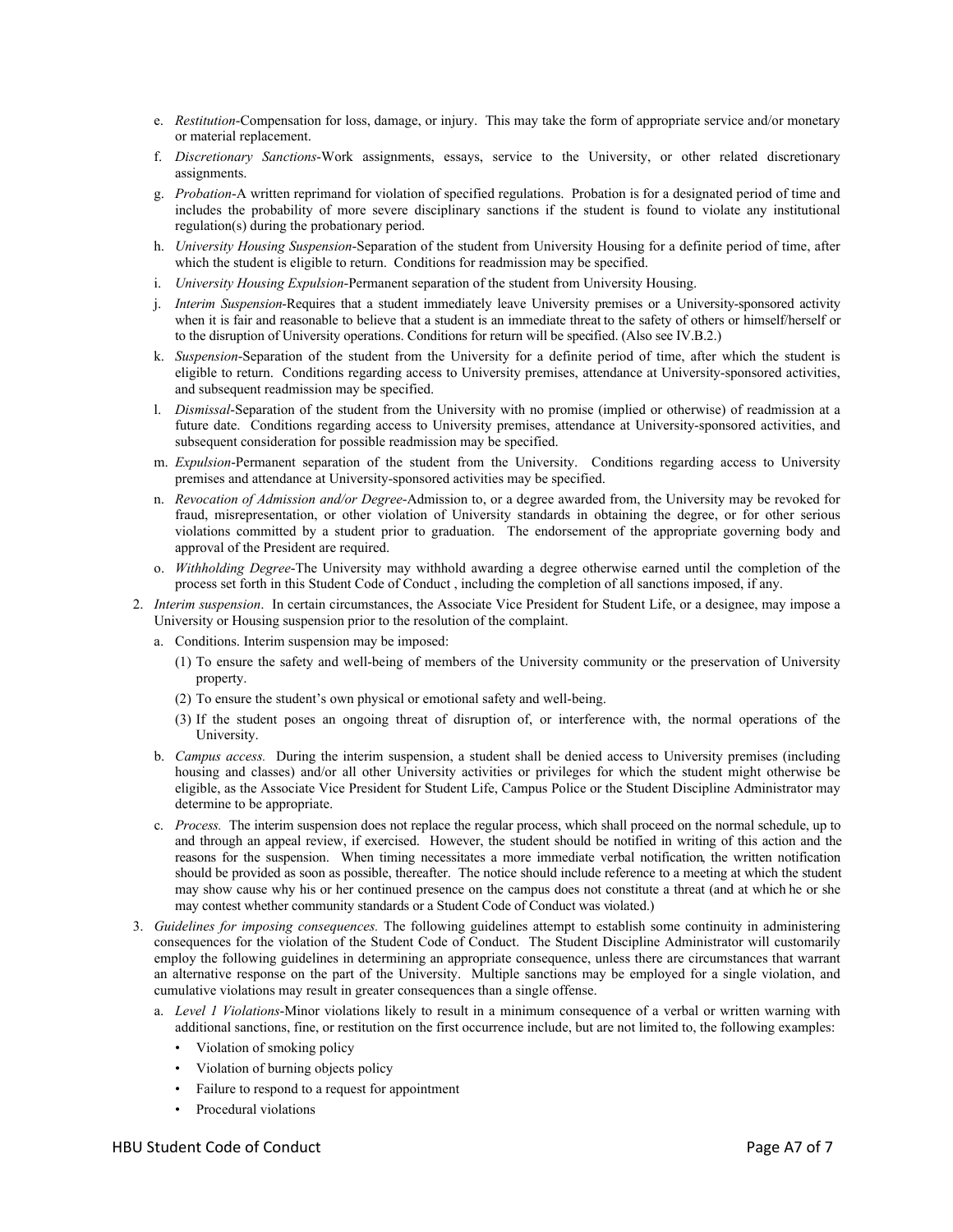e. *Restitution*-Compensation for loss, damage, or injury. This may take the form of appropriate service and/or monetary or material replacement.

f. *Discretionary Sanctions*-Work assignments, essays, service to the University, or other related discretionary assignments.

g. *Probation*-A written reprimand for violation of specified regulations. Probation is for a designated period of time and includes the probability of more severe disciplinary sanctions if the student is found to violate any institutional regulation(s) during the probationary period.

h. *University Housing Suspension*-Separation of the student from University Housing for a definite period of time, after which the student is eligible to return. Conditions for readmission may be specified.

i. *University Housing Expulsion*-Permanent separation of the student from University Housing.

j. *Interim Suspension*-Requires that a student immediately leave University premises or a University-sponsored activity when it is fair and reasonable to believe that a student is an immediate threat to the safety of others or himself/herself or to the disruption of University operations. Conditions for return will be specified. (Also see IV.B.2.)

k. *Suspension*-Separation of the student from the University for a definite period of time, after which the student is eligible to return. Conditions regarding access to University premises, attendance at University-sponsored activities, and subsequent readmission may be specified.

l. *Dismissal*-Separation of the student from the University with no promise (implied or otherwise) of readmission at a future date. Conditions regarding access to University premises, attendance at University-sponsored activities, and subsequent consideration for possible readmission may be specified.

m. *Expulsion*-Permanent separation of the student from the University. Conditions regarding access to University premises and attendance at University-sponsored activities may be specified.

n. *Revocation of Admission and/or Degree*-Admission to, or a degree awarded from, the University may be revoked for fraud, misrepresentation, or other violation of University standards in obtaining the degree, or for other serious violations committed by a student prior to graduation. The endorsement of the appropriate governing body and approval of the President are required.

o. *Withholding Degree*-The University may withhold awarding a degree otherwise earned until the completion of the process set forth in this Student Code of Conduct , including the completion of all sanctions imposed, if any.

2. *Interim suspension*. In certain circumstances, the Associate Vice President for Student Life, or a designee, may impose a University or Housing suspension prior to the resolution of the complaint.

   a. Conditions. Interim suspension may be imposed:

      (1) To ensure the safety and well-being of members of the University community or the preservation of University property.

      (2) To ensure the student's own physical or emotional safety and well-being.

      (3) If the student poses an ongoing threat of disruption of, or interference with, the normal operations of the University.

   b. *Campus access.* During the interim suspension, a student shall be denied access to University premises (including housing and classes) and/or all other University activities or privileges for which the student might otherwise be eligible, as the Associate Vice President for Student Life, Campus Police or the Student Discipline Administrator may determine to be appropriate.

   c. *Process.* The interim suspension does not replace the regular process, which shall proceed on the normal schedule, up to and through an appeal review, if exercised. However, the student should be notified in writing of this action and the reasons for the suspension. When timing necessitates a more immediate verbal notification, the written notification should be provided as soon as possible, thereafter. The notice should include reference to a meeting at which the student may show cause why his or her continued presence on the campus does not constitute a threat (and at which he or she may contest whether community standards or a Student Code of Conduct was violated.)

3. *Guidelines for imposing consequences.* The following guidelines attempt to establish some continuity in administering consequences for the violation of the Student Code of Conduct. The Student Discipline Administrator will customarily employ the following guidelines in determining an appropriate consequence, unless there are circumstances that warrant an alternative response on the part of the University. Multiple sanctions may be employed for a single violation, and cumulative violations may result in greater consequences than a single offense.

   a. *Level 1 Violations*-Minor violations likely to result in a minimum consequence of a verbal or written warning with additional sanctions, fine, or restitution on the first occurrence include, but are not limited to, the following examples:

      - Violation of smoking policy
      - Violation of burning objects policy
      - Failure to respond to a request for appointment
      - Procedural violations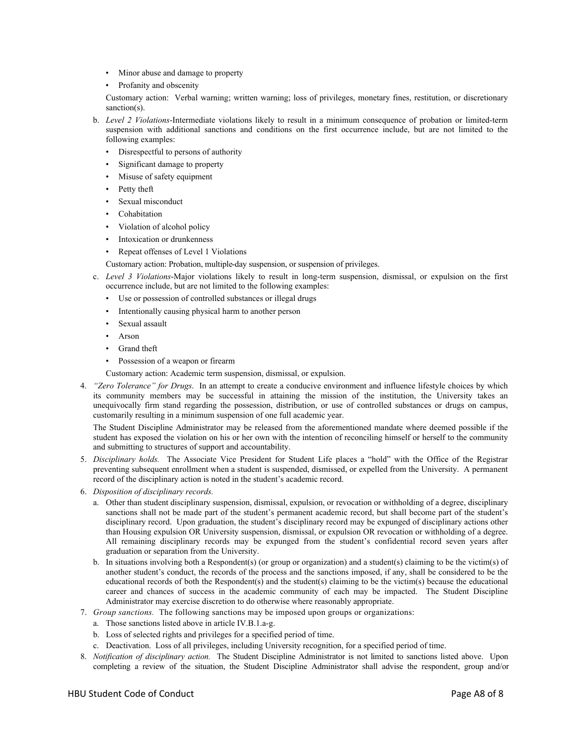- Minor abuse and damage to property
- Profanity and obscenity

Customary action: Verbal warning; written warning; loss of privileges, monetary fines, restitution, or discretionary sanction(s).

b. *Level 2 Violations*-Intermediate violations likely to result in a minimum consequence of probation or limited-term suspension with additional sanctions and conditions on the first occurrence include, but are not limited to the following examples:

- Disrespectful to persons of authority
- Significant damage to property
- Misuse of safety equipment
- Petty theft
- Sexual misconduct
- Cohabitation
- Violation of alcohol policy
- Intoxication or drunkenness
- Repeat offenses of Level 1 Violations

Customary action: Probation, multiple-day suspension, or suspension of privileges.

c. *Level 3 Violations*-Major violations likely to result in long-term suspension, dismissal, or expulsion on the first occurrence include, but are not limited to the following examples:

- Use or possession of controlled substances or illegal drugs
- Intentionally causing physical harm to another person
- Sexual assault
- Arson
- Grand theft
- Possession of a weapon or firearm

Customary action: Academic term suspension, dismissal, or expulsion.

4. *"Zero Tolerance" for Drugs*. In an attempt to create a conducive environment and influence lifestyle choices by which its community members may be successful in attaining the mission of the institution, the University takes an unequivocally firm stand regarding the possession, distribution, or use of controlled substances or drugs on campus, customarily resulting in a minimum suspension of one full academic year.

   The Student Discipline Administrator may be released from the aforementioned mandate where deemed possible if the student has exposed the violation on his or her own with the intention of reconciling himself or herself to the community and submitting to structures of support and accountability.

5. *Disciplinary holds.* The Associate Vice President for Student Life places a "hold" with the Office of the Registrar preventing subsequent enrollment when a student is suspended, dismissed, or expelled from the University. A permanent record of the disciplinary action is noted in the student's academic record.

6. *Disposition of disciplinary records.*

   a. Other than student disciplinary suspension, dismissal, expulsion, or revocation or withholding of a degree, disciplinary sanctions shall not be made part of the student's permanent academic record, but shall become part of the student's disciplinary record. Upon graduation, the student's disciplinary record may be expunged of disciplinary actions other than Housing expulsion OR University suspension, dismissal, or expulsion OR revocation or withholding of a degree. All remaining disciplinary records may be expunged from the student's confidential record seven years after graduation or separation from the University.

   b. In situations involving both a Respondent(s) (or group or organization) and a student(s) claiming to be the victim(s) of another student's conduct, the records of the process and the sanctions imposed, if any, shall be considered to be the educational records of both the Respondent(s) and the student(s) claiming to be the victim(s) because the educational career and chances of success in the academic community of each may be impacted. The Student Discipline Administrator may exercise discretion to do otherwise where reasonably appropriate.

7. *Group sanctions.* The following sanctions may be imposed upon groups or organizations:

   a. Those sanctions listed above in article IV.B.1.a-g.

   b. Loss of selected rights and privileges for a specified period of time.

   c. Deactivation. Loss of all privileges, including University recognition, for a specified period of time.

8. *Notification of disciplinary action.* The Student Discipline Administrator is not limited to sanctions listed above. Upon completing a review of the situation, the Student Discipline Administrator shall advise the respondent, group and/or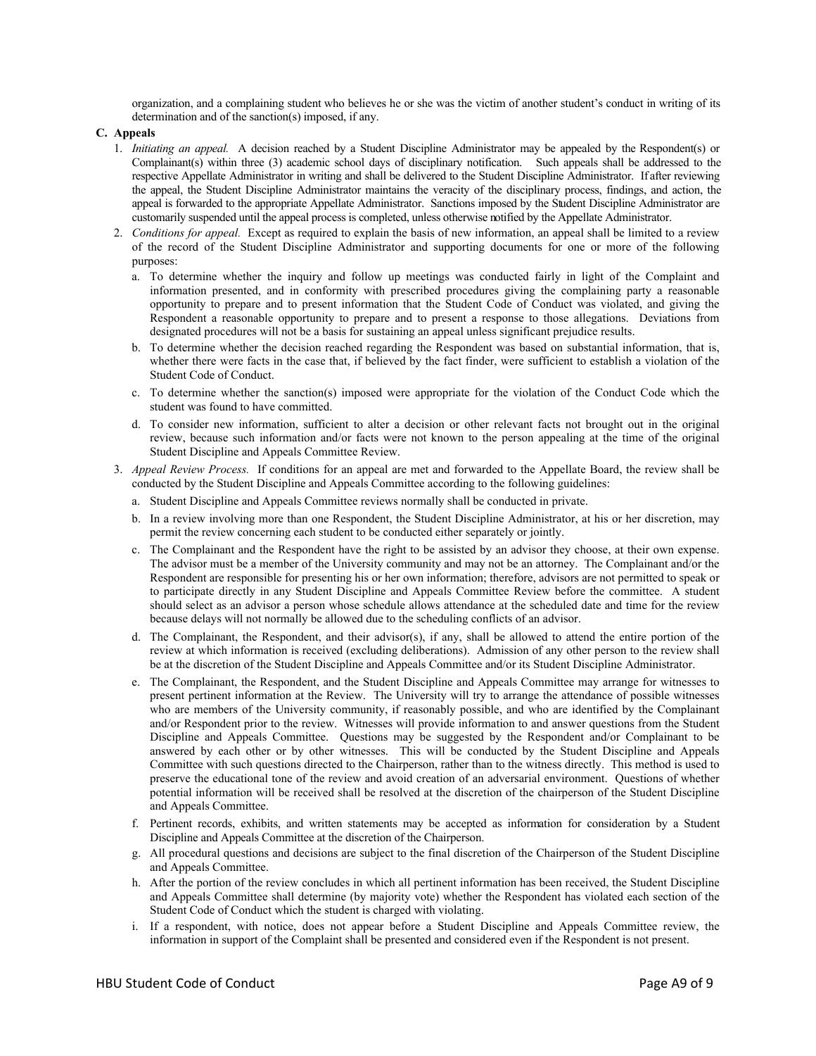organization, and a complaining student who believes he or she was the victim of another student's conduct in writing of its determination and of the sanction(s) imposed, if any.

**C. Appeals**

1. *Initiating an appeal.* A decision reached by a Student Discipline Administrator may be appealed by the Respondent(s) or Complainant(s) within three (3) academic school days of disciplinary notification. Such appeals shall be addressed to the respective Appellate Administrator in writing and shall be delivered to the Student Discipline Administrator. If after reviewing the appeal, the Student Discipline Administrator maintains the veracity of the disciplinary process, findings, and action, the appeal is forwarded to the appropriate Appellate Administrator. Sanctions imposed by the Student Discipline Administrator are customarily suspended until the appeal process is completed, unless otherwise notified by the Appellate Administrator.
2. *Conditions for appeal.* Except as required to explain the basis of new information, an appeal shall be limited to a review of the record of the Student Discipline Administrator and supporting documents for one or more of the following purposes:
   a. To determine whether the inquiry and follow up meetings was conducted fairly in light of the Complaint and information presented, and in conformity with prescribed procedures giving the complaining party a reasonable opportunity to prepare and to present information that the Student Code of Conduct was violated, and giving the Respondent a reasonable opportunity to prepare and to present a response to those allegations. Deviations from designated procedures will not be a basis for sustaining an appeal unless significant prejudice results.
   b. To determine whether the decision reached regarding the Respondent was based on substantial information, that is, whether there were facts in the case that, if believed by the fact finder, were sufficient to establish a violation of the Student Code of Conduct.
   c. To determine whether the sanction(s) imposed were appropriate for the violation of the Conduct Code which the student was found to have committed.
   d. To consider new information, sufficient to alter a decision or other relevant facts not brought out in the original review, because such information and/or facts were not known to the person appealing at the time of the original Student Discipline and Appeals Committee Review.
3. *Appeal Review Process.* If conditions for an appeal are met and forwarded to the Appellate Board, the review shall be conducted by the Student Discipline and Appeals Committee according to the following guidelines:
   a. Student Discipline and Appeals Committee reviews normally shall be conducted in private.
   b. In a review involving more than one Respondent, the Student Discipline Administrator, at his or her discretion, may permit the review concerning each student to be conducted either separately or jointly.
   c. The Complainant and the Respondent have the right to be assisted by an advisor they choose, at their own expense. The advisor must be a member of the University community and may not be an attorney. The Complainant and/or the Respondent are responsible for presenting his or her own information; therefore, advisors are not permitted to speak or to participate directly in any Student Discipline and Appeals Committee Review before the committee. A student should select as an advisor a person whose schedule allows attendance at the scheduled date and time for the review because delays will not normally be allowed due to the scheduling conflicts of an advisor.
   d. The Complainant, the Respondent, and their advisor(s), if any, shall be allowed to attend the entire portion of the review at which information is received (excluding deliberations). Admission of any other person to the review shall be at the discretion of the Student Discipline and Appeals Committee and/or its Student Discipline Administrator.
   e. The Complainant, the Respondent, and the Student Discipline and Appeals Committee may arrange for witnesses to present pertinent information at the Review. The University will try to arrange the attendance of possible witnesses who are members of the University community, if reasonably possible, and who are identified by the Complainant and/or Respondent prior to the review. Witnesses will provide information to and answer questions from the Student Discipline and Appeals Committee. Questions may be suggested by the Respondent and/or Complainant to be answered by each other or by other witnesses. This will be conducted by the Student Discipline and Appeals Committee with such questions directed to the Chairperson, rather than to the witness directly. This method is used to preserve the educational tone of the review and avoid creation of an adversarial environment. Questions of whether potential information will be received shall be resolved at the discretion of the chairperson of the Student Discipline and Appeals Committee.
   f. Pertinent records, exhibits, and written statements may be accepted as information for consideration by a Student Discipline and Appeals Committee at the discretion of the Chairperson.
   g. All procedural questions and decisions are subject to the final discretion of the Chairperson of the Student Discipline and Appeals Committee.
   h. After the portion of the review concludes in which all pertinent information has been received, the Student Discipline and Appeals Committee shall determine (by majority vote) whether the Respondent has violated each section of the Student Code of Conduct which the student is charged with violating.
   i. If a respondent, with notice, does not appear before a Student Discipline and Appeals Committee review, the information in support of the Complaint shall be presented and considered even if the Respondent is not present.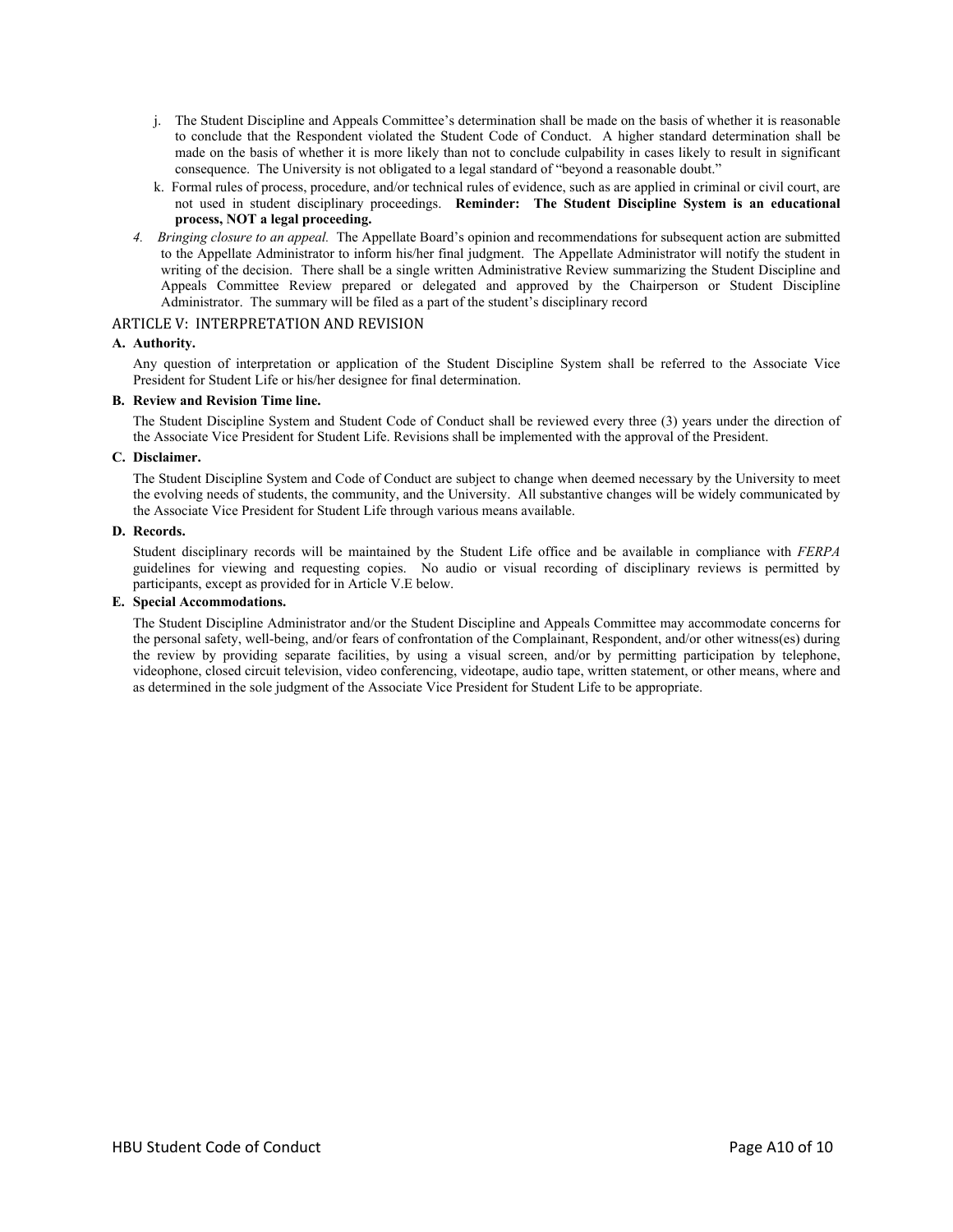j. The Student Discipline and Appeals Committee's determination shall be made on the basis of whether it is reasonable to conclude that the Respondent violated the Student Code of Conduct. A higher standard determination shall be made on the basis of whether it is more likely than not to conclude culpability in cases likely to result in significant consequence. The University is not obligated to a legal standard of "beyond a reasonable doubt."

k. Formal rules of process, procedure, and/or technical rules of evidence, such as are applied in criminal or civil court, are not used in student disciplinary proceedings. **Reminder: The Student Discipline System is an educational process, NOT a legal proceeding.**

4. *Bringing closure to an appeal.* The Appellate Board's opinion and recommendations for subsequent action are submitted to the Appellate Administrator to inform his/her final judgment. The Appellate Administrator will notify the student in writing of the decision. There shall be a single written Administrative Review summarizing the Student Discipline and Appeals Committee Review prepared or delegated and approved by the Chairperson or Student Discipline Administrator. The summary will be filed as a part of the student's disciplinary record

## ARTICLE V: INTERPRETATION AND REVISION

**A. Authority.**

Any question of interpretation or application of the Student Discipline System shall be referred to the Associate Vice President for Student Life or his/her designee for final determination.

**B. Review and Revision Time line.**

The Student Discipline System and Student Code of Conduct shall be reviewed every three (3) years under the direction of the Associate Vice President for Student Life. Revisions shall be implemented with the approval of the President.

**C. Disclaimer.**

The Student Discipline System and Code of Conduct are subject to change when deemed necessary by the University to meet the evolving needs of students, the community, and the University. All substantive changes will be widely communicated by the Associate Vice President for Student Life through various means available.

**D. Records.**

Student disciplinary records will be maintained by the Student Life office and be available in compliance with *FERPA* guidelines for viewing and requesting copies. No audio or visual recording of disciplinary reviews is permitted by participants, except as provided for in Article V.E below.

**E. Special Accommodations.**

The Student Discipline Administrator and/or the Student Discipline and Appeals Committee may accommodate concerns for the personal safety, well-being, and/or fears of confrontation of the Complainant, Respondent, and/or other witness(es) during the review by providing separate facilities, by using a visual screen, and/or by permitting participation by telephone, videophone, closed circuit television, video conferencing, videotape, audio tape, written statement, or other means, where and as determined in the sole judgment of the Associate Vice President for Student Life to be appropriate.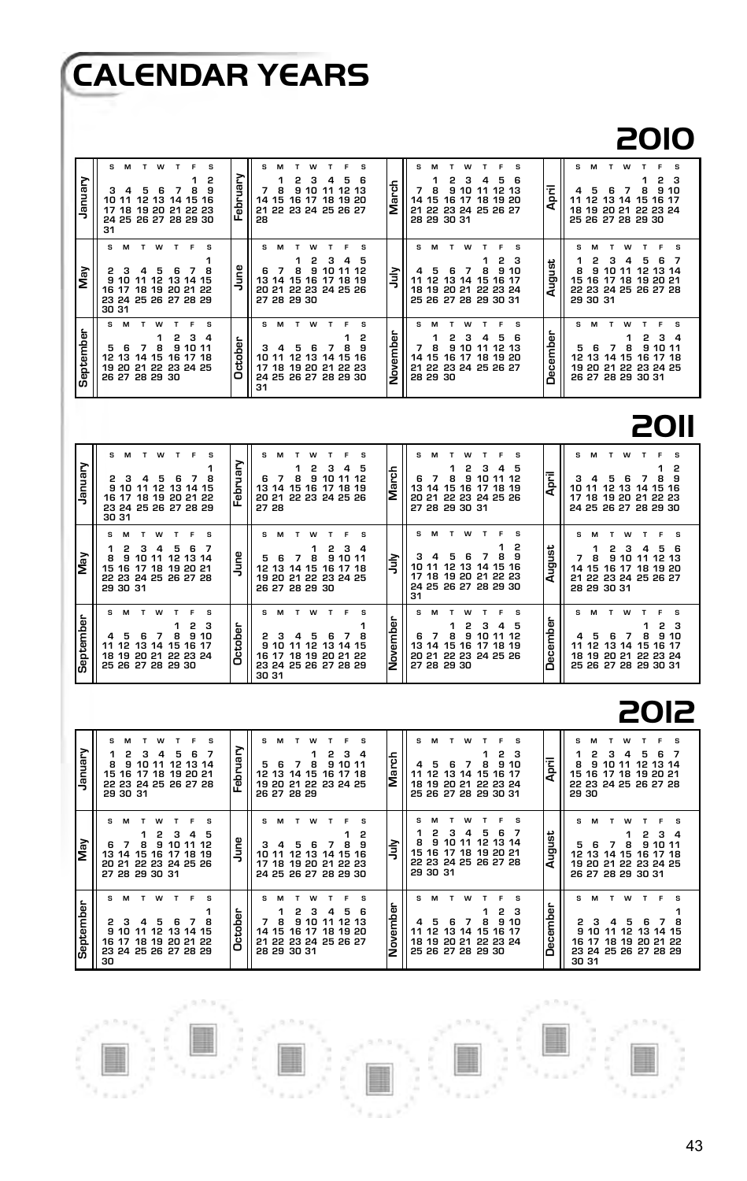# CALENDAR YEARS

## 2010

### January

| S | M | T | W | T | F | S |
|---|---|---|---|---|---|---|
| | | | | | 1 | 2 |
| 3 | 4 | 5 | 6 | 7 | 8 | 9 |
| 10 | 11 | 12 | 13 | 14 | 15 | 16 |
| 17 | 18 | 19 | 20 | 21 | 22 | 23 |
| 24 | 25 | 26 | 27 | 28 | 29 | 30 |
| 31 | | | | | | |

### February

| S | M | T | W | T | F | S |
|---|---|---|---|---|---|---|
| | 1 | 2 | 3 | 4 | 5 | 6 |
| 7 | 8 | 9 | 10 | 11 | 12 | 13 |
| 14 | 15 | 16 | 17 | 18 | 19 | 20 |
| 21 | 22 | 23 | 24 | 25 | 26 | 27 |
| 28 | | | | | | |

### March

| S | M | T | W | T | F | S |
|---|---|---|---|---|---|---|
| | 1 | 2 | 3 | 4 | 5 | 6 |
| 7 | 8 | 9 | 10 | 11 | 12 | 13 |
| 14 | 15 | 16 | 17 | 18 | 19 | 20 |
| 21 | 22 | 23 | 24 | 25 | 26 | 27 |
| 28 | 29 | 30 | 31 | | | |

### April

| S | M | T | W | T | F | S |
|---|---|---|---|---|---|---|
| | | | | 1 | 2 | 3 |
| 4 | 5 | 6 | 7 | 8 | 9 | 10 |
| 11 | 12 | 13 | 14 | 15 | 16 | 17 |
| 18 | 19 | 20 | 21 | 22 | 23 | 24 |
| 25 | 26 | 27 | 28 | 29 | 30 | |

### May

| S | M | T | W | T | F | S |
|---|---|---|---|---|---|---|
| | | | | | | 1 |
| 2 | 3 | 4 | 5 | 6 | 7 | 8 |
| 9 | 10 | 11 | 12 | 13 | 14 | 15 |
| 16 | 17 | 18 | 19 | 20 | 21 | 22 |
| 23 | 24 | 25 | 26 | 27 | 28 | 29 |
| 30 | 31 | | | | | |

### June

| S | M | T | W | T | F | S |
|---|---|---|---|---|---|---|
| | | 1 | 2 | 3 | 4 | 5 |
| 6 | 7 | 8 | 9 | 10 | 11 | 12 |
| 13 | 14 | 15 | 16 | 17 | 18 | 19 |
| 20 | 21 | 22 | 23 | 24 | 25 | 26 |
| 27 | 28 | 29 | 30 | | | |

### July

| S | M | T | W | T | F | S |
|---|---|---|---|---|---|---|
| | | | | 1 | 2 | 3 |
| 4 | 5 | 6 | 7 | 8 | 9 | 10 |
| 11 | 12 | 13 | 14 | 15 | 16 | 17 |
| 18 | 19 | 20 | 21 | 22 | 23 | 24 |
| 25 | 26 | 27 | 28 | 29 | 30 | 31 |

### August

| S | M | T | W | T | F | S |
|---|---|---|---|---|---|---|
| 1 | 2 | 3 | 4 | 5 | 6 | 7 |
| 8 | 9 | 10 | 11 | 12 | 13 | 14 |
| 15 | 16 | 17 | 18 | 19 | 20 | 21 |
| 22 | 23 | 24 | 25 | 26 | 27 | 28 |
| 29 | 30 | 31 | | | | |

### September

| S | M | T | W | T | F | S |
|---|---|---|---|---|---|---|
| | | | 1 | 2 | 3 | 4 |
| 5 | 6 | 7 | 8 | 9 | 10 | 11 |
| 12 | 13 | 14 | 15 | 16 | 17 | 18 |
| 19 | 20 | 21 | 22 | 23 | 24 | 25 |
| 26 | 27 | 28 | 29 | 30 | | |

### October

| S | M | T | W | T | F | S |
|---|---|---|---|---|---|---|
| | | | | | 1 | 2 |
| 3 | 4 | 5 | 6 | 7 | 8 | 9 |
| 10 | 11 | 12 | 13 | 14 | 15 | 16 |
| 17 | 18 | 19 | 20 | 21 | 22 | 23 |
| 24 | 25 | 26 | 27 | 28 | 29 | 30 |
| 31 | | | | | | |

### November

| S | M | T | W | T | F | S |
|---|---|---|---|---|---|---|
| | 1 | 2 | 3 | 4 | 5 | 6 |
| 7 | 8 | 9 | 10 | 11 | 12 | 13 |
| 14 | 15 | 16 | 17 | 18 | 19 | 20 |
| 21 | 22 | 23 | 24 | 25 | 26 | 27 |
| 28 | 29 | 30 | | | | |

### December

| S | M | T | W | T | F | S |
|---|---|---|---|---|---|---|
| | | | 1 | 2 | 3 | 4 |
| 5 | 6 | 7 | 8 | 9 | 10 | 11 |
| 12 | 13 | 14 | 15 | 16 | 17 | 18 |
| 19 | 20 | 21 | 22 | 23 | 24 | 25 |
| 26 | 27 | 28 | 29 | 30 | 31 | |

## 2011

### January

| S | M | T | W | T | F | S |
|---|---|---|---|---|---|---|
| | | | | | | 1 |
| 2 | 3 | 4 | 5 | 6 | 7 | 8 |
| 9 | 10 | 11 | 12 | 13 | 14 | 15 |
| 16 | 17 | 18 | 19 | 20 | 21 | 22 |
| 23 | 24 | 25 | 26 | 27 | 28 | 29 |
| 30 | 31 | | | | | |

### February

| S | M | T | W | T | F | S |
|---|---|---|---|---|---|---|
| | | 1 | 2 | 3 | 4 | 5 |
| 6 | 7 | 8 | 9 | 10 | 11 | 12 |
| 13 | 14 | 15 | 16 | 17 | 18 | 19 |
| 20 | 21 | 22 | 23 | 24 | 25 | 26 |
| 27 | 28 | | | | | |

### March

| S | M | T | W | T | F | S |
|---|---|---|---|---|---|---|
| | | 1 | 2 | 3 | 4 | 5 |
| 6 | 7 | 8 | 9 | 10 | 11 | 12 |
| 13 | 14 | 15 | 16 | 17 | 18 | 19 |
| 20 | 21 | 22 | 23 | 24 | 25 | 26 |
| 27 | 28 | 29 | 30 | 31 | | |

### April

| S | M | T | W | T | F | S |
|---|---|---|---|---|---|---|
| | | | | | 1 | 2 |
| 3 | 4 | 5 | 6 | 7 | 8 | 9 |
| 10 | 11 | 12 | 13 | 14 | 15 | 16 |
| 17 | 18 | 19 | 20 | 21 | 22 | 23 |
| 24 | 25 | 26 | 27 | 28 | 29 | 30 |

### May

| S | M | T | W | T | F | S |
|---|---|---|---|---|---|---|
| 1 | 2 | 3 | 4 | 5 | 6 | 7 |
| 8 | 9 | 10 | 11 | 12 | 13 | 14 |
| 15 | 16 | 17 | 18 | 19 | 20 | 21 |
| 22 | 23 | 24 | 25 | 26 | 27 | 28 |
| 29 | 30 | 31 | | | | |

### June

| S | M | T | W | T | F | S |
|---|---|---|---|---|---|---|
| | | | 1 | 2 | 3 | 4 |
| 5 | 6 | 7 | 8 | 9 | 10 | 11 |
| 12 | 13 | 14 | 15 | 16 | 17 | 18 |
| 19 | 20 | 21 | 22 | 23 | 24 | 25 |
| 26 | 27 | 28 | 29 | 30 | | |

### July

| S | M | T | W | T | F | S |
|---|---|---|---|---|---|---|
| | | | | | 1 | 2 |
| 3 | 4 | 5 | 6 | 7 | 8 | 9 |
| 10 | 11 | 12 | 13 | 14 | 15 | 16 |
| 17 | 18 | 19 | 20 | 21 | 22 | 23 |
| 24 | 25 | 26 | 27 | 28 | 29 | 30 |
| 31 | | | | | | |

### August

| S | M | T | W | T | F | S |
|---|---|---|---|---|---|---|
| | 1 | 2 | 3 | 4 | 5 | 6 |
| 7 | 8 | 9 | 10 | 11 | 12 | 13 |
| 14 | 15 | 16 | 17 | 18 | 19 | 20 |
| 21 | 22 | 23 | 24 | 25 | 26 | 27 |
| 28 | 29 | 30 | 31 | | | |

### September

| S | M | T | W | T | F | S |
|---|---|---|---|---|---|---|
| | | | | 1 | 2 | 3 |
| 4 | 5 | 6 | 7 | 8 | 9 | 10 |
| 11 | 12 | 13 | 14 | 15 | 16 | 17 |
| 18 | 19 | 20 | 21 | 22 | 23 | 24 |
| 25 | 26 | 27 | 28 | 29 | 30 | |

### October

| S | M | T | W | T | F | S |
|---|---|---|---|---|---|---|
| | | | | | | 1 |
| 2 | 3 | 4 | 5 | 6 | 7 | 8 |
| 9 | 10 | 11 | 12 | 13 | 14 | 15 |
| 16 | 17 | 18 | 19 | 20 | 21 | 22 |
| 23 | 24 | 25 | 26 | 27 | 28 | 29 |
| 30 | 31 | | | | | |

### November

| S | M | T | W | T | F | S |
|---|---|---|---|---|---|---|
| | | 1 | 2 | 3 | 4 | 5 |
| 6 | 7 | 8 | 9 | 10 | 11 | 12 |
| 13 | 14 | 15 | 16 | 17 | 18 | 19 |
| 20 | 21 | 22 | 23 | 24 | 25 | 26 |
| 27 | 28 | 29 | 30 | | | |

### December

| S | M | T | W | T | F | S |
|---|---|---|---|---|---|---|
| | | | | 1 | 2 | 3 |
| 4 | 5 | 6 | 7 | 8 | 9 | 10 |
| 11 | 12 | 13 | 14 | 15 | 16 | 17 |
| 18 | 19 | 20 | 21 | 22 | 23 | 24 |
| 25 | 26 | 27 | 28 | 29 | 30 | 31 |

## 2012

### January

| S | M | T | W | T | F | S |
|---|---|---|---|---|---|---|
| 1 | 2 | 3 | 4 | 5 | 6 | 7 |
| 8 | 9 | 10 | 11 | 12 | 13 | 14 |
| 15 | 16 | 17 | 18 | 19 | 20 | 21 |
| 22 | 23 | 24 | 25 | 26 | 27 | 28 |
| 29 | 30 | 31 | | | | |

### February

| S | M | T | W | T | F | S |
|---|---|---|---|---|---|---|
| | | | 1 | 2 | 3 | 4 |
| 5 | 6 | 7 | 8 | 9 | 10 | 11 |
| 12 | 13 | 14 | 15 | 16 | 17 | 18 |
| 19 | 20 | 21 | 22 | 23 | 24 | 25 |
| 26 | 27 | 28 | 29 | | | |

### March

| S | M | T | W | T | F | S |
|---|---|---|---|---|---|---|
| | | | | 1 | 2 | 3 |
| 4 | 5 | 6 | 7 | 8 | 9 | 10 |
| 11 | 12 | 13 | 14 | 15 | 16 | 17 |
| 18 | 19 | 20 | 21 | 22 | 23 | 24 |
| 25 | 26 | 27 | 28 | 29 | 30 | 31 |

### April

| S | M | T | W | T | F | S |
|---|---|---|---|---|---|---|
| 1 | 2 | 3 | 4 | 5 | 6 | 7 |
| 8 | 9 | 10 | 11 | 12 | 13 | 14 |
| 15 | 16 | 17 | 18 | 19 | 20 | 21 |
| 22 | 23 | 24 | 25 | 26 | 27 | 28 |
| 29 | 30 | | | | | |

### May

| S | M | T | W | T | F | S |
|---|---|---|---|---|---|---|
| | | 1 | 2 | 3 | 4 | 5 |
| 6 | 7 | 8 | 9 | 10 | 11 | 12 |
| 13 | 14 | 15 | 16 | 17 | 18 | 19 |
| 20 | 21 | 22 | 23 | 24 | 25 | 26 |
| 27 | 28 | 29 | 30 | 31 | | |

### June

| S | M | T | W | T | F | S |
|---|---|---|---|---|---|---|
| | | | | | 1 | 2 |
| 3 | 4 | 5 | 6 | 7 | 8 | 9 |
| 10 | 11 | 12 | 13 | 14 | 15 | 16 |
| 17 | 18 | 19 | 20 | 21 | 22 | 23 |
| 24 | 25 | 26 | 27 | 28 | 29 | 30 |

### July

| S | M | T | W | T | F | S |
|---|---|---|---|---|---|---|
| 1 | 2 | 3 | 4 | 5 | 6 | 7 |
| 8 | 9 | 10 | 11 | 12 | 13 | 14 |
| 15 | 16 | 17 | 18 | 19 | 20 | 21 |
| 22 | 23 | 24 | 25 | 26 | 27 | 28 |
| 29 | 30 | 31 | | | | |

### August

| S | M | T | W | T | F | S |
|---|---|---|---|---|---|---|
| | | | 1 | 2 | 3 | 4 |
| 5 | 6 | 7 | 8 | 9 | 10 | 11 |
| 12 | 13 | 14 | 15 | 16 | 17 | 18 |
| 19 | 20 | 21 | 22 | 23 | 24 | 25 |
| 26 | 27 | 28 | 29 | 30 | 31 | |

### September

| S | M | T | W | T | F | S |
|---|---|---|---|---|---|---|
| | | | | | | 1 |
| 2 | 3 | 4 | 5 | 6 | 7 | 8 |
| 9 | 10 | 11 | 12 | 13 | 14 | 15 |
| 16 | 17 | 18 | 19 | 20 | 21 | 22 |
| 23 | 24 | 25 | 26 | 27 | 28 | 29 |
| 30 | | | | | | |

### October

| S | M | T | W | T | F | S |
|---|---|---|---|---|---|---|
| | 1 | 2 | 3 | 4 | 5 | 6 |
| 7 | 8 | 9 | 10 | 11 | 12 | 13 |
| 14 | 15 | 16 | 17 | 18 | 19 | 20 |
| 21 | 22 | 23 | 24 | 25 | 26 | 27 |
| 28 | 29 | 30 | 31 | | | |

### November

| S | M | T | W | T | F | S |
|---|---|---|---|---|---|---|
| | | | | 1 | 2 | 3 |
| 4 | 5 | 6 | 7 | 8 | 9 | 10 |
| 11 | 12 | 13 | 14 | 15 | 16 | 17 |
| 18 | 19 | 20 | 21 | 22 | 23 | 24 |
| 25 | 26 | 27 | 28 | 29 | 30 | |

### December

| S | M | T | W | T | F | S |
|---|---|---|---|---|---|---|
| | | | | | | 1 |
| 2 | 3 | 4 | 5 | 6 | 7 | 8 |
| 9 | 10 | 11 | 12 | 13 | 14 | 15 |
| 16 | 17 | 18 | 19 | 20 | 21 | 22 |
| 23 | 24 | 25 | 26 | 27 | 28 | 29 |
| 30 | 31 | | | | | |